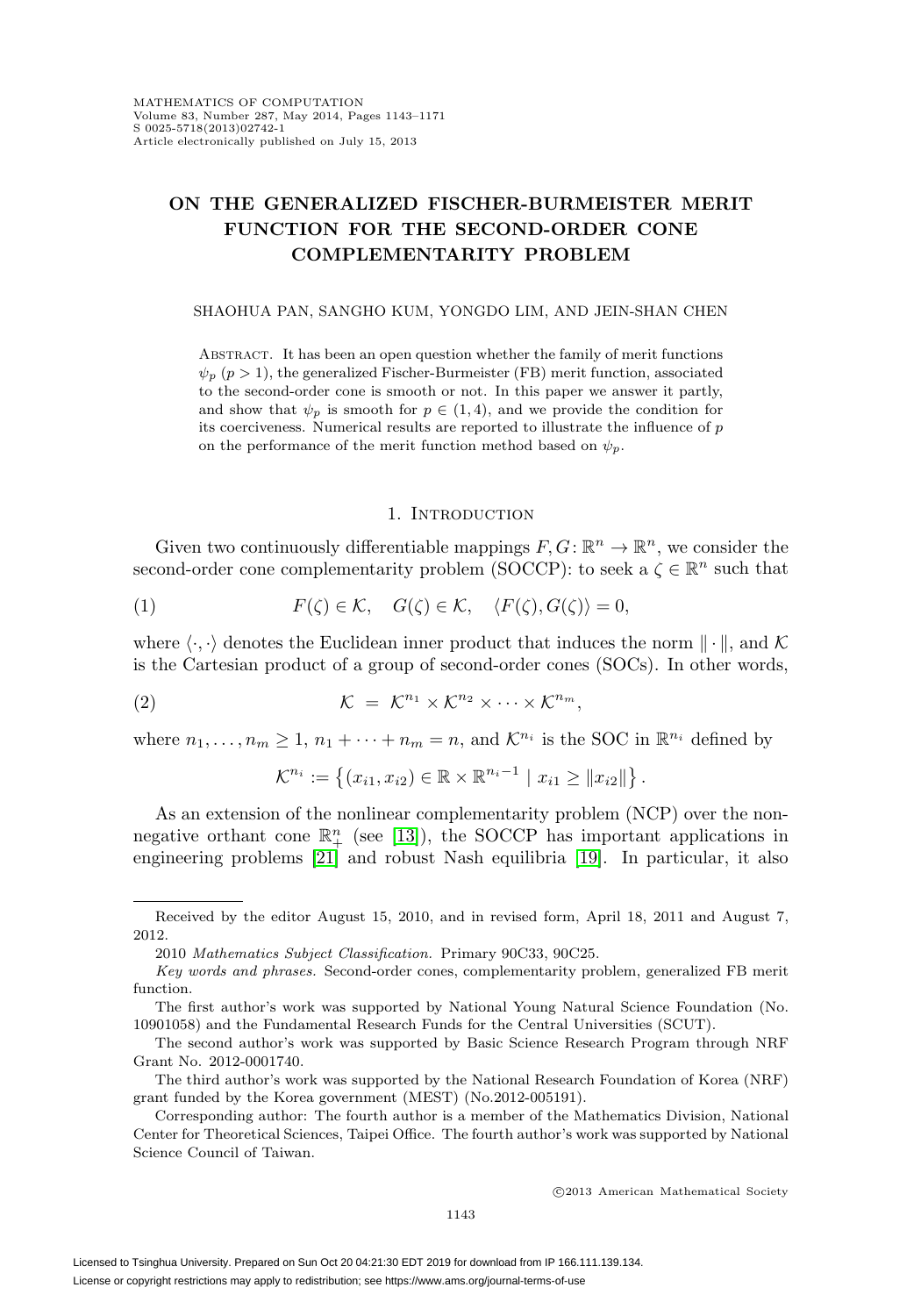# ON THE GENERALIZED FISCHER-BURMEISTER MERIT FUNCTION FOR THE SECOND-ORDER CONE COMPLEMENTARITY PROBLEM

SHAOHUA PAN, SANGHO KUM, YONGDO LIM, AND JEIN-SHAN CHEN

ABSTRACT. It has been an open question whether the family of merit functions $\psi_p$ ($p > 1$), the generalized Fischer-Burmeister (FB) merit function, associated to the second-order cone is smooth or not. In this paper we answer it partly, and show that $\psi_p$ is smooth for $p \in (1, 4)$, and we provide the condition for its coerciveness. Numerical results are reported to illustrate the influence of $p$ on the performance of the merit function method based on $\psi_p$.

## 1. INTRODUCTION

Given two continuously differentiable mappings $F, G\colon \mathbb{R}^n \to \mathbb{R}^n$, we consider the second-order cone complementarity problem (SOCCP): to seek a $\zeta \in \mathbb{R}^n$ such that

$$F(\zeta) \in \mathcal{K}, \quad G(\zeta) \in \mathcal{K}, \quad \langle F(\zeta), G(\zeta) \rangle = 0, \tag{1}$$

where $\langle \cdot, \cdot \rangle$ denotes the Euclidean inner product that induces the norm $\|\cdot\|$, and $\mathcal{K}$ is the Cartesian product of a group of second-order cones (SOCs). In other words,

$$\mathcal{K} \;=\; \mathcal{K}^{n_1} \times \mathcal{K}^{n_2} \times \cdots \times \mathcal{K}^{n_m}, \tag{2}$$

where $n_1, \ldots, n_m \geq 1$, $n_1 + \cdots + n_m = n$, and $\mathcal{K}^{n_i}$ is the SOC in $\mathbb{R}^{n_i}$ defined by

$$\mathcal{K}^{n_i} := \left\{ (x_{i1}, x_{i2}) \in \mathbb{R} \times \mathbb{R}^{n_i - 1} \mid x_{i1} \geq \|x_{i2}\| \right\}.$$

As an extension of the nonlinear complementarity problem (NCP) over the nonnegative orthant cone $\mathbb{R}^n_+$ (see [13]), the SOCCP has important applications in engineering problems [21] and robust Nash equilibria [19]. In particular, it also

---

Received by the editor August 15, 2010, and in revised form, April 18, 2011 and August 7, 2012.

2010 *Mathematics Subject Classification.* Primary 90C33, 90C25.

*Key words and phrases.* Second-order cones, complementarity problem, generalized FB merit function.

The first author's work was supported by National Young Natural Science Foundation (No. 10901058) and the Fundamental Research Funds for the Central Universities (SCUT).

The second author's work was supported by Basic Science Research Program through NRF Grant No. 2012-0001740.

The third author's work was supported by the National Research Foundation of Korea (NRF) grant funded by the Korea government (MEST) (No.2012-005191).

Corresponding author: The fourth author is a member of the Mathematics Division, National Center for Theoretical Sciences, Taipei Office. The fourth author's work was supported by National Science Council of Taiwan.

©2013 American Mathematical Society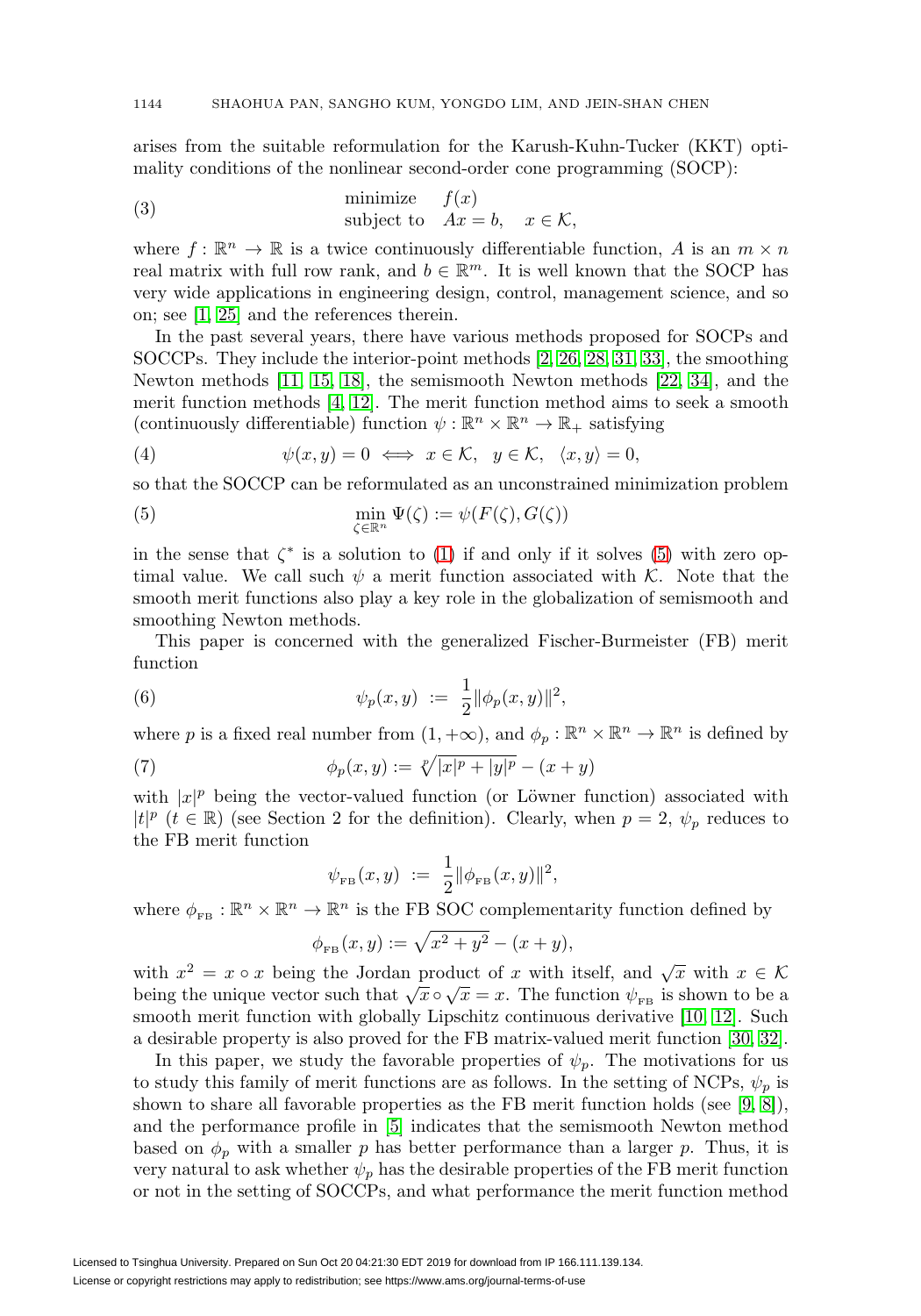arises from the suitable reformulation for the Karush-Kuhn-Tucker (KKT) optimality conditions of the nonlinear second-order cone programming (SOCP):

$$
\begin{array}{ll} \text{minimize} & f(x) \\ \text{subject to} & Ax = b, \quad x \in \mathcal{K}, \end{array} \tag{3}
$$

where $f : \mathbb{R}^n \to \mathbb{R}$ is a twice continuously differentiable function, $A$ is an $m \times n$ real matrix with full row rank, and $b \in \mathbb{R}^m$. It is well known that the SOCP has very wide applications in engineering design, control, management science, and so on; see [1, 25] and the references therein.

In the past several years, there have various methods proposed for SOCPs and SOCCPs. They include the interior-point methods [2, 26, 28, 31, 33], the smoothing Newton methods [11, 15, 18], the semismooth Newton methods [22, 34], and the merit function methods [4, 12]. The merit function method aims to seek a smooth (continuously differentiable) function $\psi : \mathbb{R}^n \times \mathbb{R}^n \to \mathbb{R}_+$ satisfying

$$
\psi(x, y) = 0 \iff x \in \mathcal{K}, \quad y \in \mathcal{K}, \quad \langle x, y \rangle = 0, \tag{4}
$$

so that the SOCCP can be reformulated as an unconstrained minimization problem

$$
\min_{\zeta \in \mathbb{R}^n} \Psi(\zeta) := \psi(F(\zeta), G(\zeta)) \tag{5}
$$

in the sense that $\zeta^*$ is a solution to (1) if and only if it solves (5) with zero optimal value. We call such $\psi$ a merit function associated with $\mathcal{K}$. Note that the smooth merit functions also play a key role in the globalization of semismooth and smoothing Newton methods.

This paper is concerned with the generalized Fischer-Burmeister (FB) merit function

$$
\psi_p(x, y) \;:=\; \frac{1}{2}\|\phi_p(x, y)\|^2, \tag{6}
$$

where $p$ is a fixed real number from $(1, +\infty)$, and $\phi_p : \mathbb{R}^n \times \mathbb{R}^n \to \mathbb{R}^n$ is defined by

$$
\phi_p(x, y) := \sqrt[p]{|x|^p + |y|^p} - (x + y) \tag{7}
$$

with $|x|^p$ being the vector-valued function (or Löwner function) associated with $|t|^p$ $(t \in \mathbb{R})$ (see Section 2 for the definition). Clearly, when $p = 2$, $\psi_p$ reduces to the FB merit function

$$
\psi_{\rm FB}(x, y) \;:=\; \frac{1}{2}\|\phi_{\rm FB}(x, y)\|^2,
$$

where $\phi_{\rm FB} : \mathbb{R}^n \times \mathbb{R}^n \to \mathbb{R}^n$ is the FB SOC complementarity function defined by

$$
\phi_{\rm FB}(x, y) := \sqrt{x^2 + y^2} - (x + y),
$$

with $x^2 = x \circ x$ being the Jordan product of $x$ with itself, and $\sqrt{x}$ with $x \in \mathcal{K}$ being the unique vector such that $\sqrt{x} \circ \sqrt{x} = x$. The function $\psi_{\rm FB}$ is shown to be a smooth merit function with globally Lipschitz continuous derivative [10, 12]. Such a desirable property is also proved for the FB matrix-valued merit function [30, 32].

In this paper, we study the favorable properties of $\psi_p$. The motivations for us to study this family of merit functions are as follows. In the setting of NCPs, $\psi_p$ is shown to share all favorable properties as the FB merit function holds (see [9, 8]), and the performance profile in [5] indicates that the semismooth Newton method based on $\phi_p$ with a smaller $p$ has better performance than a larger $p$. Thus, it is very natural to ask whether $\psi_p$ has the desirable properties of the FB merit function or not in the setting of SOCCPs, and what performance the merit function method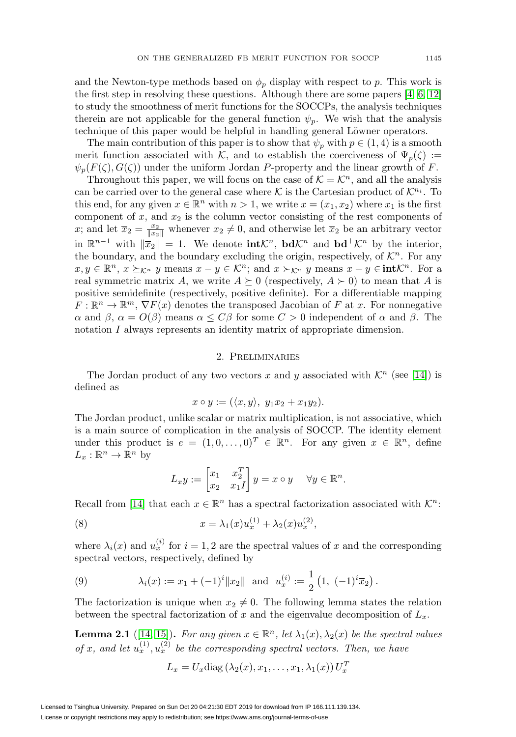and the Newton-type methods based on $\phi_p$ display with respect to $p$. This work is the first step in resolving these questions. Although there are some papers [4, 6, 12] to study the smoothness of merit functions for the SOCCPs, the analysis techniques therein are not applicable for the general function $\psi_p$. We wish that the analysis technique of this paper would be helpful in handling general Löwner operators.

The main contribution of this paper is to show that $\psi_p$ with $p \in (1, 4)$ is a smooth merit function associated with $\mathcal{K}$, and to establish the coerciveness of $\Psi_p(\zeta) := \psi_p(F(\zeta), G(\zeta))$ under the uniform Jordan $P$-property and the linear growth of $F$.

Throughout this paper, we will focus on the case of $\mathcal{K} = \mathcal{K}^n$, and all the analysis can be carried over to the general case where $\mathcal{K}$ is the Cartesian product of $\mathcal{K}^{n_i}$. To this end, for any given $x \in \mathbb{R}^n$ with $n > 1$, we write $x = (x_1, x_2)$ where $x_1$ is the first component of $x$, and $x_2$ is the column vector consisting of the rest components of $x$; and let $\overline{x}_2 = \frac{x_2}{\|x_2\|}$ whenever $x_2 \neq 0$, and otherwise let $\overline{x}_2$ be an arbitrary vector in $\mathbb{R}^{n-1}$ with $\|\overline{x}_2\| = 1$. We denote $\mathbf{int}\mathcal{K}^n$, $\mathbf{bd}\mathcal{K}^n$ and $\mathbf{bd}^+\mathcal{K}^n$ by the interior, the boundary, and the boundary excluding the origin, respectively, of $\mathcal{K}^n$. For any $x, y \in \mathbb{R}^n$, $x \succeq_{\mathcal{K}^n} y$ means $x - y \in \mathcal{K}^n$; and $x \succ_{\mathcal{K}^n} y$ means $x - y \in \mathbf{int}\mathcal{K}^n$. For a real symmetric matrix $A$, we write $A \succeq 0$ (respectively, $A \succ 0$) to mean that $A$ is positive semidefinite (respectively, positive definite). For a differentiable mapping $F : \mathbb{R}^n \to \mathbb{R}^m$, $\nabla F(x)$ denotes the transposed Jacobian of $F$ at $x$. For nonnegative $\alpha$ and $\beta$, $\alpha = O(\beta)$ means $\alpha \leq C\beta$ for some $C > 0$ independent of $\alpha$ and $\beta$. The notation $I$ always represents an identity matrix of appropriate dimension.

## 2. Preliminaries

The Jordan product of any two vectors $x$ and $y$ associated with $\mathcal{K}^n$ (see [14]) is defined as

$$x \circ y := (\langle x, y\rangle,\ y_1 x_2 + x_1 y_2).$$

The Jordan product, unlike scalar or matrix multiplication, is not associative, which is a main source of complication in the analysis of SOCCP. The identity element under this product is $e = (1, 0, \ldots, 0)^T \in \mathbb{R}^n$. For any given $x \in \mathbb{R}^n$, define $L_x : \mathbb{R}^n \to \mathbb{R}^n$ by

$$L_x y := \begin{bmatrix} x_1 & x_2^T \\ x_2 & x_1 I \end{bmatrix} y = x \circ y \quad \forall y \in \mathbb{R}^n.$$

Recall from [14] that each $x \in \mathbb{R}^n$ has a spectral factorization associated with $\mathcal{K}^n$:

$$x = \lambda_1(x) u_x^{(1)} + \lambda_2(x) u_x^{(2)}, \tag{8}$$

where $\lambda_i(x)$ and $u_x^{(i)}$ for $i = 1, 2$ are the spectral values of $x$ and the corresponding spectral vectors, respectively, defined by

$$\lambda_i(x) := x_1 + (-1)^i \|x_2\| \ \text{ and } \ u_x^{(i)} := \frac{1}{2}\left(1,\ (-1)^i \overline{x}_2\right). \tag{9}$$

The factorization is unique when $x_2 \neq 0$. The following lemma states the relation between the spectral factorization of $x$ and the eigenvalue decomposition of $L_x$.

**Lemma 2.1** ([14, 15])**.** *For any given $x \in \mathbb{R}^n$, let $\lambda_1(x), \lambda_2(x)$ be the spectral values of $x$, and let $u_x^{(1)}, u_x^{(2)}$ be the corresponding spectral vectors. Then, we have*

$$L_x = U_x \operatorname{diag}\left(\lambda_2(x), x_1, \ldots, x_1, \lambda_1(x)\right) U_x^T$$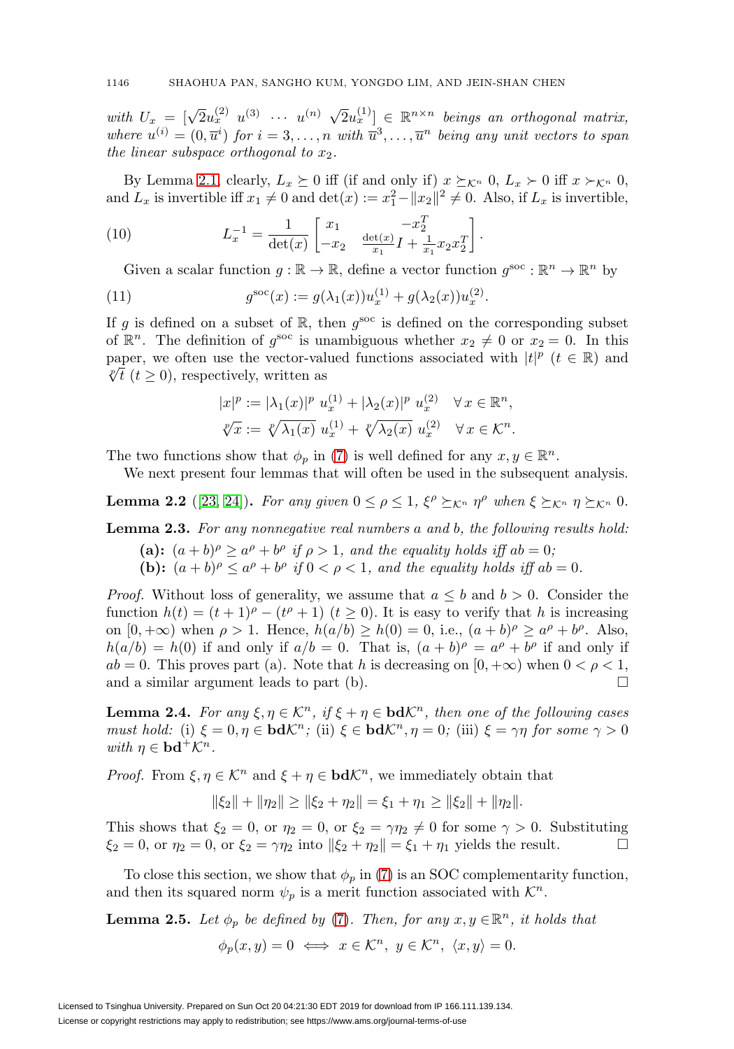*with* $U_x = [\sqrt{2}u_x^{(2)}\ u^{(3)}\ \cdots\ u^{(n)}\ \sqrt{2}u_x^{(1)}] \in \mathbb{R}^{n\times n}$ *beings an orthogonal matrix, where* $u^{(i)} = (0, \overline{u}^i)$ *for* $i = 3, \ldots, n$ *with* $\overline{u}^3, \ldots, \overline{u}^n$ *being any unit vectors to span the linear subspace orthogonal to* $x_2$*.*

By Lemma 2.1, clearly, $L_x \succeq 0$ iff (if and only if) $x \succeq_{\mathcal{K}^n} 0$, $L_x \succ 0$ iff $x \succ_{\mathcal{K}^n} 0$, and $L_x$ is invertible iff $x_1 \neq 0$ and $\det(x) := x_1^2 - \|x_2\|^2 \neq 0$. Also, if $L_x$ is invertible,

$$L_x^{-1} = \frac{1}{\det(x)} \begin{bmatrix} x_1 & -x_2^T \\ -x_2 & \frac{\det(x)}{x_1} I + \frac{1}{x_1} x_2 x_2^T \end{bmatrix}. \tag{10}$$

Given a scalar function $g : \mathbb{R} \to \mathbb{R}$, define a vector function $g^{\rm soc} : \mathbb{R}^n \to \mathbb{R}^n$ by

$$g^{\rm soc}(x) := g(\lambda_1(x)) u_x^{(1)} + g(\lambda_2(x)) u_x^{(2)}. \tag{11}$$

If $g$ is defined on a subset of $\mathbb{R}$, then $g^{\rm soc}$ is defined on the corresponding subset of $\mathbb{R}^n$. The definition of $g^{\rm soc}$ is unambiguous whether $x_2 \neq 0$ or $x_2 = 0$. In this paper, we often use the vector-valued functions associated with $|t|^p$ ($t \in \mathbb{R}$) and $\sqrt[p]{t}$ ($t \geq 0$), respectively, written as

$$|x|^p := |\lambda_1(x)|^p\ u_x^{(1)} + |\lambda_2(x)|^p\ u_x^{(2)} \quad \forall\, x \in \mathbb{R}^n,$$
$$\sqrt[p]{x} := \sqrt[p]{\lambda_1(x)}\ u_x^{(1)} + \sqrt[p]{\lambda_2(x)}\ u_x^{(2)} \quad \forall\, x \in \mathcal{K}^n.$$

The two functions show that $\phi_p$ in (7) is well defined for any $x, y \in \mathbb{R}^n$.

We next present four lemmas that will often be used in the subsequent analysis.

**Lemma 2.2** ([23, 24])**.** *For any given* $0 \leq \rho \leq 1$, $\xi^\rho \succeq_{\mathcal{K}^n} \eta^\rho$ *when* $\xi \succeq_{\mathcal{K}^n} \eta \succeq_{\mathcal{K}^n} 0$.

**Lemma 2.3.** *For any nonnegative real numbers a and b, the following results hold:*

**(a):** $(a + b)^\rho \geq a^\rho + b^\rho$ *if* $\rho > 1$*, and the equality holds iff* $ab = 0$*;*

**(b):** $(a + b)^\rho \leq a^\rho + b^\rho$ *if* $0 < \rho < 1$*, and the equality holds iff* $ab = 0$*.*

*Proof.* Without loss of generality, we assume that $a \leq b$ and $b > 0$. Consider the function $h(t) = (t + 1)^\rho - (t^\rho + 1)$ ($t \geq 0$). It is easy to verify that $h$ is increasing on $[0, +\infty)$ when $\rho > 1$. Hence, $h(a/b) \geq h(0) = 0$, i.e., $(a + b)^\rho \geq a^\rho + b^\rho$. Also, $h(a/b) = h(0)$ if and only if $a/b = 0$. That is, $(a + b)^\rho = a^\rho + b^\rho$ if and only if $ab = 0$. This proves part (a). Note that $h$ is decreasing on $[0, +\infty)$ when $0 < \rho < 1$, and a similar argument leads to part (b). $\square$

**Lemma 2.4.** *For any* $\xi, \eta \in \mathcal{K}^n$*, if* $\xi + \eta \in \mathbf{bd}\mathcal{K}^n$*, then one of the following cases must hold:* (i) $\xi = 0, \eta \in \mathbf{bd}\mathcal{K}^n$*;* (ii) $\xi \in \mathbf{bd}\mathcal{K}^n, \eta = 0$*;* (iii) $\xi = \gamma\eta$ *for some* $\gamma > 0$ *with* $\eta \in \mathbf{bd}^+\mathcal{K}^n$*.*

*Proof.* From $\xi, \eta \in \mathcal{K}^n$ and $\xi + \eta \in \mathbf{bd}\mathcal{K}^n$, we immediately obtain that

$$\|\xi_2\| + \|\eta_2\| \geq \|\xi_2 + \eta_2\| = \xi_1 + \eta_1 \geq \|\xi_2\| + \|\eta_2\|.$$

This shows that $\xi_2 = 0$, or $\eta_2 = 0$, or $\xi_2 = \gamma\eta_2 \neq 0$ for some $\gamma > 0$. Substituting $\xi_2 = 0$, or $\eta_2 = 0$, or $\xi_2 = \gamma\eta_2$ into $\|\xi_2 + \eta_2\| = \xi_1 + \eta_1$ yields the result. $\square$

To close this section, we show that $\phi_p$ in (7) is an SOC complementarity function, and then its squared norm $\psi_p$ is a merit function associated with $\mathcal{K}^n$.

**Lemma 2.5.** *Let* $\phi_p$ *be defined by* (7)*. Then, for any* $x, y \in \mathbb{R}^n$*, it holds that*

$$\phi_p(x, y) = 0 \iff x \in \mathcal{K}^n,\ y \in \mathcal{K}^n,\ \langle x, y\rangle = 0.$$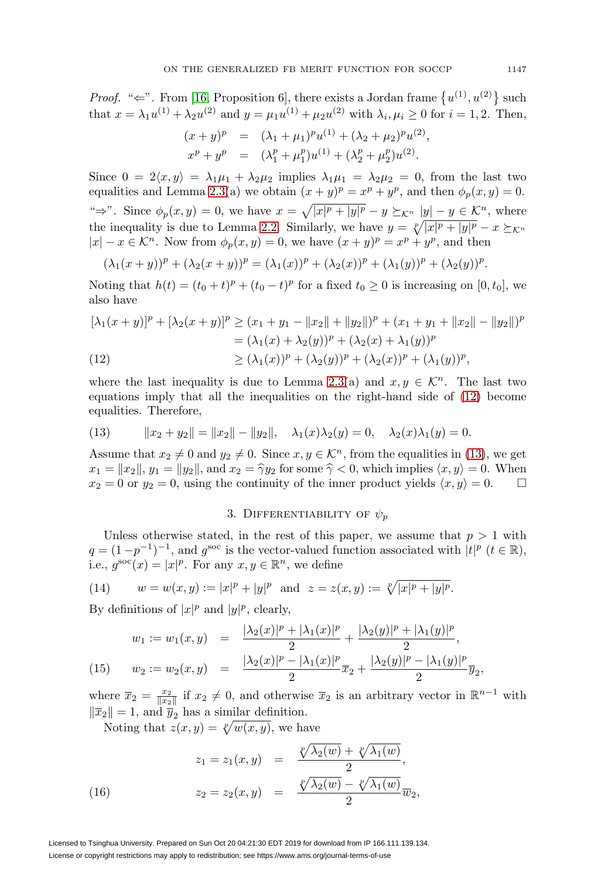*Proof.* "$\Leftarrow$". From [16, Proposition 6], there exists a Jordan frame $\{u^{(1)}, u^{(2)}\}$ such that $x = \lambda_1 u^{(1)} + \lambda_2 u^{(2)}$ and $y = \mu_1 u^{(1)} + \mu_2 u^{(2)}$ with $\lambda_i, \mu_i \geq 0$ for $i = 1, 2$. Then,

$$
\begin{aligned}
(x+y)^p &= (\lambda_1+\mu_1)^p u^{(1)} + (\lambda_2+\mu_2)^p u^{(2)}, \\
x^p + y^p &= (\lambda_1^p + \mu_1^p) u^{(1)} + (\lambda_2^p + \mu_2^p) u^{(2)}.
\end{aligned}
$$

Since $0 = 2\langle x, y\rangle = \lambda_1\mu_1 + \lambda_2\mu_2$ implies $\lambda_1\mu_1 = \lambda_2\mu_2 = 0$, from the last two equalities and Lemma 2.3(a) we obtain $(x+y)^p = x^p + y^p$, and then $\phi_p(x,y) = 0$.

"$\Rightarrow$". Since $\phi_p(x,y) = 0$, we have $x = \sqrt{|x|^p + |y|^p} - y \succeq_{\mathcal{K}^n} |y| - y \in \mathcal{K}^n$, where the inequality is due to Lemma 2.2. Similarly, we have $y = \sqrt[p]{|x|^p + |y|^p} - x \succeq_{\mathcal{K}^n} |x| - x \in \mathcal{K}^n$. Now from $\phi_p(x,y) = 0$, we have $(x+y)^p = x^p + y^p$, and then

$$(\lambda_1(x+y))^p + (\lambda_2(x+y))^p = (\lambda_1(x))^p + (\lambda_2(x))^p + (\lambda_1(y))^p + (\lambda_2(y))^p.$$

Noting that $h(t) = (t_0+t)^p + (t_0-t)^p$ for a fixed $t_0 \geq 0$ is increasing on $[0, t_0]$, we also have

$$
\begin{aligned}
[\lambda_1(x+y)]^p + [\lambda_2(x+y)]^p &\geq (x_1 + y_1 - \|x_2\| + \|y_2\|)^p + (x_1 + y_1 + \|x_2\| - \|y_2\|)^p \\
&= (\lambda_1(x) + \lambda_2(y))^p + (\lambda_2(x) + \lambda_1(y))^p \\
&\geq (\lambda_1(x))^p + (\lambda_2(y))^p + (\lambda_2(x))^p + (\lambda_1(y))^p, \qquad (12)
\end{aligned}
$$

where the last inequality is due to Lemma 2.3(a) and $x, y \in \mathcal{K}^n$. The last two equations imply that all the inequalities on the right-hand side of (12) become equalities. Therefore,

$$\|x_2 + y_2\| = \|x_2\| - \|y_2\|, \quad \lambda_1(x)\lambda_2(y) = 0, \quad \lambda_2(x)\lambda_1(y) = 0. \qquad (13)$$

Assume that $x_2 \neq 0$ and $y_2 \neq 0$. Since $x, y \in \mathcal{K}^n$, from the equalities in (13), we get $x_1 = \|x_2\|$, $y_1 = \|y_2\|$, and $x_2 = \widehat{\gamma} y_2$ for some $\widehat{\gamma} < 0$, which implies $\langle x, y\rangle = 0$. When $x_2 = 0$ or $y_2 = 0$, using the continuity of the inner product yields $\langle x, y\rangle = 0$. $\square$

## 3. Differentiability of $\psi_p$

Unless otherwise stated, in the rest of this paper, we assume that $p > 1$ with $q = (1 - p^{-1})^{-1}$, and $g^{\text{soc}}$ is the vector-valued function associated with $|t|^p$ ($t \in \mathbb{R}$), i.e., $g^{\text{soc}}(x) = |x|^p$. For any $x, y \in \mathbb{R}^n$, we define

$$w = w(x,y) := |x|^p + |y|^p \quad \text{and} \quad z = z(x,y) := \sqrt[p]{|x|^p + |y|^p}. \qquad (14)$$

By definitions of $|x|^p$ and $|y|^p$, clearly,

$$
\begin{aligned}
w_1 := w_1(x,y) &= \frac{|\lambda_2(x)|^p + |\lambda_1(x)|^p}{2} + \frac{|\lambda_2(y)|^p + |\lambda_1(y)|^p}{2}, \\
w_2 := w_2(x,y) &= \frac{|\lambda_2(x)|^p - |\lambda_1(x)|^p}{2}\overline{x}_2 + \frac{|\lambda_2(y)|^p - |\lambda_1(y)|^p}{2}\overline{y}_2, \qquad (15)
\end{aligned}
$$

where $\overline{x}_2 = \frac{x_2}{\|x_2\|}$ if $x_2 \neq 0$, and otherwise $\overline{x}_2$ is an arbitrary vector in $\mathbb{R}^{n-1}$ with $\|\overline{x}_2\| = 1$, and $\overline{y}_2$ has a similar definition.

Noting that $z(x,y) = \sqrt[p]{w(x,y)}$, we have

$$
\begin{aligned}
z_1 = z_1(x,y) &= \frac{\sqrt[p]{\lambda_2(w)} + \sqrt[p]{\lambda_1(w)}}{2}, \\
z_2 = z_2(x,y) &= \frac{\sqrt[p]{\lambda_2(w)} - \sqrt[p]{\lambda_1(w)}}{2}\overline{w}_2, \qquad (16)
\end{aligned}
$$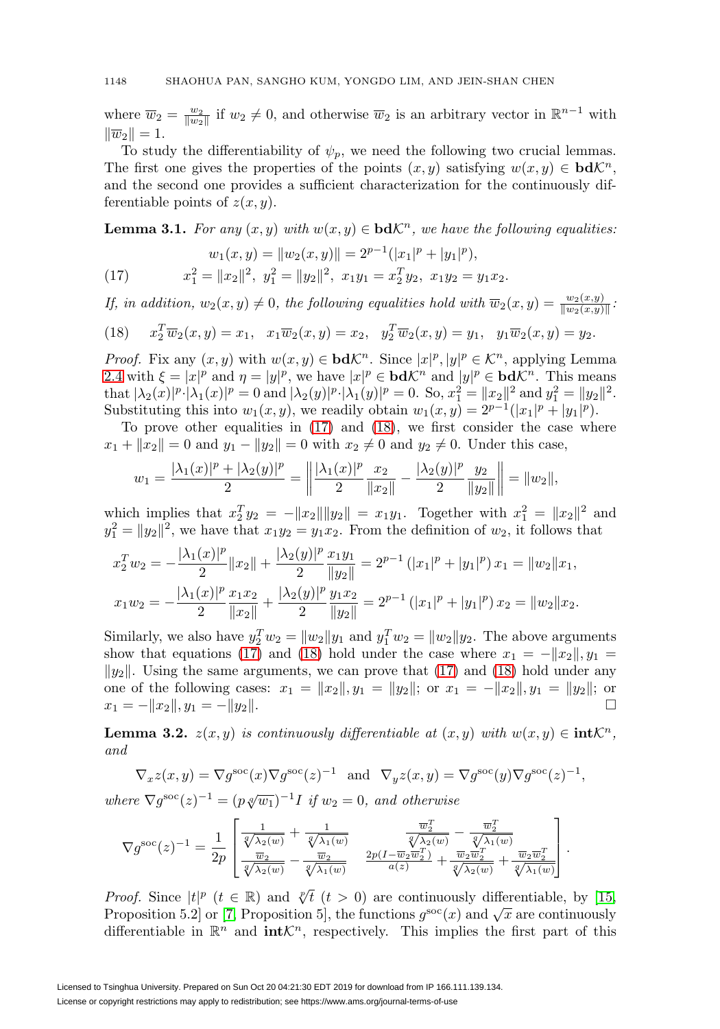where $\overline{w}_2 = \frac{w_2}{\|w_2\|}$ if $w_2 \neq 0$, and otherwise $\overline{w}_2$ is an arbitrary vector in $\mathbb{R}^{n-1}$ with $\|\overline{w}_2\| = 1$.

To study the differentiability of $\psi_p$, we need the following two crucial lemmas. The first one gives the properties of the points $(x,y)$ satisfying $w(x,y) \in \mathbf{bd}\mathcal{K}^n$, and the second one provides a sufficient characterization for the continuously differentiable points of $z(x,y)$.

**Lemma 3.1.** *For any $(x,y)$ with $w(x,y) \in \mathbf{bd}\mathcal{K}^n$, we have the following equalities:*

$$
\begin{aligned}
& w_1(x,y) = \|w_2(x,y)\| = 2^{p-1}(|x_1|^p + |y_1|^p), \\
(17) \qquad & x_1^2 = \|x_2\|^2,\ y_1^2 = \|y_2\|^2,\ x_1 y_1 = x_2^T y_2,\ x_1 y_2 = y_1 x_2.
\end{aligned}
$$

*If, in addition, $w_2(x,y) \neq 0$, the following equalities hold with $\overline{w}_2(x,y) = \frac{w_2(x,y)}{\|w_2(x,y)\|}$:*

$$
(18) \qquad x_2^T \overline{w}_2(x,y) = x_1,\quad x_1 \overline{w}_2(x,y) = x_2,\quad y_2^T \overline{w}_2(x,y) = y_1,\quad y_1 \overline{w}_2(x,y) = y_2.
$$

*Proof.* Fix any $(x,y)$ with $w(x,y) \in \mathbf{bd}\mathcal{K}^n$. Since $|x|^p, |y|^p \in \mathcal{K}^n$, applying Lemma 2.4 with $\xi = |x|^p$ and $\eta = |y|^p$, we have $|x|^p \in \mathbf{bd}\mathcal{K}^n$ and $|y|^p \in \mathbf{bd}\mathcal{K}^n$. This means that $|\lambda_2(x)|^p \cdot |\lambda_1(x)|^p = 0$ and $|\lambda_2(y)|^p \cdot |\lambda_1(y)|^p = 0$. So, $x_1^2 = \|x_2\|^2$ and $y_1^2 = \|y_2\|^2$. Substituting this into $w_1(x,y)$, we readily obtain $w_1(x,y) = 2^{p-1}(|x_1|^p + |y_1|^p)$.

To prove other equalities in (17) and (18), we first consider the case where $x_1 + \|x_2\| = 0$ and $y_1 - \|y_2\| = 0$ with $x_2 \neq 0$ and $y_2 \neq 0$. Under this case,

$$
w_1 = \frac{|\lambda_1(x)|^p + |\lambda_2(y)|^p}{2} = \left\| \frac{|\lambda_1(x)|^p}{2} \frac{x_2}{\|x_2\|} - \frac{|\lambda_2(y)|^p}{2} \frac{y_2}{\|y_2\|} \right\| = \|w_2\|,
$$

which implies that $x_2^T y_2 = -\|x_2\|\|y_2\| = x_1 y_1$. Together with $x_1^2 = \|x_2\|^2$ and $y_1^2 = \|y_2\|^2$, we have that $x_1 y_2 = y_1 x_2$. From the definition of $w_2$, it follows that

$$
\begin{aligned}
x_2^T w_2 &= -\frac{|\lambda_1(x)|^p}{2}\|x_2\| + \frac{|\lambda_2(y)|^p}{2}\frac{x_1 y_1}{\|y_2\|} = 2^{p-1}\left(|x_1|^p + |y_1|^p\right) x_1 = \|w_2\| x_1, \\
x_1 w_2 &= -\frac{|\lambda_1(x)|^p}{2}\frac{x_1 x_2}{\|x_2\|} + \frac{|\lambda_2(y)|^p}{2}\frac{y_1 x_2}{\|y_2\|} = 2^{p-1}\left(|x_1|^p + |y_1|^p\right) x_2 = \|w_2\| x_2.
\end{aligned}
$$

Similarly, we also have $y_2^T w_2 = \|w_2\| y_1$ and $y_1^T w_2 = \|w_2\| y_2$. The above arguments show that equations (17) and (18) hold under the case where $x_1 = -\|x_2\|, y_1 = \|y_2\|$. Using the same arguments, we can prove that (17) and (18) hold under any one of the following cases: $x_1 = \|x_2\|, y_1 = \|y_2\|$; or $x_1 = -\|x_2\|, y_1 = \|y_2\|$; or $x_1 = -\|x_2\|, y_1 = -\|y_2\|$. □

**Lemma 3.2.** *$z(x,y)$ is continuously differentiable at $(x,y)$ with $w(x,y) \in \mathbf{int}\mathcal{K}^n$, and*

$$
\nabla_x z(x,y) = \nabla g^{\rm soc}(x) \nabla g^{\rm soc}(z)^{-1} \quad \text{and} \quad \nabla_y z(x,y) = \nabla g^{\rm soc}(y) \nabla g^{\rm soc}(z)^{-1},
$$

*where $\nabla g^{\rm soc}(z)^{-1} = (p\sqrt[q]{w_1})^{-1} I$ if $w_2 = 0$, and otherwise*

$$
\nabla g^{\rm soc}(z)^{-1} = \frac{1}{2p}\begin{bmatrix} \frac{1}{\sqrt[q]{\lambda_2(w)}} + \frac{1}{\sqrt[q]{\lambda_1(w)}} & \frac{\overline{w}_2^T}{\sqrt[q]{\lambda_2(w)}} - \frac{\overline{w}_2^T}{\sqrt[q]{\lambda_1(w)}} \\ \frac{\overline{w}_2}{\sqrt[q]{\lambda_2(w)}} - \frac{\overline{w}_2}{\sqrt[q]{\lambda_1(w)}} & \frac{2p(I - \overline{w}_2 \overline{w}_2^T)}{a(z)} + \frac{\overline{w}_2 \overline{w}_2^T}{\sqrt[q]{\lambda_2(w)}} + \frac{\overline{w}_2 \overline{w}_2^T}{\sqrt[q]{\lambda_1(w)}} \end{bmatrix}.
$$

*Proof.* Since $|t|^p$ ($t \in \mathbb{R}$) and $\sqrt[p]{t}$ ($t > 0$) are continuously differentiable, by [15, Proposition 5.2] or [7, Proposition 5], the functions $g^{\rm soc}(x)$ and $\sqrt{x}$ are continuously differentiable in $\mathbb{R}^n$ and $\mathbf{int}\mathcal{K}^n$, respectively. This implies the first part of this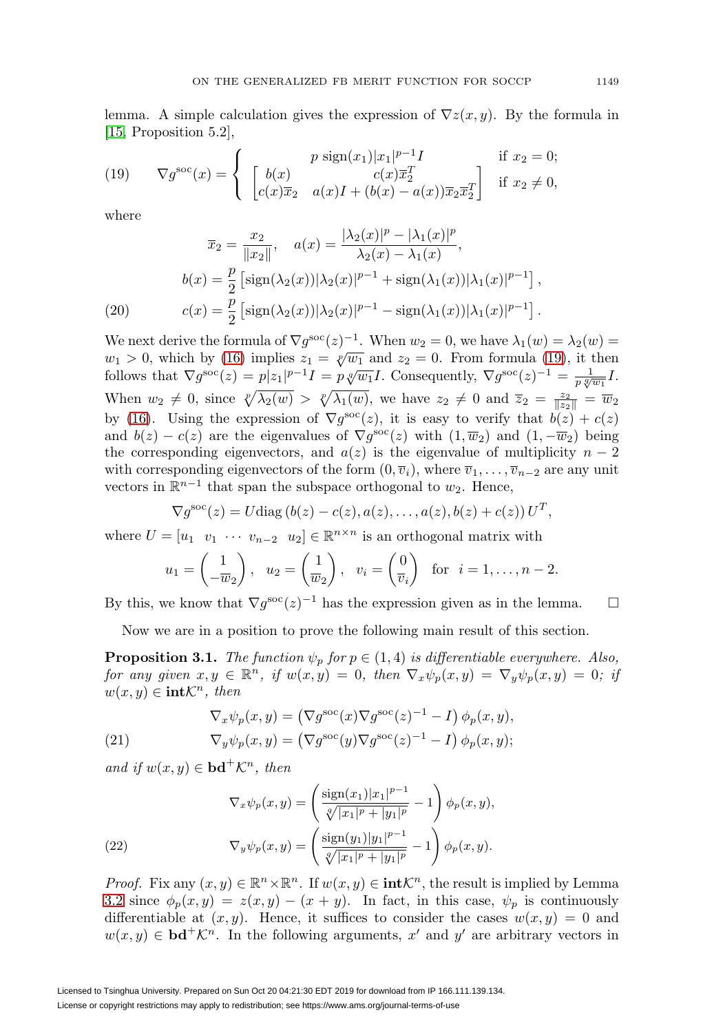lemma. A simple calculation gives the expression of $\nabla z(x, y)$. By the formula in [15, Proposition 5.2],

$$
\nabla g^{\text{soc}}(x) = \begin{cases} p \ \text{sign}(x_1)|x_1|^{p-1} I & \text{if } x_2 = 0; \\ \begin{bmatrix} b(x) & c(x)\overline{x}_2^T \\ c(x)\overline{x}_2 & a(x)I + (b(x) - a(x))\overline{x}_2\overline{x}_2^T \end{bmatrix} & \text{if } x_2 \neq 0, \end{cases} \tag{19}
$$

where

$$
\begin{aligned}
&\overline{x}_2 = \frac{x_2}{\|x_2\|}, \quad a(x) = \frac{|\lambda_2(x)|^p - |\lambda_1(x)|^p}{\lambda_2(x) - \lambda_1(x)}, \\
&b(x) = \frac{p}{2}\left[\text{sign}(\lambda_2(x))|\lambda_2(x)|^{p-1} + \text{sign}(\lambda_1(x))|\lambda_1(x)|^{p-1}\right], \\
&c(x) = \frac{p}{2}\left[\text{sign}(\lambda_2(x))|\lambda_2(x)|^{p-1} - \text{sign}(\lambda_1(x))|\lambda_1(x)|^{p-1}\right].
\end{aligned} \tag{20}
$$

We next derive the formula of $\nabla g^{\text{soc}}(z)^{-1}$. When $w_2 = 0$, we have $\lambda_1(w) = \lambda_2(w) = w_1 > 0$, which by (16) implies $z_1 = \sqrt[p]{w_1}$ and $z_2 = 0$. From formula (19), it then follows that $\nabla g^{\text{soc}}(z) = p|z_1|^{p-1}I = p\sqrt[q]{w_1}I$. Consequently, $\nabla g^{\text{soc}}(z)^{-1} = \frac{1}{p\sqrt[q]{w_1}}I$. When $w_2 \neq 0$, since $\sqrt[p]{\lambda_2(w)} > \sqrt[p]{\lambda_1(w)}$, we have $z_2 \neq 0$ and $\overline{z}_2 = \frac{z_2}{\|z_2\|} = \overline{w}_2$ by (16). Using the expression of $\nabla g^{\text{soc}}(z)$, it is easy to verify that $b(z) + c(z)$ and $b(z) - c(z)$ are the eigenvalues of $\nabla g^{\text{soc}}(z)$ with $(1, \overline{w}_2)$ and $(1, -\overline{w}_2)$ being the corresponding eigenvectors, and $a(z)$ is the eigenvalue of multiplicity $n-2$ with corresponding eigenvectors of the form $(0, \overline{v}_i)$, where $\overline{v}_1, \ldots, \overline{v}_{n-2}$ are any unit vectors in $\mathbb{R}^{n-1}$ that span the subspace orthogonal to $w_2$. Hence,

$$
\nabla g^{\text{soc}}(z) = U \text{diag}\left(b(z) - c(z), a(z), \ldots, a(z), b(z) + c(z)\right) U^T,
$$

where $U = [u_1 \ \ v_1 \ \cdots \ v_{n-2} \ \ u_2] \in \mathbb{R}^{n \times n}$ is an orthogonal matrix with

$$
u_1 = \begin{pmatrix} 1 \\ -\overline{w}_2 \end{pmatrix}, \quad u_2 = \begin{pmatrix} 1 \\ \overline{w}_2 \end{pmatrix}, \quad v_i = \begin{pmatrix} 0 \\ \overline{v}_i \end{pmatrix} \quad \text{for } i = 1, \ldots, n-2.
$$

By this, we know that $\nabla g^{\text{soc}}(z)^{-1}$ has the expression given as in the lemma. $\square$

Now we are in a position to prove the following main result of this section.

**Proposition 3.1.** *The function $\psi_p$ for $p \in (1, 4)$ is differentiable everywhere. Also, for any given $x, y \in \mathbb{R}^n$, if $w(x, y) = 0$, then $\nabla_x \psi_p(x, y) = \nabla_y \psi_p(x, y) = 0$; if $w(x, y) \in \textbf{int}\mathcal{K}^n$, then*

$$
\begin{aligned}
&\nabla_x \psi_p(x, y) = \left(\nabla g^{\text{soc}}(x)\nabla g^{\text{soc}}(z)^{-1} - I\right)\phi_p(x, y), \\
&\nabla_y \psi_p(x, y) = \left(\nabla g^{\text{soc}}(y)\nabla g^{\text{soc}}(z)^{-1} - I\right)\phi_p(x, y);
\end{aligned} \tag{21}
$$

*and if $w(x, y) \in \textbf{bd}^+\mathcal{K}^n$, then*

$$
\begin{aligned}
&\nabla_x \psi_p(x, y) = \left(\frac{\text{sign}(x_1)|x_1|^{p-1}}{\sqrt[q]{|x_1|^p + |y_1|^p}} - 1\right)\phi_p(x, y), \\
&\nabla_y \psi_p(x, y) = \left(\frac{\text{sign}(y_1)|y_1|^{p-1}}{\sqrt[q]{|x_1|^p + |y_1|^p}} - 1\right)\phi_p(x, y).
\end{aligned} \tag{22}
$$

*Proof.* Fix any $(x, y) \in \mathbb{R}^n \times \mathbb{R}^n$. If $w(x, y) \in \textbf{int}\mathcal{K}^n$, the result is implied by Lemma 3.2 since $\phi_p(x, y) = z(x, y) - (x + y)$. In fact, in this case, $\psi_p$ is continuously differentiable at $(x, y)$. Hence, it suffices to consider the cases $w(x, y) = 0$ and $w(x, y) \in \textbf{bd}^+\mathcal{K}^n$. In the following arguments, $x'$ and $y'$ are arbitrary vectors in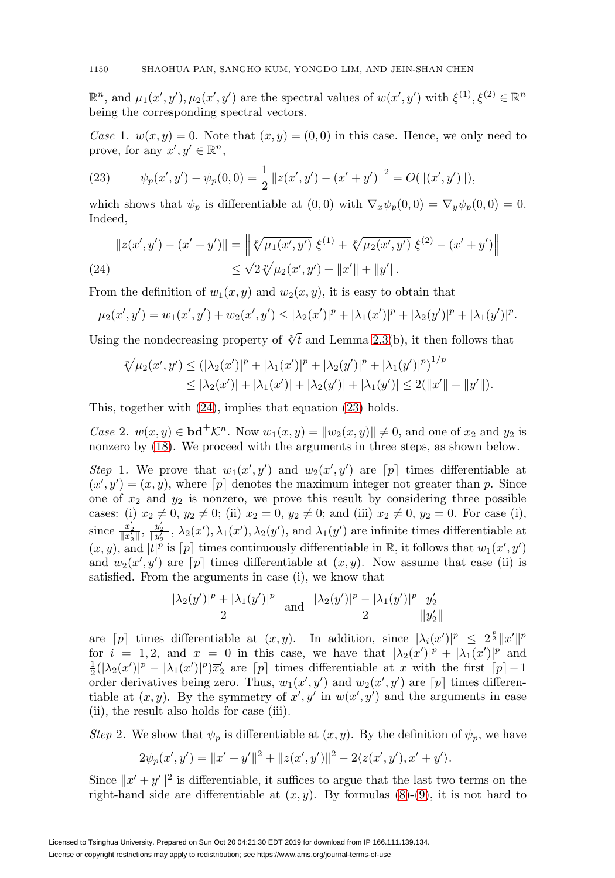$\mathbb{R}^n$, and $\mu_1(x',y'), \mu_2(x',y')$ are the spectral values of $w(x',y')$ with $\xi^{(1)}, \xi^{(2)} \in \mathbb{R}^n$ being the corresponding spectral vectors.

*Case* 1. $w(x,y)=0$. Note that $(x,y)=(0,0)$ in this case. Hence, we only need to prove, for any $x',y' \in \mathbb{R}^n$,

$$\psi_p(x',y') - \psi_p(0,0) = \frac{1}{2}\left\|z(x',y') - (x'+y')\right\|^2 = O(\|(x',y')\|), \tag{23}$$

which shows that $\psi_p$ is differentiable at $(0,0)$ with $\nabla_x \psi_p(0,0) = \nabla_y \psi_p(0,0) = 0$. Indeed,

$$\begin{aligned} \|z(x',y') - (x'+y')\| &= \left\| \sqrt[p]{\mu_1(x',y')}\, \xi^{(1)} + \sqrt[p]{\mu_2(x',y')}\, \xi^{(2)} - (x'+y') \right\| \\ &\le \sqrt{2}\sqrt[p]{\mu_2(x',y')} + \|x'\| + \|y'\|. \end{aligned} \tag{24}$$

From the definition of $w_1(x,y)$ and $w_2(x,y)$, it is easy to obtain that

$$\mu_2(x',y') = w_1(x',y') + w_2(x',y') \le |\lambda_2(x')|^p + |\lambda_1(x')|^p + |\lambda_2(y')|^p + |\lambda_1(y')|^p.$$

Using the nondecreasing property of $\sqrt[p]{t}$ and Lemma 2.3(b), it then follows that

$$\begin{aligned} \sqrt[p]{\mu_2(x',y')} &\le \left(|\lambda_2(x')|^p + |\lambda_1(x')|^p + |\lambda_2(y')|^p + |\lambda_1(y')|^p\right)^{1/p} \\ &\le |\lambda_2(x')| + |\lambda_1(x')| + |\lambda_2(y')| + |\lambda_1(y')| \le 2(\|x'\| + \|y'\|). \end{aligned}$$

This, together with (24), implies that equation (23) holds.

*Case* 2. $w(x,y) \in \mathbf{bd}^+\mathcal{K}^n$. Now $w_1(x,y) = \|w_2(x,y)\| \neq 0$, and one of $x_2$ and $y_2$ is nonzero by (18). We proceed with the arguments in three steps, as shown below.

*Step* 1. We prove that $w_1(x',y')$ and $w_2(x',y')$ are $\lceil p \rceil$ times differentiable at $(x',y') = (x,y)$, where $\lceil p \rceil$ denotes the maximum integer not greater than $p$. Since one of $x_2$ and $y_2$ is nonzero, we prove this result by considering three possible cases: (i) $x_2 \neq 0$, $y_2 \neq 0$; (ii) $x_2 = 0$, $y_2 \neq 0$; and (iii) $x_2 \neq 0$, $y_2 = 0$. For case (i), since $\frac{x_2'}{\|x_2'\|}$, $\frac{y_2'}{\|y_2'\|}$, $\lambda_2(x'), \lambda_1(x'), \lambda_2(y')$, and $\lambda_1(y')$ are infinite times differentiable at $(x,y)$, and $|t|^p$ is $\lceil p \rceil$ times continuously differentiable in $\mathbb{R}$, it follows that $w_1(x',y')$ and $w_2(x',y')$ are $\lceil p \rceil$ times differentiable at $(x,y)$. Now assume that case (ii) is satisfied. From the arguments in case (i), we know that

$$\frac{|\lambda_2(y')|^p + |\lambda_1(y')|^p}{2} \quad \text{and} \quad \frac{|\lambda_2(y')|^p - |\lambda_1(y')|^p}{2} \frac{y_2'}{\|y_2'\|}$$

are $\lceil p \rceil$ times differentiable at $(x,y)$. In addition, since $|\lambda_i(x')|^p \le 2^{\frac{p}{2}}\|x'\|^p$ for $i=1,2$, and $x=0$ in this case, we have that $|\lambda_2(x')|^p + |\lambda_1(x')|^p$ and $\frac{1}{2}(|\lambda_2(x')|^p - |\lambda_1(x')|^p)\overline{x}_2'$ are $\lceil p \rceil$ times differentiable at $x$ with the first $\lceil p \rceil - 1$ order derivatives being zero. Thus, $w_1(x',y')$ and $w_2(x',y')$ are $\lceil p \rceil$ times differentiable at $(x,y)$. By the symmetry of $x', y'$ in $w(x',y')$ and the arguments in case (ii), the result also holds for case (iii).

*Step* 2. We show that $\psi_p$ is differentiable at $(x,y)$. By the definition of $\psi_p$, we have

$$2\psi_p(x',y') = \|x'+y'\|^2 + \|z(x',y')\|^2 - 2\langle z(x',y'), x'+y' \rangle.$$

Since $\|x'+y'\|^2$ is differentiable, it suffices to argue that the last two terms on the right-hand side are differentiable at $(x,y)$. By formulas (8)-(9), it is not hard to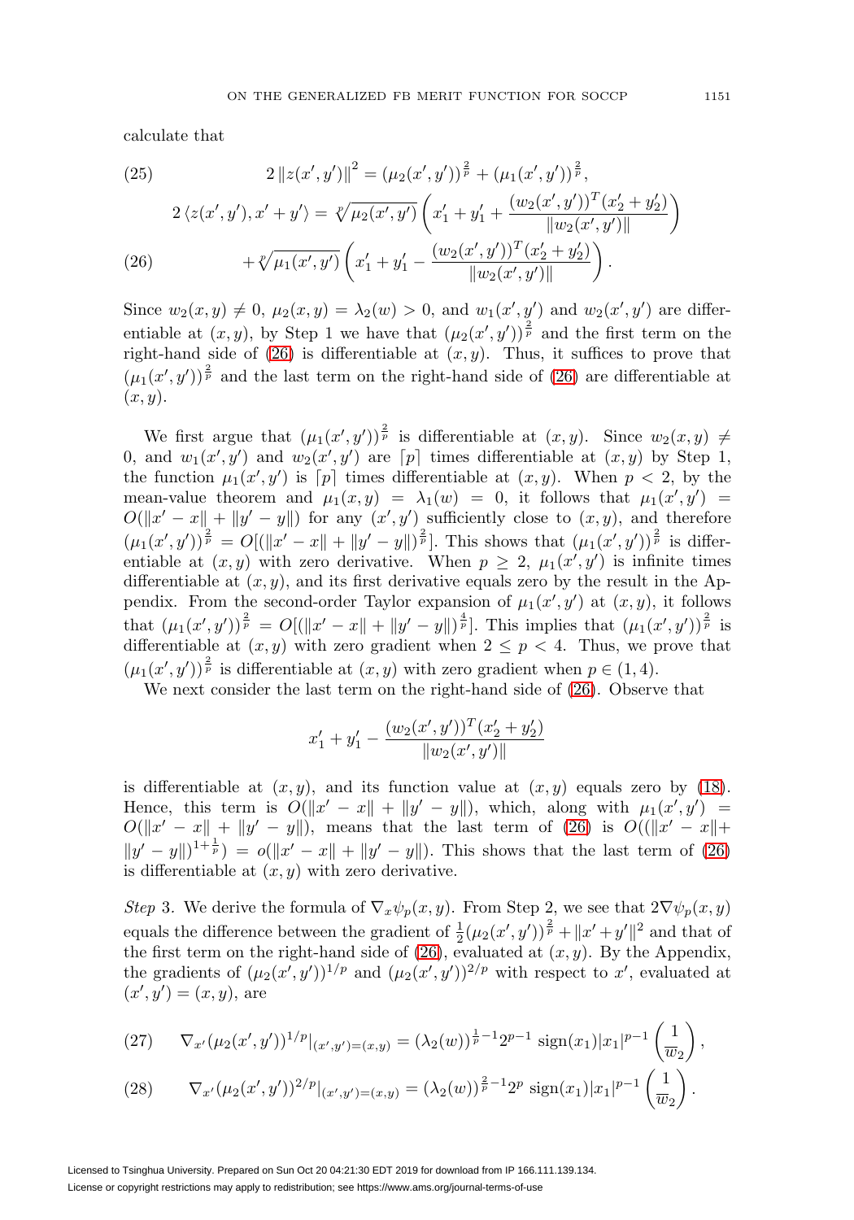calculate that

$$2\|z(x',y')\|^2 = (\mu_2(x',y'))^{\frac{2}{p}} + (\mu_1(x',y'))^{\frac{2}{p}}, \tag{25}$$

$$\begin{aligned} 2\langle z(x',y'), x'+y'\rangle &= \sqrt[p]{\mu_2(x',y')}\left(x_1'+y_1'+\frac{(w_2(x',y'))^T(x_2'+y_2')}{\|w_2(x',y')\|}\right) \\ &\quad + \sqrt[p]{\mu_1(x',y')}\left(x_1'+y_1'-\frac{(w_2(x',y'))^T(x_2'+y_2')}{\|w_2(x',y')\|}\right). \end{aligned} \tag{26}$$

Since $w_2(x,y) \neq 0$, $\mu_2(x,y) = \lambda_2(w) > 0$, and $w_1(x',y')$ and $w_2(x',y')$ are differentiable at $(x,y)$, by Step 1 we have that $(\mu_2(x',y'))^{\frac{2}{p}}$ and the first term on the right-hand side of (26) is differentiable at $(x,y)$. Thus, it suffices to prove that $(\mu_1(x',y'))^{\frac{2}{p}}$ and the last term on the right-hand side of (26) are differentiable at $(x,y)$.

We first argue that $(\mu_1(x',y'))^{\frac{2}{p}}$ is differentiable at $(x,y)$. Since $w_2(x,y) \neq 0$, and $w_1(x',y')$ and $w_2(x',y')$ are $\lceil p \rceil$ times differentiable at $(x,y)$ by Step 1, the function $\mu_1(x',y')$ is $\lceil p \rceil$ times differentiable at $(x,y)$. When $p < 2$, by the mean-value theorem and $\mu_1(x,y) = \lambda_1(w) = 0$, it follows that $\mu_1(x',y') = O(\|x'-x\| + \|y'-y\|)$ for any $(x',y')$ sufficiently close to $(x,y)$, and therefore $(\mu_1(x',y'))^{\frac{2}{p}} = O[(\|x'-x\| + \|y'-y\|)^{\frac{2}{p}}]$. This shows that $(\mu_1(x',y'))^{\frac{2}{p}}$ is differentiable at $(x,y)$ with zero derivative. When $p \geq 2$, $\mu_1(x',y')$ is infinite times differentiable at $(x,y)$, and its first derivative equals zero by the result in the Appendix. From the second-order Taylor expansion of $\mu_1(x',y')$ at $(x,y)$, it follows that $(\mu_1(x',y'))^{\frac{2}{p}} = O[(\|x'-x\| + \|y'-y\|)^{\frac{4}{p}}]$. This implies that $(\mu_1(x',y'))^{\frac{2}{p}}$ is differentiable at $(x,y)$ with zero gradient when $2 \leq p < 4$. Thus, we prove that $(\mu_1(x',y'))^{\frac{2}{p}}$ is differentiable at $(x,y)$ with zero gradient when $p \in (1,4)$.

We next consider the last term on the right-hand side of (26). Observe that

$$x_1'+y_1'-\frac{(w_2(x',y'))^T(x_2'+y_2')}{\|w_2(x',y')\|}$$

is differentiable at $(x,y)$, and its function value at $(x,y)$ equals zero by (18). Hence, this term is $O(\|x'-x\| + \|y'-y\|)$, which, along with $\mu_1(x',y') = O(\|x'-x\| + \|y'-y\|)$, means that the last term of (26) is $O((\|x'-x\| + \|y'-y\|)^{1+\frac{1}{p}}) = o(\|x'-x\| + \|y'-y\|)$. This shows that the last term of (26) is differentiable at $(x,y)$ with zero derivative.

*Step* 3. We derive the formula of $\nabla_x \psi_p(x,y)$. From Step 2, we see that $2\nabla\psi_p(x,y)$ equals the difference between the gradient of $\frac{1}{2}(\mu_2(x',y'))^{\frac{2}{p}} + \|x'+y'\|^2$ and that of the first term on the right-hand side of (26), evaluated at $(x,y)$. By the Appendix, the gradients of $(\mu_2(x',y'))^{1/p}$ and $(\mu_2(x',y'))^{2/p}$ with respect to $x'$, evaluated at $(x',y') = (x,y)$, are

$$\nabla_{x'}(\mu_2(x',y'))^{1/p}|_{(x',y')=(x,y)} = (\lambda_2(w))^{\frac{1}{p}-1}2^{p-1}\operatorname{sign}(x_1)|x_1|^{p-1}\begin{pmatrix} 1 \\ \overline{w}_2 \end{pmatrix}, \tag{27}$$

$$\nabla_{x'}(\mu_2(x',y'))^{2/p}|_{(x',y')=(x,y)} = (\lambda_2(w))^{\frac{2}{p}-1}2^{p}\operatorname{sign}(x_1)|x_1|^{p-1}\begin{pmatrix} 1 \\ \overline{w}_2 \end{pmatrix}. \tag{28}$$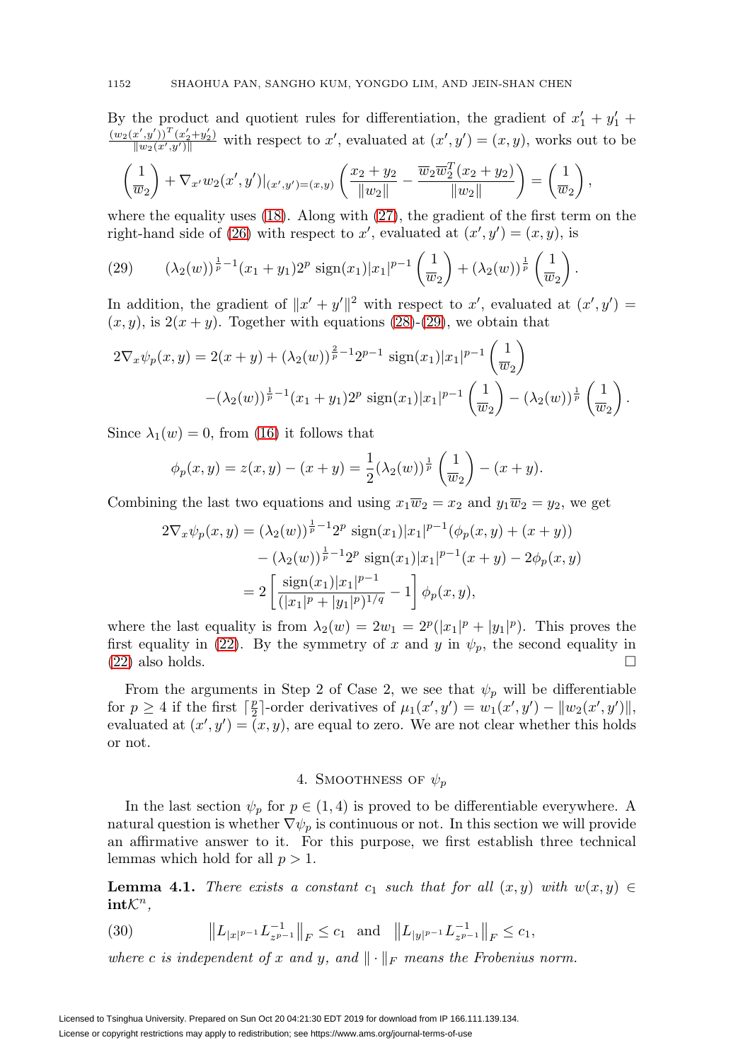By the product and quotient rules for differentiation, the gradient of $x_1' + y_1' + \frac{(w_2(x',y'))^T(x_2'+y_2')}{\|w_2(x',y')\|}$ with respect to $x'$, evaluated at $(x',y') = (x,y)$, works out to be

$$\begin{pmatrix} 1 \\ \overline{w}_2 \end{pmatrix} + \nabla_{x'} w_2(x',y')|_{(x',y')=(x,y)} \left( \frac{x_2+y_2}{\|w_2\|} - \frac{\overline{w}_2 \overline{w}_2^T (x_2+y_2)}{\|w_2\|} \right) = \begin{pmatrix} 1 \\ \overline{w}_2 \end{pmatrix},$$

where the equality uses (18). Along with (27), the gradient of the first term on the right-hand side of (26) with respect to $x'$, evaluated at $(x',y') = (x,y)$, is

$$(29) \qquad (\lambda_2(w))^{\frac{1}{p}-1}(x_1+y_1)2^p \operatorname{sign}(x_1)|x_1|^{p-1} \begin{pmatrix} 1 \\ \overline{w}_2 \end{pmatrix} + (\lambda_2(w))^{\frac{1}{p}} \begin{pmatrix} 1 \\ \overline{w}_2 \end{pmatrix}.$$

In addition, the gradient of $\|x'+y'\|^2$ with respect to $x'$, evaluated at $(x',y') = (x,y)$, is $2(x+y)$. Together with equations (28)-(29), we obtain that

$$\begin{aligned}
2\nabla_x \psi_p(x,y) = {} & 2(x+y) + (\lambda_2(w))^{\frac{2}{p}-1} 2^{p-1} \operatorname{sign}(x_1)|x_1|^{p-1} \begin{pmatrix} 1 \\ \overline{w}_2 \end{pmatrix} \\
& -(\lambda_2(w))^{\frac{1}{p}-1}(x_1+y_1)2^p \operatorname{sign}(x_1)|x_1|^{p-1} \begin{pmatrix} 1 \\ \overline{w}_2 \end{pmatrix} - (\lambda_2(w))^{\frac{1}{p}} \begin{pmatrix} 1 \\ \overline{w}_2 \end{pmatrix}.
\end{aligned}$$

Since $\lambda_1(w) = 0$, from (16) it follows that

$$\phi_p(x,y) = z(x,y) - (x+y) = \frac{1}{2}(\lambda_2(w))^{\frac{1}{p}} \begin{pmatrix} 1 \\ \overline{w}_2 \end{pmatrix} - (x+y).$$

Combining the last two equations and using $x_1 \overline{w}_2 = x_2$ and $y_1 \overline{w}_2 = y_2$, we get

$$\begin{aligned}
2\nabla_x \psi_p(x,y) &= (\lambda_2(w))^{\frac{1}{p}-1} 2^p \operatorname{sign}(x_1)|x_1|^{p-1}(\phi_p(x,y) + (x+y)) \\
&\quad - (\lambda_2(w))^{\frac{1}{p}-1} 2^p \operatorname{sign}(x_1)|x_1|^{p-1}(x+y) - 2\phi_p(x,y) \\
&= 2\left[ \frac{\operatorname{sign}(x_1)|x_1|^{p-1}}{(|x_1|^p + |y_1|^p)^{1/q}} - 1 \right] \phi_p(x,y),
\end{aligned}$$

where the last equality is from $\lambda_2(w) = 2w_1 = 2^p(|x_1|^p + |y_1|^p)$. This proves the first equality in (22). By the symmetry of $x$ and $y$ in $\psi_p$, the second equality in (22) also holds. $\square$

From the arguments in Step 2 of Case 2, we see that $\psi_p$ will be differentiable for $p \geq 4$ if the first $\lceil \frac{p}{2} \rceil$-order derivatives of $\mu_1(x',y') = w_1(x',y') - \|w_2(x',y')\|$, evaluated at $(x',y') = (x,y)$, are equal to zero. We are not clear whether this holds or not.

## 4. Smoothness of $\psi_p$

In the last section $\psi_p$ for $p \in (1,4)$ is proved to be differentiable everywhere. A natural question is whether $\nabla \psi_p$ is continuous or not. In this section we will provide an affirmative answer to it. For this purpose, we first establish three technical lemmas which hold for all $p > 1$.

**Lemma 4.1.** *There exists a constant $c_1$ such that for all $(x,y)$ with $w(x,y) \in$* $\textbf{int}\mathcal{K}^n$*,*

$$(30) \qquad \left\| L_{|x|^{p-1}} L_{z^{p-1}}^{-1} \right\|_F \leq c_1 \quad \text{and} \quad \left\| L_{|y|^{p-1}} L_{z^{p-1}}^{-1} \right\|_F \leq c_1,$$

*where $c$ is independent of $x$ and $y$, and $\|\cdot\|_F$ means the Frobenius norm.*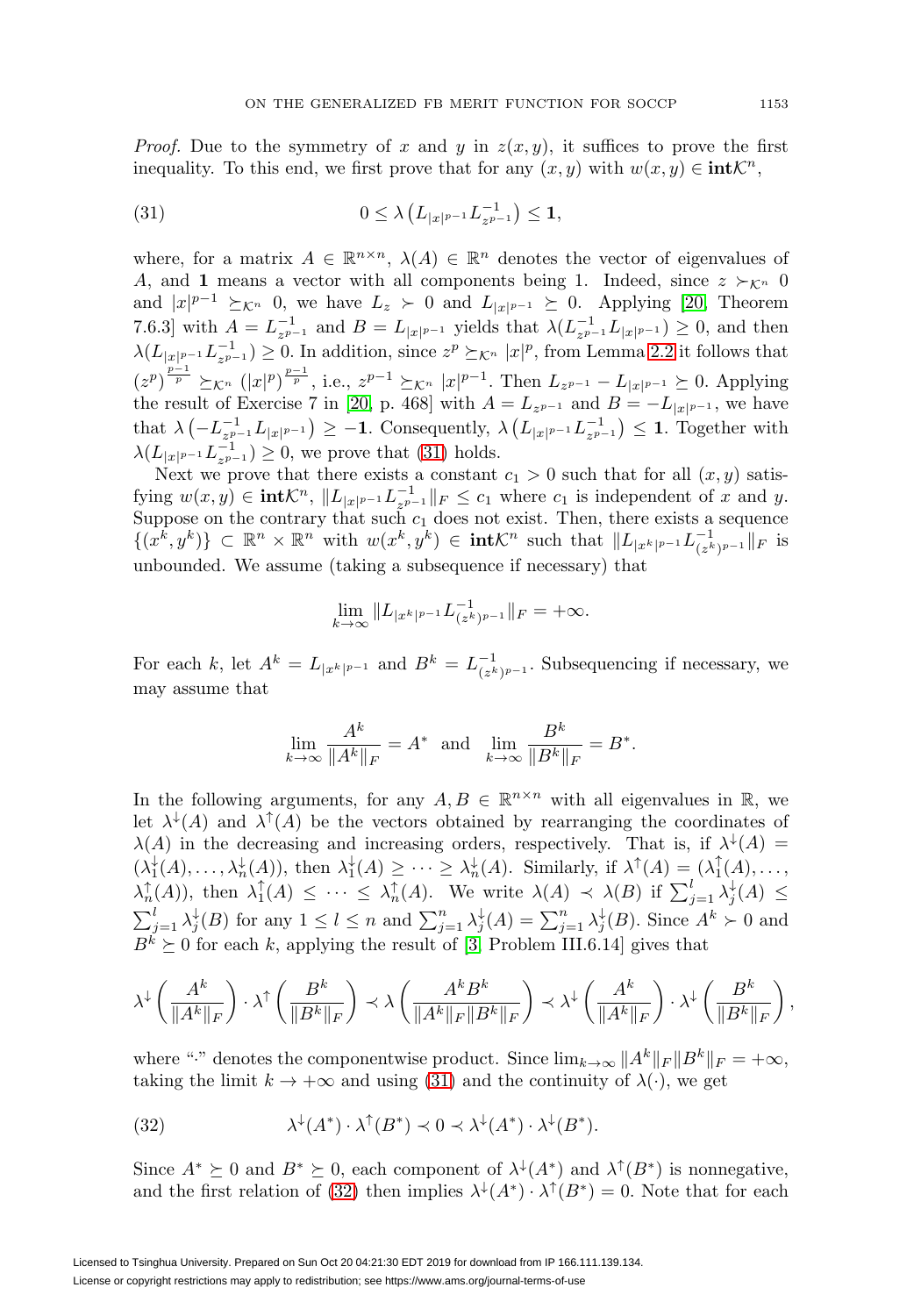*Proof.* Due to the symmetry of $x$ and $y$ in $z(x, y)$, it suffices to prove the first inequality. To this end, we first prove that for any $(x, y)$ with $w(x, y) \in \mathbf{int}\mathcal{K}^n$,

$$0 \le \lambda\left(L_{|x|^{p-1}} L_{z^{p-1}}^{-1}\right) \le \mathbf{1}, \tag{31}$$

where, for a matrix $A \in \mathbb{R}^{n\times n}$, $\lambda(A) \in \mathbb{R}^n$ denotes the vector of eigenvalues of $A$, and $\mathbf{1}$ means a vector with all components being 1. Indeed, since $z \succ_{\mathcal{K}^n} 0$ and $|x|^{p-1} \succeq_{\mathcal{K}^n} 0$, we have $L_z \succ 0$ and $L_{|x|^{p-1}} \succeq 0$. Applying [20, Theorem 7.6.3] with $A = L_{z^{p-1}}^{-1}$ and $B = L_{|x|^{p-1}}$ yields that $\lambda(L_{z^{p-1}}^{-1} L_{|x|^{p-1}}) \ge 0$, and then $\lambda(L_{|x|^{p-1}} L_{z^{p-1}}^{-1}) \ge 0$. In addition, since $z^p \succeq_{\mathcal{K}^n} |x|^p$, from Lemma 2.2 it follows that $(z^p)^{\frac{p-1}{p}} \succeq_{\mathcal{K}^n} (|x|^p)^{\frac{p-1}{p}}$, i.e., $z^{p-1} \succeq_{\mathcal{K}^n} |x|^{p-1}$. Then $L_{z^{p-1}} - L_{|x|^{p-1}} \succeq 0$. Applying the result of Exercise 7 in [20, p. 468] with $A = L_{z^{p-1}}$ and $B = -L_{|x|^{p-1}}$, we have that $\lambda\left(-L_{z^{p-1}}^{-1} L_{|x|^{p-1}}\right) \ge -\mathbf{1}$. Consequently, $\lambda\left(L_{|x|^{p-1}} L_{z^{p-1}}^{-1}\right) \le \mathbf{1}$. Together with $\lambda(L_{|x|^{p-1}} L_{z^{p-1}}^{-1}) \ge 0$, we prove that (31) holds.

Next we prove that there exists a constant $c_1 > 0$ such that for all $(x, y)$ satisfying $w(x, y) \in \mathbf{int}\mathcal{K}^n$, $\|L_{|x|^{p-1}} L_{z^{p-1}}^{-1}\|_F \le c_1$ where $c_1$ is independent of $x$ and $y$. Suppose on the contrary that such $c_1$ does not exist. Then, there exists a sequence $\{(x^k, y^k)\} \subset \mathbb{R}^n \times \mathbb{R}^n$ with $w(x^k, y^k) \in \mathbf{int}\mathcal{K}^n$ such that $\|L_{|x^k|^{p-1}} L_{(z^k)^{p-1}}^{-1}\|_F$ is unbounded. We assume (taking a subsequence if necessary) that

$$\lim_{k\to\infty} \|L_{|x^k|^{p-1}} L_{(z^k)^{p-1}}^{-1}\|_F = +\infty.$$

For each $k$, let $A^k = L_{|x^k|^{p-1}}$ and $B^k = L_{(z^k)^{p-1}}^{-1}$. Subsequencing if necessary, we may assume that

$$\lim_{k\to\infty} \frac{A^k}{\|A^k\|_F} = A^* \quad \text{and} \quad \lim_{k\to\infty} \frac{B^k}{\|B^k\|_F} = B^*.$$

In the following arguments, for any $A, B \in \mathbb{R}^{n\times n}$ with all eigenvalues in $\mathbb{R}$, we let $\lambda^{\downarrow}(A)$ and $\lambda^{\uparrow}(A)$ be the vectors obtained by rearranging the coordinates of $\lambda(A)$ in the decreasing and increasing orders, respectively. That is, if $\lambda^{\downarrow}(A) = (\lambda_1^{\downarrow}(A), \ldots, \lambda_n^{\downarrow}(A))$, then $\lambda_1^{\downarrow}(A) \ge \cdots \ge \lambda_n^{\downarrow}(A)$. Similarly, if $\lambda^{\uparrow}(A) = (\lambda_1^{\uparrow}(A), \ldots, \lambda_n^{\uparrow}(A))$, then $\lambda_1^{\uparrow}(A) \le \cdots \le \lambda_n^{\uparrow}(A)$. We write $\lambda(A) \prec \lambda(B)$ if $\sum_{j=1}^{l} \lambda_j^{\downarrow}(A) \le \sum_{j=1}^{l} \lambda_j^{\downarrow}(B)$ for any $1 \le l \le n$ and $\sum_{j=1}^{n} \lambda_j^{\downarrow}(A) = \sum_{j=1}^{n} \lambda_j^{\downarrow}(B)$. Since $A^k \succ 0$ and $B^k \succeq 0$ for each $k$, applying the result of [3, Problem III.6.14] gives that

$$\lambda^{\downarrow}\left(\frac{A^k}{\|A^k\|_F}\right) \cdot \lambda^{\uparrow}\left(\frac{B^k}{\|B^k\|_F}\right) \prec \lambda\left(\frac{A^k B^k}{\|A^k\|_F \|B^k\|_F}\right) \prec \lambda^{\downarrow}\left(\frac{A^k}{\|A^k\|_F}\right) \cdot \lambda^{\downarrow}\left(\frac{B^k}{\|B^k\|_F}\right),$$

where "$\cdot$" denotes the componentwise product. Since $\lim_{k\to\infty} \|A^k\|_F \|B^k\|_F = +\infty$, taking the limit $k \to +\infty$ and using (31) and the continuity of $\lambda(\cdot)$, we get

$$\lambda^{\downarrow}(A^*) \cdot \lambda^{\uparrow}(B^*) \prec 0 \prec \lambda^{\downarrow}(A^*) \cdot \lambda^{\downarrow}(B^*). \tag{32}$$

Since $A^* \succeq 0$ and $B^* \succeq 0$, each component of $\lambda^{\downarrow}(A^*)$ and $\lambda^{\uparrow}(B^*)$ is nonnegative, and the first relation of (32) then implies $\lambda^{\downarrow}(A^*) \cdot \lambda^{\uparrow}(B^*) = 0$. Note that for each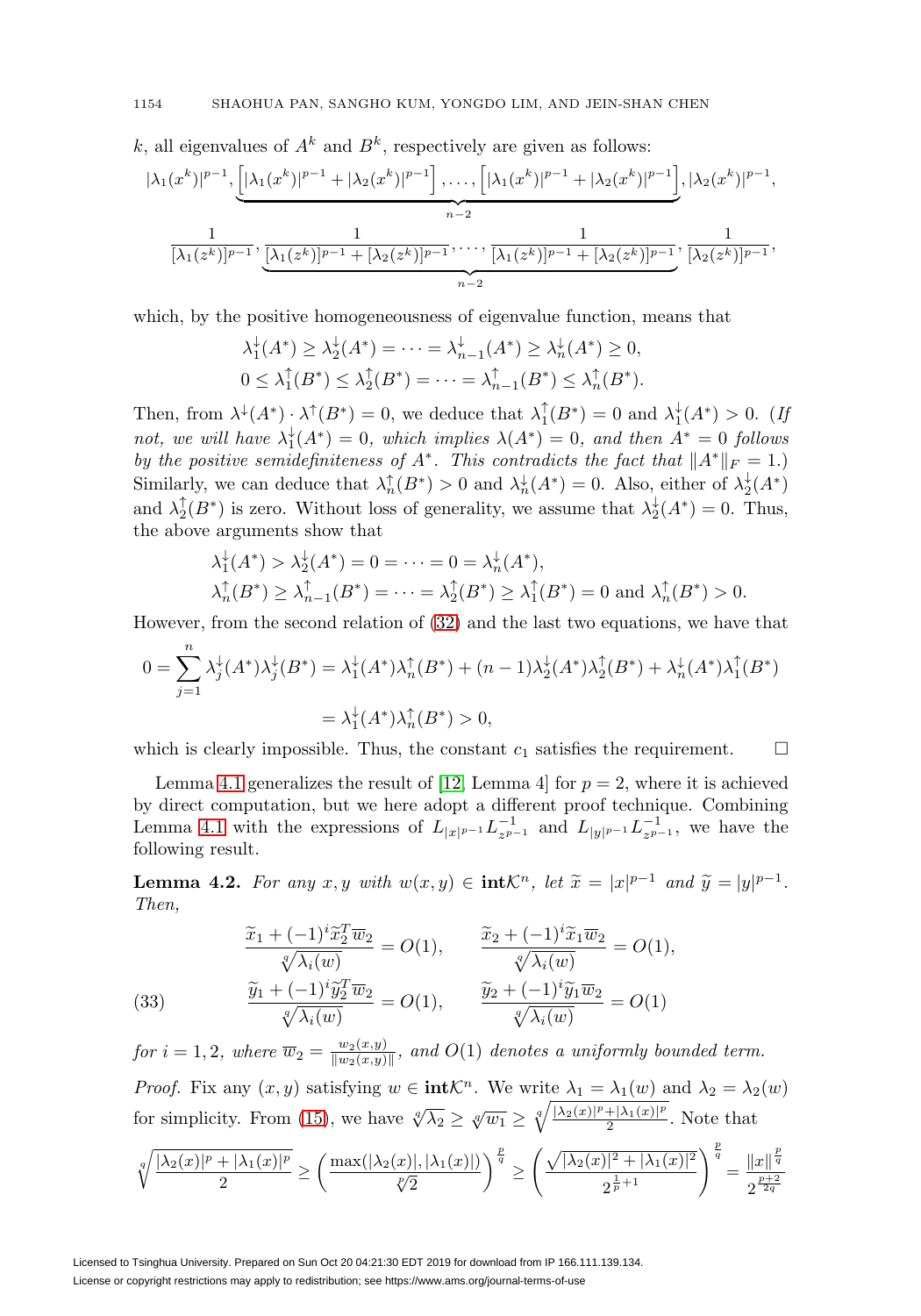$k$, all eigenvalues of $A^k$ and $B^k$, respectively are given as follows:

$$|\lambda_1(x^k)|^{p-1}, \underbrace{\left[|\lambda_1(x^k)|^{p-1} + |\lambda_2(x^k)|^{p-1}\right], \ldots, \left[|\lambda_1(x^k)|^{p-1} + |\lambda_2(x^k)|^{p-1}\right]}_{n-2}, |\lambda_2(x^k)|^{p-1},$$

$$\frac{1}{[\lambda_1(z^k)]^{p-1}}, \underbrace{\frac{1}{[\lambda_1(z^k)]^{p-1} + [\lambda_2(z^k)]^{p-1}}, \ldots, \frac{1}{[\lambda_1(z^k)]^{p-1} + [\lambda_2(z^k)]^{p-1}}}_{n-2}, \frac{1}{[\lambda_2(z^k)]^{p-1}},$$

which, by the positive homogeneousness of eigenvalue function, means that

$$\lambda_1^{\downarrow}(A^*) \geq \lambda_2^{\downarrow}(A^*) = \cdots = \lambda_{n-1}^{\downarrow}(A^*) \geq \lambda_n^{\downarrow}(A^*) \geq 0,$$
$$0 \leq \lambda_1^{\uparrow}(B^*) \leq \lambda_2^{\uparrow}(B^*) = \cdots = \lambda_{n-1}^{\uparrow}(B^*) \leq \lambda_n^{\uparrow}(B^*).$$

Then, from $\lambda^{\downarrow}(A^*) \cdot \lambda^{\uparrow}(B^*) = 0$, we deduce that $\lambda_1^{\uparrow}(B^*) = 0$ and $\lambda_1^{\downarrow}(A^*) > 0$. (*If not, we will have $\lambda_1^{\downarrow}(A^*) = 0$, which implies $\lambda(A^*) = 0$, and then $A^* = 0$ follows by the positive semidefiniteness of $A^*$. This contradicts the fact that $\|A^*\|_F = 1$.*) Similarly, we can deduce that $\lambda_n^{\uparrow}(B^*) > 0$ and $\lambda_n^{\downarrow}(A^*) = 0$. Also, either of $\lambda_2^{\downarrow}(A^*)$ and $\lambda_2^{\uparrow}(B^*)$ is zero. Without loss of generality, we assume that $\lambda_2^{\downarrow}(A^*) = 0$. Thus, the above arguments show that

$$\lambda_1^{\downarrow}(A^*) > \lambda_2^{\downarrow}(A^*) = 0 = \cdots = 0 = \lambda_n^{\downarrow}(A^*),$$
$$\lambda_n^{\uparrow}(B^*) \geq \lambda_{n-1}^{\uparrow}(B^*) = \cdots = \lambda_2^{\uparrow}(B^*) \geq \lambda_1^{\uparrow}(B^*) = 0 \text{ and } \lambda_n^{\uparrow}(B^*) > 0.$$

However, from the second relation of (32) and the last two equations, we have that

$$0 = \sum_{j=1}^{n} \lambda_j^{\downarrow}(A^*)\lambda_j^{\downarrow}(B^*) = \lambda_1^{\downarrow}(A^*)\lambda_n^{\uparrow}(B^*) + (n-1)\lambda_2^{\downarrow}(A^*)\lambda_2^{\uparrow}(B^*) + \lambda_n^{\downarrow}(A^*)\lambda_1^{\uparrow}(B^*)$$
$$= \lambda_1^{\downarrow}(A^*)\lambda_n^{\uparrow}(B^*) > 0,$$

which is clearly impossible. Thus, the constant $c_1$ satisfies the requirement. $\square$

Lemma 4.1 generalizes the result of [12, Lemma 4] for $p = 2$, where it is achieved by direct computation, but we here adopt a different proof technique. Combining Lemma 4.1 with the expressions of $L_{|x|^{p-1}}L_{z^{p-1}}^{-1}$ and $L_{|y|^{p-1}}L_{z^{p-1}}^{-1}$, we have the following result.

**Lemma 4.2.** *For any $x, y$ with $w(x,y) \in \textbf{int}\mathcal{K}^n$, let $\widetilde{x} = |x|^{p-1}$ and $\widetilde{y} = |y|^{p-1}$. Then,*

$$(33)\qquad \begin{aligned} &\frac{\widetilde{x}_1 + (-1)^i \widetilde{x}_2^T \overline{w}_2}{\sqrt[q]{\lambda_i(w)}} = O(1), \qquad \frac{\widetilde{x}_2 + (-1)^i \widetilde{x}_1 \overline{w}_2}{\sqrt[q]{\lambda_i(w)}} = O(1),\\ &\frac{\widetilde{y}_1 + (-1)^i \widetilde{y}_2^T \overline{w}_2}{\sqrt[q]{\lambda_i(w)}} = O(1), \qquad \frac{\widetilde{y}_2 + (-1)^i \widetilde{y}_1 \overline{w}_2}{\sqrt[q]{\lambda_i(w)}} = O(1)\end{aligned}$$

*for $i = 1, 2$, where $\overline{w}_2 = \frac{w_2(x,y)}{\|w_2(x,y)\|}$, and $O(1)$ denotes a uniformly bounded term.*

*Proof.* Fix any $(x, y)$ satisfying $w \in \textbf{int}\mathcal{K}^n$. We write $\lambda_1 = \lambda_1(w)$ and $\lambda_2 = \lambda_2(w)$ for simplicity. From (15), we have $\sqrt[q]{\lambda_2} \geq \sqrt[q]{w_1} \geq \sqrt[q]{\frac{|\lambda_2(x)|^p + |\lambda_1(x)|^p}{2}}$. Note that

$$\sqrt[q]{\frac{|\lambda_2(x)|^p + |\lambda_1(x)|^p}{2}} \geq \left(\frac{\max(|\lambda_2(x)|, |\lambda_1(x)|)}{\sqrt[p]{2}}\right)^{\frac{p}{q}} \geq \left(\frac{\sqrt{|\lambda_2(x)|^2 + |\lambda_1(x)|^2}}{2^{\frac{1}{p}+1}}\right)^{\frac{p}{q}} = \frac{\|x\|^{\frac{p}{q}}}{2^{\frac{p+2}{2q}}}$$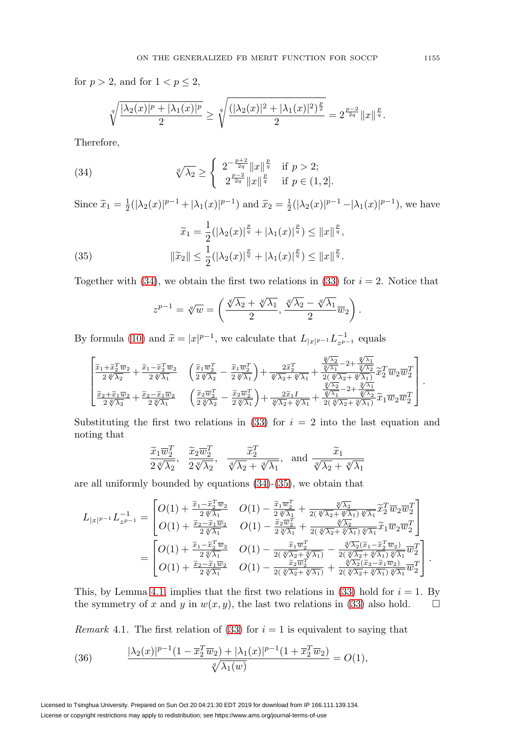for $p > 2$, and for $1 < p \leq 2$,

$$\sqrt[q]{\frac{|\lambda_2(x)|^p + |\lambda_1(x)|^p}{2}} \geq \sqrt[q]{\frac{(|\lambda_2(x)|^2 + |\lambda_1(x)|^2)^{\frac{p}{2}}}{2}} = 2^{\frac{p-2}{2q}} \|x\|^{\frac{p}{q}}.$$

Therefore,

$$\sqrt[q]{\lambda_2} \geq \begin{cases} 2^{-\frac{p+2}{2q}} \|x\|^{\frac{p}{q}} & \text{if } p > 2; \\ 2^{\frac{p-2}{2q}} \|x\|^{\frac{p}{q}} & \text{if } p \in (1, 2]. \end{cases} \tag{34}$$

Since $\widetilde{x}_1 = \frac{1}{2}(|\lambda_2(x)|^{p-1} + |\lambda_1(x)|^{p-1})$ and $\widetilde{x}_2 = \frac{1}{2}(|\lambda_2(x)|^{p-1} - |\lambda_1(x)|^{p-1})$, we have

$$\begin{aligned} \widetilde{x}_1 &= \frac{1}{2}(|\lambda_2(x)|^{\frac{p}{q}} + |\lambda_1(x)|^{\frac{p}{q}}) \leq \|x\|^{\frac{p}{q}}, \\ \|\widetilde{x}_2\| &\leq \frac{1}{2}(|\lambda_2(x)|^{\frac{p}{q}} + |\lambda_1(x)|^{\frac{p}{q}}) \leq \|x\|^{\frac{p}{q}}. \end{aligned} \tag{35}$$

Together with (34), we obtain the first two relations in (33) for $i = 2$. Notice that

$$z^{p-1} = \sqrt[q]{w} = \left( \frac{\sqrt[q]{\lambda_2} + \sqrt[q]{\lambda_1}}{2}, \frac{\sqrt[q]{\lambda_2} - \sqrt[q]{\lambda_1}}{2} \overline{w}_2 \right).$$

By formula (10) and $\widetilde{x} = |x|^{p-1}$, we calculate that $L_{|x|^{p-1}} L_{z^{p-1}}^{-1}$ equals

$$\begin{bmatrix} \frac{\widetilde{x}_1 + \widetilde{x}_2^T \overline{w}_2}{2\sqrt[q]{\lambda_2}} + \frac{\widetilde{x}_1 - \widetilde{x}_2^T \overline{w}_2}{2\sqrt[q]{\lambda_1}} & \left( \frac{\widetilde{x}_1 \overline{w}_2^T}{2\sqrt[q]{\lambda_2}} - \frac{\widetilde{x}_1 \overline{w}_2^T}{2\sqrt[q]{\lambda_1}} \right) + \frac{2\widetilde{x}_2^T}{\sqrt[q]{\lambda_2} + \sqrt[q]{\lambda_1}} + \frac{\frac{\sqrt[q]{\lambda_2}}{\sqrt[q]{\lambda_1}} - 2 + \frac{\sqrt[q]{\lambda_1}}{\sqrt[q]{\lambda_2}}}{2(\sqrt[q]{\lambda_2} + \sqrt[q]{\lambda_1})} \widetilde{x}_2^T \overline{w}_2 \overline{w}_2^T \\ \frac{\widetilde{x}_2 + \widetilde{x}_1 \overline{w}_2}{2\sqrt[q]{\lambda_2}} + \frac{\widetilde{x}_2 - \widetilde{x}_1 \overline{w}_2}{2\sqrt[q]{\lambda_1}} & \left( \frac{\widetilde{x}_2 \overline{w}_2^T}{2\sqrt[q]{\lambda_2}} - \frac{\widetilde{x}_2 \overline{w}_2^T}{2\sqrt[q]{\lambda_1}} \right) + \frac{2\widetilde{x}_1 I}{\sqrt[q]{\lambda_2} + \sqrt[q]{\lambda_1}} + \frac{\frac{\sqrt[q]{\lambda_2}}{\sqrt[q]{\lambda_1}} - 2 + \frac{\sqrt[q]{\lambda_1}}{\sqrt[q]{\lambda_2}}}{2(\sqrt[q]{\lambda_2} + \sqrt[q]{\lambda_1})} \widetilde{x}_1 \overline{w}_2 \overline{w}_2^T \end{bmatrix}.$$

Substituting the first two relations in (33) for $i = 2$ into the last equation and noting that

$$\frac{\widetilde{x}_1 \overline{w}_2^T}{2\sqrt[q]{\lambda_2}}, \quad \frac{\widetilde{x}_2 \overline{w}_2^T}{2\sqrt[q]{\lambda_2}}, \quad \frac{\widetilde{x}_2^T}{\sqrt[q]{\lambda_2} + \sqrt[q]{\lambda_1}}, \quad \text{and } \frac{\widetilde{x}_1}{\sqrt[q]{\lambda_2} + \sqrt[q]{\lambda_1}}$$

are all uniformly bounded by equations (34)-(35), we obtain that

$$\begin{aligned} L_{|x|^{p-1}} L_{z^{p-1}}^{-1} &= \begin{bmatrix} O(1) + \frac{\widetilde{x}_1 - \widetilde{x}_2^T \overline{w}_2}{2\sqrt[q]{\lambda_1}} & O(1) - \frac{\widetilde{x}_1 \overline{w}_2^T}{2\sqrt[q]{\lambda_1}} + \frac{\sqrt[q]{\lambda_2}}{2(\sqrt[q]{\lambda_2} + \sqrt[q]{\lambda_1})\sqrt[q]{\lambda_1}} \widetilde{x}_2^T \overline{w}_2 \overline{w}_2^T \\ O(1) + \frac{\widetilde{x}_2 - \widetilde{x}_1 \overline{w}_2}{2\sqrt[q]{\lambda_1}} & O(1) - \frac{\widetilde{x}_2 \overline{w}_2^T}{2\sqrt[q]{\lambda_1}} + \frac{\sqrt[q]{\lambda_2}}{2(\sqrt[q]{\lambda_2} + \sqrt[q]{\lambda_1})\sqrt[q]{\lambda_1}} \widetilde{x}_1 \overline{w}_2 \overline{w}_2^T \end{bmatrix} \\ &= \begin{bmatrix} O(1) + \frac{\widetilde{x}_1 - \widetilde{x}_2^T \overline{w}_2}{2\sqrt[q]{\lambda_1}} & O(1) - \frac{\widetilde{x}_1 \overline{w}_2^T}{2(\sqrt[q]{\lambda_2} + \sqrt[q]{\lambda_1})} - \frac{\sqrt[q]{\lambda_2}(\widetilde{x}_1 - \widetilde{x}_2^T \overline{w}_2)}{2(\sqrt[q]{\lambda_2} + \sqrt[q]{\lambda_1})\sqrt[q]{\lambda_1}} \overline{w}_2^T \\ O(1) + \frac{\widetilde{x}_2 - \widetilde{x}_1 \overline{w}_2}{2\sqrt[q]{\lambda_1}} & O(1) - \frac{\widetilde{x}_2 \overline{w}_2^T}{2(\sqrt[q]{\lambda_2} + \sqrt[q]{\lambda_1})} + \frac{\sqrt[q]{\lambda_2}(\widetilde{x}_2 - \widetilde{x}_1 \overline{w}_2)}{2(\sqrt[q]{\lambda_2} + \sqrt[q]{\lambda_1})\sqrt[q]{\lambda_1}} \overline{w}_2^T \end{bmatrix}. \end{aligned}$$

This, by Lemma 4.1, implies that the first two relations in (33) hold for $i = 1$. By the symmetry of $x$ and $y$ in $w(x, y)$, the last two relations in (33) also hold. $\square$

*Remark* 4.1. The first relation of (33) for $i = 1$ is equivalent to saying that

$$\frac{|\lambda_2(x)|^{p-1}(1 - \overline{x}_2^T \overline{w}_2) + |\lambda_1(x)|^{p-1}(1 + \overline{x}_2^T \overline{w}_2)}{\sqrt[q]{\lambda_1(w)}} = O(1), \tag{36}$$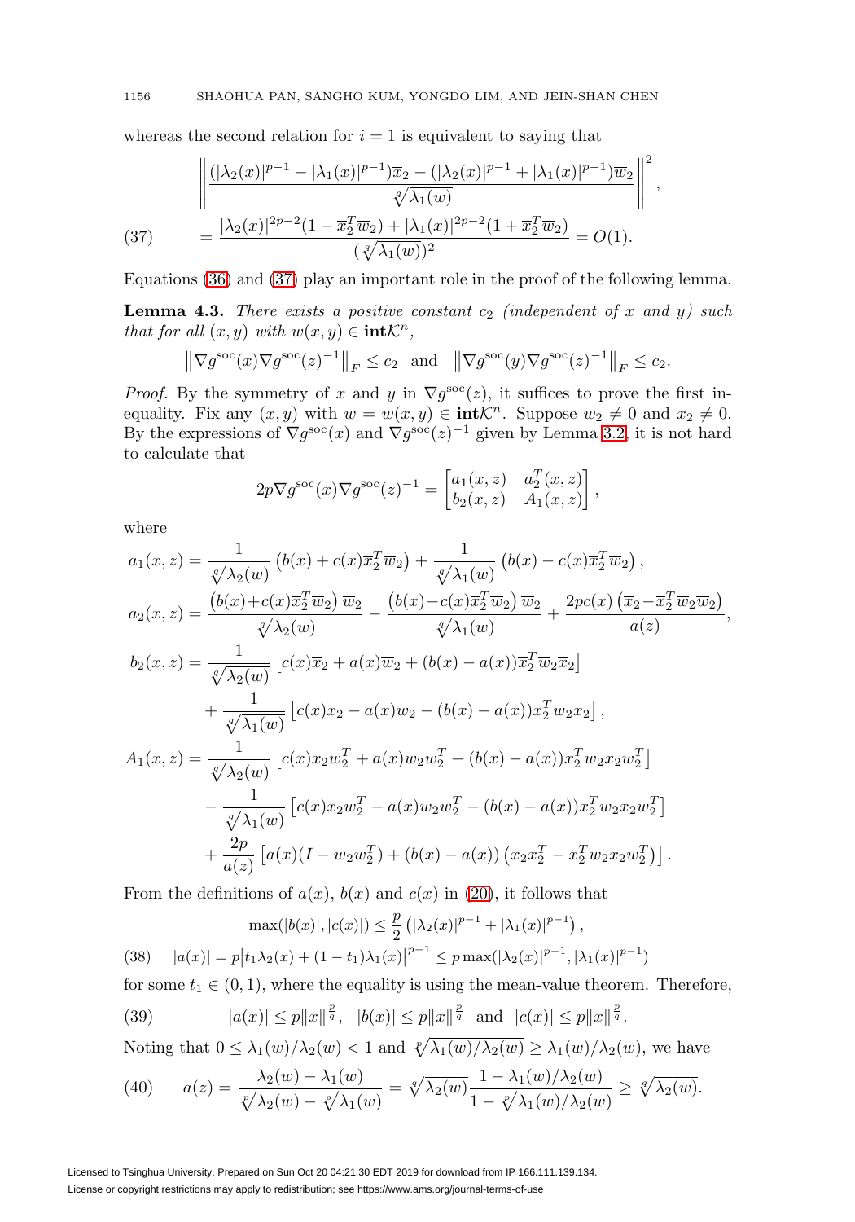whereas the second relation for $i = 1$ is equivalent to saying that

$$
\begin{aligned}
&\left\| \frac{(|\lambda_2(x)|^{p-1} - |\lambda_1(x)|^{p-1})\overline{x}_2 - (|\lambda_2(x)|^{p-1} + |\lambda_1(x)|^{p-1})\overline{w}_2}{\sqrt[q]{\lambda_1(w)}} \right\|^2, \\
(37) \qquad &= \frac{|\lambda_2(x)|^{2p-2}(1 - \overline{x}_2^T\overline{w}_2) + |\lambda_1(x)|^{2p-2}(1 + \overline{x}_2^T\overline{w}_2)}{(\sqrt[q]{\lambda_1(w)})^2} = O(1).
\end{aligned}
$$

Equations (36) and (37) play an important role in the proof of the following lemma.

**Lemma 4.3.** *There exists a positive constant $c_2$ (independent of $x$ and $y$) such that for all $(x, y)$ with $w(x, y) \in \mathbf{int}\mathcal{K}^n$,*

$$
\left\| \nabla g^{\rm soc}(x) \nabla g^{\rm soc}(z)^{-1} \right\|_F \le c_2 \quad \text{and} \quad \left\| \nabla g^{\rm soc}(y) \nabla g^{\rm soc}(z)^{-1} \right\|_F \le c_2.
$$

*Proof.* By the symmetry of $x$ and $y$ in $\nabla g^{\rm soc}(z)$, it suffices to prove the first inequality. Fix any $(x, y)$ with $w = w(x, y) \in \mathbf{int}\mathcal{K}^n$. Suppose $w_2 \neq 0$ and $x_2 \neq 0$. By the expressions of $\nabla g^{\rm soc}(x)$ and $\nabla g^{\rm soc}(z)^{-1}$ given by Lemma 3.2, it is not hard to calculate that

$$
2p\nabla g^{\rm soc}(x) \nabla g^{\rm soc}(z)^{-1} = \begin{bmatrix} a_1(x, z) & a_2^T(x, z) \\ b_2(x, z) & A_1(x, z) \end{bmatrix},
$$

where

$$
\begin{aligned}
a_1(x, z) &= \frac{1}{\sqrt[q]{\lambda_2(w)}} \left( b(x) + c(x)\overline{x}_2^T\overline{w}_2 \right) + \frac{1}{\sqrt[q]{\lambda_1(w)}} \left( b(x) - c(x)\overline{x}_2^T\overline{w}_2 \right), \\
a_2(x, z) &= \frac{\left( b(x) + c(x)\overline{x}_2^T\overline{w}_2 \right) \overline{w}_2}{\sqrt[q]{\lambda_2(w)}} - \frac{\left( b(x) - c(x)\overline{x}_2^T\overline{w}_2 \right) \overline{w}_2}{\sqrt[q]{\lambda_1(w)}} + \frac{2pc(x) \left( \overline{x}_2 - \overline{x}_2^T\overline{w}_2\overline{w}_2 \right)}{a(z)}, \\
b_2(x, z) &= \frac{1}{\sqrt[q]{\lambda_2(w)}} \left[ c(x)\overline{x}_2 + a(x)\overline{w}_2 + (b(x) - a(x))\overline{x}_2^T\overline{w}_2\overline{x}_2 \right] \\
&\quad + \frac{1}{\sqrt[q]{\lambda_1(w)}} \left[ c(x)\overline{x}_2 - a(x)\overline{w}_2 - (b(x) - a(x))\overline{x}_2^T\overline{w}_2\overline{x}_2 \right], \\
A_1(x, z) &= \frac{1}{\sqrt[q]{\lambda_2(w)}} \left[ c(x)\overline{x}_2\overline{w}_2^T + a(x)\overline{w}_2\overline{w}_2^T + (b(x) - a(x))\overline{x}_2^T\overline{w}_2\overline{x}_2\overline{w}_2^T \right] \\
&\quad - \frac{1}{\sqrt[q]{\lambda_1(w)}} \left[ c(x)\overline{x}_2\overline{w}_2^T - a(x)\overline{w}_2\overline{w}_2^T - (b(x) - a(x))\overline{x}_2^T\overline{w}_2\overline{x}_2\overline{w}_2^T \right] \\
&\quad + \frac{2p}{a(z)} \left[ a(x)(I - \overline{w}_2\overline{w}_2^T) + (b(x) - a(x)) \left( \overline{x}_2\overline{x}_2^T - \overline{x}_2^T\overline{w}_2\overline{x}_2\overline{w}_2^T \right) \right].
\end{aligned}
$$

From the definitions of $a(x)$, $b(x)$ and $c(x)$ in (20), it follows that

$$
\begin{aligned}
&\max(|b(x)|, |c(x)|) \le \frac{p}{2} \left( |\lambda_2(x)|^{p-1} + |\lambda_1(x)|^{p-1} \right), \\
(38) \qquad &|a(x)| = p\left|t_1\lambda_2(x) + (1 - t_1)\lambda_1(x)\right|^{p-1} \le p\max(|\lambda_2(x)|^{p-1}, |\lambda_1(x)|^{p-1})
\end{aligned}
$$

for some $t_1 \in (0, 1)$, where the equality is using the mean-value theorem. Therefore,

$$
(39) \qquad |a(x)| \le p\|x\|^{\frac{p}{q}}, \quad |b(x)| \le p\|x\|^{\frac{p}{q}} \quad \text{and} \quad |c(x)| \le p\|x\|^{\frac{p}{q}}.
$$

Noting that $0 \le \lambda_1(w)/\lambda_2(w) < 1$ and $\sqrt[p]{\lambda_1(w)/\lambda_2(w)} \ge \lambda_1(w)/\lambda_2(w)$, we have

$$
(40) \qquad a(z) = \frac{\lambda_2(w) - \lambda_1(w)}{\sqrt[p]{\lambda_2(w)} - \sqrt[p]{\lambda_1(w)}} = \sqrt[q]{\lambda_2(w)} \frac{1 - \lambda_1(w)/\lambda_2(w)}{1 - \sqrt[p]{\lambda_1(w)/\lambda_2(w)}} \ge \sqrt[q]{\lambda_2(w)}.
$$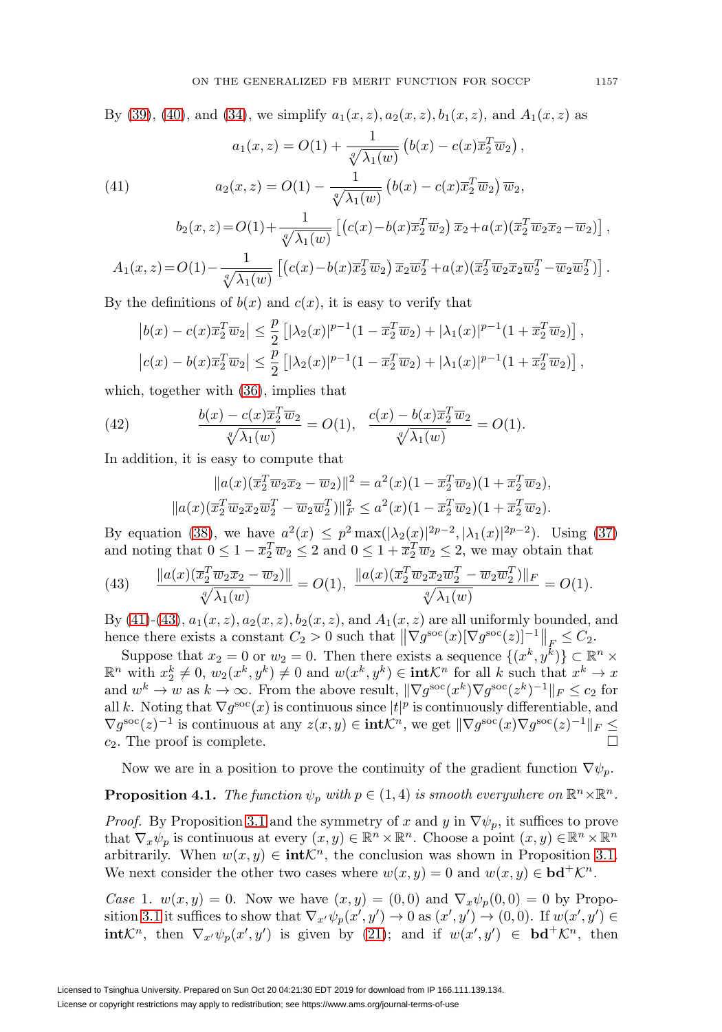By (39), (40), and (34), we simplify $a_1(x,z), a_2(x,z), b_1(x,z)$, and $A_1(x,z)$ as

$$
\begin{aligned}
a_1(x,z) &= O(1) + \frac{1}{\sqrt[q]{\lambda_1(w)}}\left(b(x) - c(x)\overline{x}_2^T\overline{w}_2\right), \\
a_2(x,z) &= O(1) - \frac{1}{\sqrt[q]{\lambda_1(w)}}\left(b(x) - c(x)\overline{x}_2^T\overline{w}_2\right)\overline{w}_2, \\
b_2(x,z) &= O(1) + \frac{1}{\sqrt[q]{\lambda_1(w)}}\left[\left(c(x) - b(x)\overline{x}_2^T\overline{w}_2\right)\overline{x}_2 + a(x)(\overline{x}_2^T\overline{w}_2\overline{x}_2 - \overline{w}_2)\right], \\
A_1(x,z) &= O(1) - \frac{1}{\sqrt[q]{\lambda_1(w)}}\left[\left(c(x) - b(x)\overline{x}_2^T\overline{w}_2\right)\overline{x}_2\overline{w}_2^T + a(x)(\overline{x}_2^T\overline{w}_2\overline{x}_2\overline{w}_2^T - \overline{w}_2\overline{w}_2^T)\right].
\end{aligned}
\tag{41}
$$

By the definitions of $b(x)$ and $c(x)$, it is easy to verify that

$$
\begin{aligned}
\left|b(x) - c(x)\overline{x}_2^T\overline{w}_2\right| &\le \frac{p}{2}\left[|\lambda_2(x)|^{p-1}(1 - \overline{x}_2^T\overline{w}_2) + |\lambda_1(x)|^{p-1}(1 + \overline{x}_2^T\overline{w}_2)\right], \\
\left|c(x) - b(x)\overline{x}_2^T\overline{w}_2\right| &\le \frac{p}{2}\left[|\lambda_2(x)|^{p-1}(1 - \overline{x}_2^T\overline{w}_2) + |\lambda_1(x)|^{p-1}(1 + \overline{x}_2^T\overline{w}_2)\right],
\end{aligned}
$$

which, together with (36), implies that

$$
\frac{b(x) - c(x)\overline{x}_2^T\overline{w}_2}{\sqrt[q]{\lambda_1(w)}} = O(1), \quad \frac{c(x) - b(x)\overline{x}_2^T\overline{w}_2}{\sqrt[q]{\lambda_1(w)}} = O(1). \tag{42}
$$

In addition, it is easy to compute that

$$
\begin{aligned}
\|a(x)(\overline{x}_2^T\overline{w}_2\overline{x}_2 - \overline{w}_2)\|^2 &= a^2(x)(1 - \overline{x}_2^T\overline{w}_2)(1 + \overline{x}_2^T\overline{w}_2), \\
\|a(x)(\overline{x}_2^T\overline{w}_2\overline{x}_2\overline{w}_2^T - \overline{w}_2\overline{w}_2^T)\|_F^2 &\le a^2(x)(1 - \overline{x}_2^T\overline{w}_2)(1 + \overline{x}_2^T\overline{w}_2).
\end{aligned}
$$

By equation (38), we have $a^2(x) \le p^2\max(|\lambda_2(x)|^{2p-2}, |\lambda_1(x)|^{2p-2})$. Using (37) and noting that $0 \le 1 - \overline{x}_2^T\overline{w}_2 \le 2$ and $0 \le 1 + \overline{x}_2^T\overline{w}_2 \le 2$, we may obtain that

$$
\frac{\|a(x)(\overline{x}_2^T\overline{w}_2\overline{x}_2 - \overline{w}_2)\|}{\sqrt[q]{\lambda_1(w)}} = O(1), \ \frac{\|a(x)(\overline{x}_2^T\overline{w}_2\overline{x}_2\overline{w}_2^T - \overline{w}_2\overline{w}_2^T)\|_F}{\sqrt[q]{\lambda_1(w)}} = O(1). \tag{43}
$$

By (41)-(43), $a_1(x,z), a_2(x,z), b_2(x,z)$, and $A_1(x,z)$ are all uniformly bounded, and hence there exists a constant $C_2 > 0$ such that $\left\|\nabla g^{\rm soc}(x)[\nabla g^{\rm soc}(z)]^{-1}\right\|_F \le C_2$.

Suppose that $x_2 = 0$ or $w_2 = 0$. Then there exists a sequence $\{(x^k, y^k)\} \subset \mathbb{R}^n \times \mathbb{R}^n$ with $x_2^k \ne 0$, $w_2(x^k, y^k) \ne 0$ and $w(x^k, y^k) \in \textbf{int}\mathcal{K}^n$ for all $k$ such that $x^k \to x$ and $w^k \to w$ as $k \to \infty$. From the above result, $\|\nabla g^{\rm soc}(x^k)\nabla g^{\rm soc}(z^k)^{-1}\|_F \le c_2$ for all $k$. Noting that $\nabla g^{\rm soc}(x)$ is continuous since $|t|^p$ is continuously differentiable, and $\nabla g^{\rm soc}(z)^{-1}$ is continuous at any $z(x,y) \in \textbf{int}\mathcal{K}^n$, we get $\|\nabla g^{\rm soc}(x)\nabla g^{\rm soc}(z)^{-1}\|_F \le c_2$. The proof is complete. $\square$

Now we are in a position to prove the continuity of the gradient function $\nabla\psi_p$.

**Proposition 4.1.** *The function $\psi_p$ with $p \in (1,4)$ is smooth everywhere on $\mathbb{R}^n \times \mathbb{R}^n$.*

*Proof.* By Proposition 3.1 and the symmetry of $x$ and $y$ in $\nabla\psi_p$, it suffices to prove that $\nabla_x\psi_p$ is continuous at every $(x,y) \in \mathbb{R}^n \times \mathbb{R}^n$. Choose a point $(x,y) \in \mathbb{R}^n \times \mathbb{R}^n$ arbitrarily. When $w(x,y) \in \textbf{int}\mathcal{K}^n$, the conclusion was shown in Proposition 3.1. We next consider the other two cases where $w(x,y) = 0$ and $w(x,y) \in \textbf{bd}^+\mathcal{K}^n$.

*Case* 1. $w(x,y) = 0$. Now we have $(x,y) = (0,0)$ and $\nabla_x\psi_p(0,0) = 0$ by Proposition 3.1 it suffices to show that $\nabla_{x'}\psi_p(x',y') \to 0$ as $(x',y') \to (0,0)$. If $w(x',y') \in \textbf{int}\mathcal{K}^n$, then $\nabla_{x'}\psi_p(x',y')$ is given by (21); and if $w(x',y') \in \textbf{bd}^+\mathcal{K}^n$, then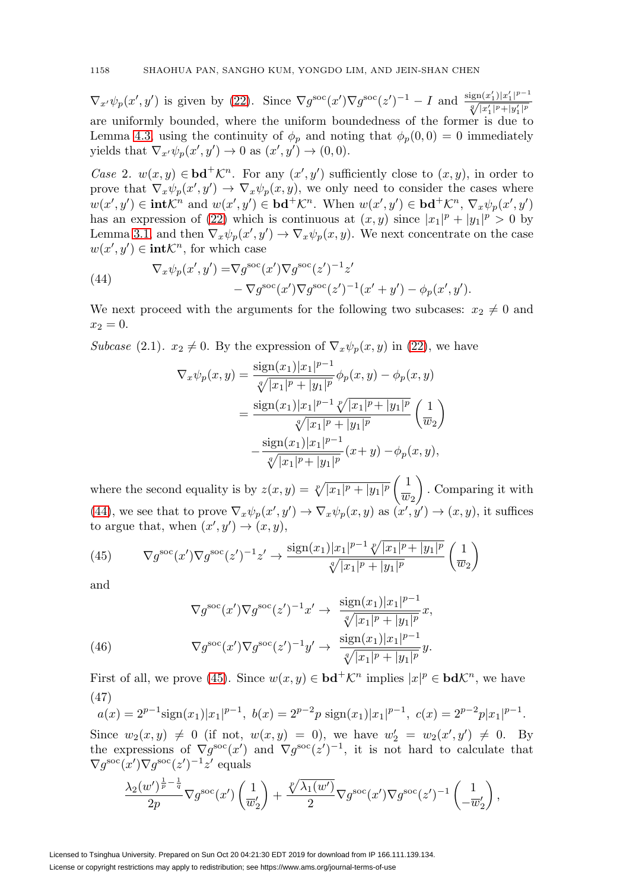$\nabla_{x'}\psi_p(x',y')$ is given by (22). Since $\nabla g^{\rm soc}(x')\nabla g^{\rm soc}(z')^{-1}-I$ and $\frac{{\rm sign}(x_1')|x_1'|^{p-1}}{\sqrt[q]{|x_1'|^p+|y_1'|^p}}$ are uniformly bounded, where the uniform boundedness of the former is due to Lemma 4.3, using the continuity of $\phi_p$ and noting that $\phi_p(0,0)=0$ immediately yields that $\nabla_{x'}\psi_p(x',y')\to 0$ as $(x',y')\to(0,0)$.

*Case* 2. $w(x,y)\in \mathbf{bd}^+\mathcal{K}^n$. For any $(x',y')$ sufficiently close to $(x,y)$, in order to prove that $\nabla_x\psi_p(x',y')\to\nabla_x\psi_p(x,y)$, we only need to consider the cases where $w(x',y')\in\mathbf{int}\mathcal{K}^n$ and $w(x',y')\in\mathbf{bd}^+\mathcal{K}^n$. When $w(x',y')\in\mathbf{bd}^+\mathcal{K}^n$, $\nabla_x\psi_p(x',y')$ has an expression of (22) which is continuous at $(x,y)$ since $|x_1|^p+|y_1|^p>0$ by Lemma 3.1, and then $\nabla_x\psi_p(x',y')\to\nabla_x\psi_p(x,y)$. We next concentrate on the case $w(x',y')\in\mathbf{int}\mathcal{K}^n$, for which case

$$
\begin{aligned}
\nabla_x\psi_p(x',y') =&\nabla g^{\rm soc}(x')\nabla g^{\rm soc}(z')^{-1}z' \\
&-\nabla g^{\rm soc}(x')\nabla g^{\rm soc}(z')^{-1}(x'+y')-\phi_p(x',y').
\end{aligned}
\tag{44}
$$

We next proceed with the arguments for the following two subcases: $x_2\neq 0$ and $x_2=0$.

*Subcase* (2.1). $x_2\neq 0$. By the expression of $\nabla_x\psi_p(x,y)$ in (22), we have

$$
\begin{aligned}
\nabla_x\psi_p(x,y) &= \frac{{\rm sign}(x_1)|x_1|^{p-1}}{\sqrt[q]{|x_1|^p+|y_1|^p}}\phi_p(x,y)-\phi_p(x,y)\\
&=\frac{{\rm sign}(x_1)|x_1|^{p-1}\sqrt[p]{|x_1|^p+|y_1|^p}}{\sqrt[q]{|x_1|^p+|y_1|^p}}\begin{pmatrix}1\\ \overline{w}_2\end{pmatrix}\\
&\quad-\frac{{\rm sign}(x_1)|x_1|^{p-1}}{\sqrt[q]{|x_1|^p+|y_1|^p}}(x+y)-\phi_p(x,y),
\end{aligned}
$$

where the second equality is by $z(x,y)=\sqrt[p]{|x_1|^p+|y_1|^p}\begin{pmatrix}1\\ \overline{w}_2\end{pmatrix}$. Comparing it with (44), we see that to prove $\nabla_x\psi_p(x',y')\to\nabla_x\psi_p(x,y)$ as $(x',y')\to(x,y)$, it suffices to argue that, when $(x',y')\to(x,y)$,

$$
\nabla g^{\rm soc}(x')\nabla g^{\rm soc}(z')^{-1}z'\to\frac{{\rm sign}(x_1)|x_1|^{p-1}\sqrt[p]{|x_1|^p+|y_1|^p}}{\sqrt[q]{|x_1|^p+|y_1|^p}}\begin{pmatrix}1\\ \overline{w}_2\end{pmatrix}
\tag{45}
$$

and

$$
\begin{aligned}
&\nabla g^{\rm soc}(x')\nabla g^{\rm soc}(z')^{-1}x'\to\ \frac{{\rm sign}(x_1)|x_1|^{p-1}}{\sqrt[q]{|x_1|^p+|y_1|^p}}x,\\
&\nabla g^{\rm soc}(x')\nabla g^{\rm soc}(z')^{-1}y'\to\ \frac{{\rm sign}(x_1)|x_1|^{p-1}}{\sqrt[q]{|x_1|^p+|y_1|^p}}y.
\end{aligned}
\tag{46}
$$

First of all, we prove (45). Since $w(x,y)\in\mathbf{bd}^+\mathcal{K}^n$ implies $|x|^p\in\mathbf{bd}\mathcal{K}^n$, we have

$$
a(x)=2^{p-1}{\rm sign}(x_1)|x_1|^{p-1},\ b(x)=2^{p-2}p\ {\rm sign}(x_1)|x_1|^{p-1},\ c(x)=2^{p-2}p|x_1|^{p-1}.
\tag{47}
$$

Since $w_2(x,y)\neq 0$ (if not, $w(x,y)=0$), we have $w_2'=w_2(x',y')\neq 0$. By the expressions of $\nabla g^{\rm soc}(x')$ and $\nabla g^{\rm soc}(z')^{-1}$, it is not hard to calculate that $\nabla g^{\rm soc}(x')\nabla g^{\rm soc}(z')^{-1}z'$ equals

$$
\frac{\lambda_2(w')^{\frac{1}{p}-\frac{1}{q}}}{2p}\nabla g^{\rm soc}(x')\begin{pmatrix}1\\ \overline{w}_2'\end{pmatrix}+\frac{\sqrt[p]{\lambda_1(w')}}{2}\nabla g^{\rm soc}(x')\nabla g^{\rm soc}(z')^{-1}\begin{pmatrix}1\\ -\overline{w}_2'\end{pmatrix},
$$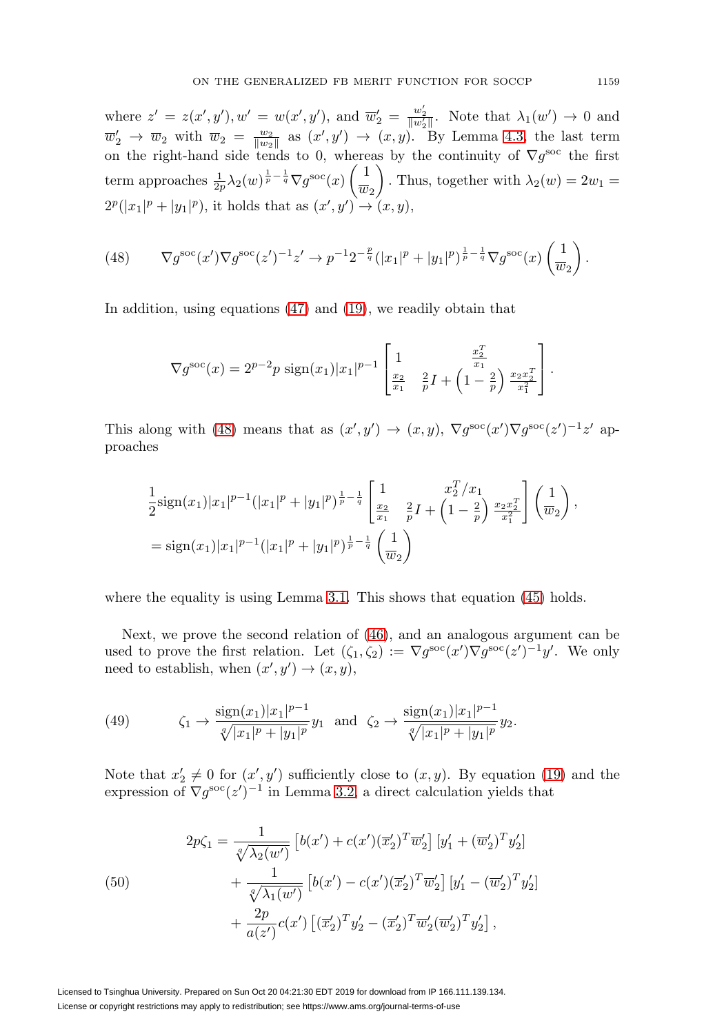where $z' = z(x', y')$, $w' = w(x', y')$, and $\overline{w}_2' = \frac{w_2'}{\|w_2'\|}$. Note that $\lambda_1(w') \to 0$ and $\overline{w}_2' \to \overline{w}_2$ with $\overline{w}_2 = \frac{w_2}{\|w_2\|}$ as $(x', y') \to (x, y)$. By Lemma 4.3, the last term on the right-hand side tends to 0, whereas by the continuity of $\nabla g^{\rm soc}$ the first term approaches $\frac{1}{2p}\lambda_2(w)^{\frac{1}{p}-\frac{1}{q}}\nabla g^{\rm soc}(x)\begin{pmatrix} 1 \\ \overline{w}_2 \end{pmatrix}$. Thus, together with $\lambda_2(w) = 2w_1 = 2^p(|x_1|^p + |y_1|^p)$, it holds that as $(x', y') \to (x, y)$,

$$\nabla g^{\rm soc}(x')\nabla g^{\rm soc}(z')^{-1}z' \to p^{-1}2^{-\frac{p}{q}}(|x_1|^p + |y_1|^p)^{\frac{1}{p}-\frac{1}{q}}\nabla g^{\rm soc}(x)\begin{pmatrix} 1 \\ \overline{w}_2 \end{pmatrix}. \tag{48}$$

In addition, using equations (47) and (19), we readily obtain that

$$\nabla g^{\rm soc}(x) = 2^{p-2}p\,{\rm sign}(x_1)|x_1|^{p-1}\begin{bmatrix} 1 & \frac{x_2^T}{x_1} \\ \frac{x_2}{x_1} & \frac{2}{p}I + \left(1 - \frac{2}{p}\right)\frac{x_2x_2^T}{x_1^2} \end{bmatrix}.$$

This along with (48) means that as $(x', y') \to (x, y)$, $\nabla g^{\rm soc}(x')\nabla g^{\rm soc}(z')^{-1}z'$ approaches

$$\begin{aligned}
&\frac{1}{2}{\rm sign}(x_1)|x_1|^{p-1}(|x_1|^p + |y_1|^p)^{\frac{1}{p}-\frac{1}{q}}\begin{bmatrix} 1 & x_2^T/x_1 \\ \frac{x_2}{x_1} & \frac{2}{p}I + \left(1 - \frac{2}{p}\right)\frac{x_2x_2^T}{x_1^2} \end{bmatrix}\begin{pmatrix} 1 \\ \overline{w}_2 \end{pmatrix}, \\
&= {\rm sign}(x_1)|x_1|^{p-1}(|x_1|^p + |y_1|^p)^{\frac{1}{p}-\frac{1}{q}}\begin{pmatrix} 1 \\ \overline{w}_2 \end{pmatrix}
\end{aligned}$$

where the equality is using Lemma 3.1. This shows that equation (45) holds.

Next, we prove the second relation of (46), and an analogous argument can be used to prove the first relation. Let $(\zeta_1, \zeta_2) := \nabla g^{\rm soc}(x')\nabla g^{\rm soc}(z')^{-1}y'$. We only need to establish, when $(x', y') \to (x, y)$,

$$\zeta_1 \to \frac{{\rm sign}(x_1)|x_1|^{p-1}}{\sqrt[q]{|x_1|^p + |y_1|^p}}y_1 \quad \text{and} \quad \zeta_2 \to \frac{{\rm sign}(x_1)|x_1|^{p-1}}{\sqrt[q]{|x_1|^p + |y_1|^p}}y_2. \tag{49}$$

Note that $x_2' \neq 0$ for $(x', y')$ sufficiently close to $(x, y)$. By equation (19) and the expression of $\nabla g^{\rm soc}(z')^{-1}$ in Lemma 3.2, a direct calculation yields that

$$\begin{aligned}
2p\zeta_1 = {} & \frac{1}{\sqrt[q]{\lambda_2(w')}}\left[b(x') + c(x')(\overline{x}_2')^T\overline{w}_2'\right]\left[y_1' + (\overline{w}_2')^Ty_2'\right] \\
& + \frac{1}{\sqrt[q]{\lambda_1(w')}}\left[b(x') - c(x')(\overline{x}_2')^T\overline{w}_2'\right]\left[y_1' - (\overline{w}_2')^Ty_2'\right] \\
& + \frac{2p}{a(z')}c(x')\left[(\overline{x}_2')^Ty_2' - (\overline{x}_2')^T\overline{w}_2'(\overline{w}_2')^Ty_2'\right],
\end{aligned} \tag{50}$$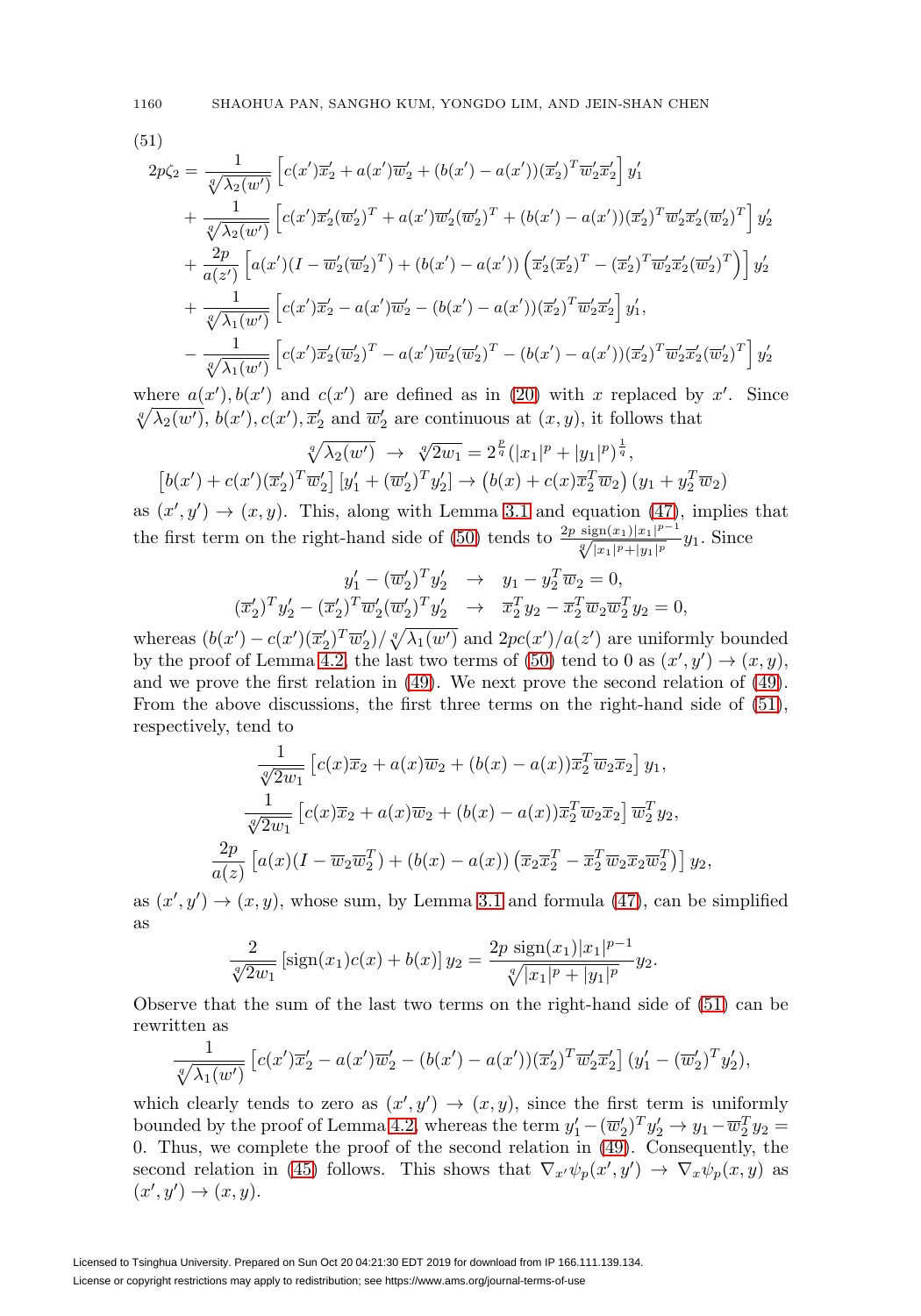(51)

$$
\begin{aligned}
2p\zeta_2 = {} & \frac{1}{\sqrt[q]{\lambda_2(w')}}\left[c(x')\overline{x}_2' + a(x')\overline{w}_2' + (b(x')-a(x'))(\overline{x}_2')^T\overline{w}_2'\overline{x}_2'\right] y_1' \\
& + \frac{1}{\sqrt[q]{\lambda_2(w')}}\left[c(x')\overline{x}_2'(\overline{w}_2')^T + a(x')\overline{w}_2'(\overline{w}_2')^T + (b(x')-a(x'))(\overline{x}_2')^T\overline{w}_2'\overline{x}_2'(\overline{w}_2')^T\right] y_2' \\
& + \frac{2p}{a(z')}\left[a(x')(I-\overline{w}_2'(\overline{w}_2')^T) + (b(x')-a(x'))\left(\overline{x}_2'(\overline{x}_2')^T - (\overline{x}_2')^T\overline{w}_2'\overline{x}_2'(\overline{w}_2')^T\right)\right] y_2' \\
& + \frac{1}{\sqrt[q]{\lambda_1(w')}}\left[c(x')\overline{x}_2' - a(x')\overline{w}_2' - (b(x')-a(x'))(\overline{x}_2')^T\overline{w}_2'\overline{x}_2'\right] y_1', \\
& - \frac{1}{\sqrt[q]{\lambda_1(w')}}\left[c(x')\overline{x}_2'(\overline{w}_2')^T - a(x')\overline{w}_2'(\overline{w}_2')^T - (b(x')-a(x'))(\overline{x}_2')^T\overline{w}_2'\overline{x}_2'(\overline{w}_2')^T\right] y_2'
\end{aligned}
$$

where $a(x'), b(x')$ and $c(x')$ are defined as in (20) with $x$ replaced by $x'$. Since $\sqrt[q]{\lambda_2(w')}$, $b(x'), c(x'), \overline{x}_2'$ and $\overline{w}_2'$ are continuous at $(x,y)$, it follows that

$$
\begin{gathered}
\sqrt[q]{\lambda_2(w')} \;\to\; \sqrt[q]{2w_1} = 2^{\frac{p}{q}}(|x_1|^p + |y_1|^p)^{\frac{1}{q}}, \\
\left[b(x') + c(x')(\overline{x}_2')^T\overline{w}_2'\right]\left[y_1' + (\overline{w}_2')^T y_2'\right] \to \left(b(x) + c(x)\overline{x}_2^T\overline{w}_2\right)\left(y_1 + y_2^T\overline{w}_2\right)
\end{gathered}
$$

as $(x',y') \to (x,y)$. This, along with Lemma 3.1 and equation (47), implies that the first term on the right-hand side of (50) tends to $\frac{2p\ \mathrm{sign}(x_1)|x_1|^{p-1}}{\sqrt[q]{|x_1|^p+|y_1|^p}} y_1$. Since

$$
\begin{aligned}
y_1' - (\overline{w}_2')^T y_2' \quad &\to \quad y_1 - y_2^T\overline{w}_2 = 0, \\
(\overline{x}_2')^T y_2' - (\overline{x}_2')^T\overline{w}_2'(\overline{w}_2')^T y_2' \quad &\to \quad \overline{x}_2^T y_2 - \overline{x}_2^T\overline{w}_2\overline{w}_2^T y_2 = 0,
\end{aligned}
$$

whereas $(b(x') - c(x')(\overline{x}_2')^T\overline{w}_2')/\sqrt[q]{\lambda_1(w')}$ and $2pc(x')/a(z')$ are uniformly bounded by the proof of Lemma 4.2, the last two terms of (50) tend to 0 as $(x',y') \to (x,y)$, and we prove the first relation in (49). We next prove the second relation of (49). From the above discussions, the first three terms on the right-hand side of (51), respectively, tend to

$$
\begin{gathered}
\frac{1}{\sqrt[q]{2w_1}}\left[c(x)\overline{x}_2 + a(x)\overline{w}_2 + (b(x)-a(x))\overline{x}_2^T\overline{w}_2\overline{x}_2\right] y_1, \\
\frac{1}{\sqrt[q]{2w_1}}\left[c(x)\overline{x}_2 + a(x)\overline{w}_2 + (b(x)-a(x))\overline{x}_2^T\overline{w}_2\overline{x}_2\right] \overline{w}_2^T y_2, \\
\frac{2p}{a(z)}\left[a(x)(I-\overline{w}_2\overline{w}_2^T) + (b(x)-a(x))\left(\overline{x}_2\overline{x}_2^T - \overline{x}_2^T\overline{w}_2\overline{x}_2\overline{w}_2^T\right)\right] y_2,
\end{gathered}
$$

as $(x',y') \to (x,y)$, whose sum, by Lemma 3.1 and formula (47), can be simplified as

$$
\frac{2}{\sqrt[q]{2w_1}}\left[\mathrm{sign}(x_1)c(x) + b(x)\right] y_2 = \frac{2p\ \mathrm{sign}(x_1)|x_1|^{p-1}}{\sqrt[q]{|x_1|^p+|y_1|^p}} y_2.
$$

Observe that the sum of the last two terms on the right-hand side of (51) can be rewritten as

$$
\frac{1}{\sqrt[q]{\lambda_1(w')}}\left[c(x')\overline{x}_2' - a(x')\overline{w}_2' - (b(x')-a(x'))(\overline{x}_2')^T\overline{w}_2'\overline{x}_2'\right](y_1' - (\overline{w}_2')^T y_2'),
$$

which clearly tends to zero as $(x',y') \to (x,y)$, since the first term is uniformly bounded by the proof of Lemma 4.2, whereas the term $y_1' - (\overline{w}_2')^T y_2' \to y_1 - \overline{w}_2^T y_2 = 0$. Thus, we complete the proof of the second relation in (49). Consequently, the second relation in (45) follows. This shows that $\nabla_{x'}\psi_p(x',y') \to \nabla_x\psi_p(x,y)$ as $(x',y') \to (x,y)$.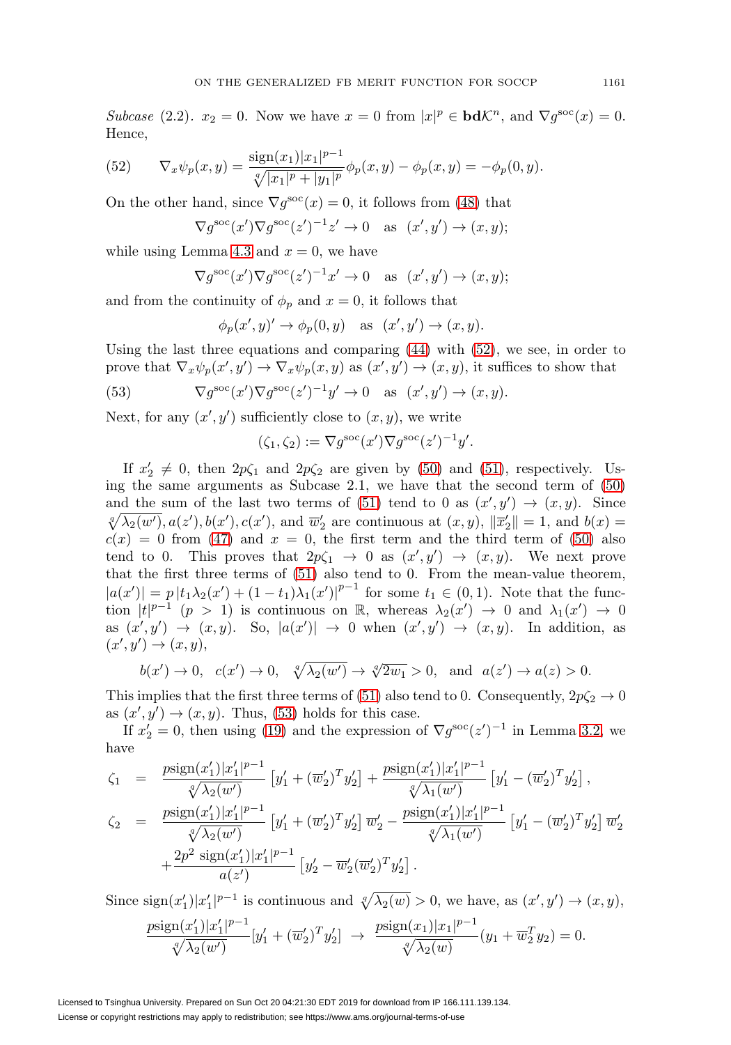*Subcase* (2.2). $x_2 = 0$. Now we have $x = 0$ from $|x|^p \in \mathbf{bd}\mathcal{K}^n$, and $\nabla g^{\rm soc}(x) = 0$. Hence,

$$\nabla_x \psi_p(x,y) = \frac{\mathrm{sign}(x_1)|x_1|^{p-1}}{\sqrt[q]{|x_1|^p + |y_1|^p}} \phi_p(x,y) - \phi_p(x,y) = -\phi_p(0,y). \tag{52}$$

On the other hand, since $\nabla g^{\rm soc}(x) = 0$, it follows from (48) that

$$\nabla g^{\rm soc}(x') \nabla g^{\rm soc}(z')^{-1} z' \to 0 \quad \text{as} \quad (x',y') \to (x,y);$$

while using Lemma 4.3 and $x = 0$, we have

$$\nabla g^{\rm soc}(x') \nabla g^{\rm soc}(z')^{-1} x' \to 0 \quad \text{as} \quad (x',y') \to (x,y);$$

and from the continuity of $\phi_p$ and $x = 0$, it follows that

$$\phi_p(x',y)' \to \phi_p(0,y) \quad \text{as} \quad (x',y') \to (x,y).$$

Using the last three equations and comparing (44) with (52), we see, in order to prove that $\nabla_x \psi_p(x',y') \to \nabla_x \psi_p(x,y)$ as $(x',y') \to (x,y)$, it suffices to show that

$$\nabla g^{\rm soc}(x') \nabla g^{\rm soc}(z')^{-1} y' \to 0 \quad \text{as} \quad (x',y') \to (x,y). \tag{53}$$

Next, for any $(x',y')$ sufficiently close to $(x,y)$, we write

$$(\zeta_1, \zeta_2) := \nabla g^{\rm soc}(x') \nabla g^{\rm soc}(z')^{-1} y'.$$

If $x_2' \neq 0$, then $2p\zeta_1$ and $2p\zeta_2$ are given by (50) and (51), respectively. Using the same arguments as Subcase 2.1, we have that the second term of (50) and the sum of the last two terms of (51) tend to 0 as $(x',y') \to (x,y)$. Since $\sqrt[q]{\lambda_2(w')}, a(z'), b(x'), c(x')$, and $\overline{w}_2'$ are continuous at $(x,y)$, $\|\overline{x}_2'\| = 1$, and $b(x) = c(x) = 0$ from (47) and $x = 0$, the first term and the third term of (50) also tend to 0. This proves that $2p\zeta_1 \to 0$ as $(x',y') \to (x,y)$. We next prove that the first three terms of (51) also tend to 0. From the mean-value theorem, $|a(x')| = p\,|t_1\lambda_2(x') + (1-t_1)\lambda_1(x')|^{p-1}$ for some $t_1 \in (0,1)$. Note that the function $|t|^{p-1}$ $(p > 1)$ is continuous on $\mathbb{R}$, whereas $\lambda_2(x') \to 0$ and $\lambda_1(x') \to 0$ as $(x',y') \to (x,y)$. So, $|a(x')| \to 0$ when $(x',y') \to (x,y)$. In addition, as $(x',y') \to (x,y)$,

$$b(x') \to 0, \quad c(x') \to 0, \quad \sqrt[q]{\lambda_2(w')} \to \sqrt[q]{2w_1} > 0, \quad \text{and} \quad a(z') \to a(z) > 0.$$

This implies that the first three terms of (51) also tend to 0. Consequently, $2p\zeta_2 \to 0$ as $(x',y') \to (x,y)$. Thus, (53) holds for this case.

If $x_2' = 0$, then using (19) and the expression of $\nabla g^{\rm soc}(z')^{-1}$ in Lemma 3.2, we have

$$\begin{aligned}
\zeta_1 &= \frac{p\mathrm{sign}(x_1')|x_1'|^{p-1}}{\sqrt[q]{\lambda_2(w')}}\left[y_1' + (\overline{w}_2')^T y_2'\right] + \frac{p\mathrm{sign}(x_1')|x_1'|^{p-1}}{\sqrt[q]{\lambda_1(w')}}\left[y_1' - (\overline{w}_2')^T y_2'\right],\\
\zeta_2 &= \frac{p\mathrm{sign}(x_1')|x_1'|^{p-1}}{\sqrt[q]{\lambda_2(w')}}\left[y_1' + (\overline{w}_2')^T y_2'\right]\overline{w}_2' - \frac{p\mathrm{sign}(x_1')|x_1'|^{p-1}}{\sqrt[q]{\lambda_1(w')}}\left[y_1' - (\overline{w}_2')^T y_2'\right]\overline{w}_2'\\
&\quad + \frac{2p^2\,\mathrm{sign}(x_1')|x_1'|^{p-1}}{a(z')}\left[y_2' - \overline{w}_2'(\overline{w}_2')^T y_2'\right].
\end{aligned}$$

Since $\mathrm{sign}(x_1')|x_1'|^{p-1}$ is continuous and $\sqrt[q]{\lambda_2(w)} > 0$, we have, as $(x',y') \to (x,y)$,

$$\frac{p\mathrm{sign}(x_1')|x_1'|^{p-1}}{\sqrt[q]{\lambda_2(w')}}[y_1' + (\overline{w}_2')^T y_2'] \;\to\; \frac{p\mathrm{sign}(x_1)|x_1|^{p-1}}{\sqrt[q]{\lambda_2(w)}}(y_1 + \overline{w}_2^T y_2) = 0.$$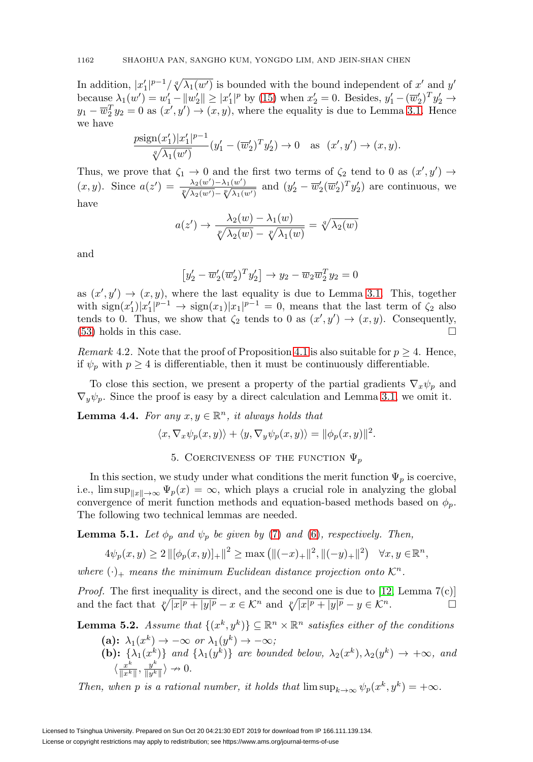In addition, $|x_1'|^{p-1}/\sqrt[q]{\lambda_1(w')}$ is bounded with the bound independent of $x'$ and $y'$ because $\lambda_1(w') = w_1' - \|w_2'\| \geq |x_1'|^p$ by (15) when $x_2' = 0$. Besides, $y_1' - (\overline{w}_2')^T y_2' \to y_1 - \overline{w}_2^T y_2 = 0$ as $(x', y') \to (x, y)$, where the equality is due to Lemma 3.1. Hence we have

$$\frac{p\text{sign}(x_1')|x_1'|^{p-1}}{\sqrt[q]{\lambda_1(w')}}(y_1' - (\overline{w}_2')^T y_2') \to 0 \quad \text{as} \quad (x', y') \to (x, y).$$

Thus, we prove that $\zeta_1 \to 0$ and the first two terms of $\zeta_2$ tend to 0 as $(x', y') \to (x, y)$. Since $a(z') = \frac{\lambda_2(w') - \lambda_1(w')}{\sqrt[p]{\lambda_2(w')} - \sqrt[p]{\lambda_1(w')}}$ and $(y_2' - \overline{w}_2'(\overline{w}_2')^T y_2')$ are continuous, we have

$$a(z') \to \frac{\lambda_2(w) - \lambda_1(w)}{\sqrt[p]{\lambda_2(w)} - \sqrt[p]{\lambda_1(w)}} = \sqrt[q]{\lambda_2(w)}$$

and

$$\left[y_2' - \overline{w}_2'(\overline{w}_2')^T y_2'\right] \to y_2 - \overline{w}_2 \overline{w}_2^T y_2 = 0$$

as $(x', y') \to (x, y)$, where the last equality is due to Lemma 3.1. This, together with $\text{sign}(x_1')|x_1'|^{p-1} \to \text{sign}(x_1)|x_1|^{p-1} = 0$, means that the last term of $\zeta_2$ also tends to 0. Thus, we show that $\zeta_2$ tends to 0 as $(x', y') \to (x, y)$. Consequently, (53) holds in this case. $\square$

*Remark* 4.2. Note that the proof of Proposition 4.1 is also suitable for $p \geq 4$. Hence, if $\psi_p$ with $p \geq 4$ is differentiable, then it must be continuously differentiable.

To close this section, we present a property of the partial gradients $\nabla_x \psi_p$ and $\nabla_y \psi_p$. Since the proof is easy by a direct calculation and Lemma 3.1, we omit it.

**Lemma 4.4.** *For any $x, y \in \mathbb{R}^n$, it always holds that*

$$\langle x, \nabla_x \psi_p(x, y)\rangle + \langle y, \nabla_y \psi_p(x, y)\rangle = \|\phi_p(x, y)\|^2.$$

## 5. Coerciveness of the function $\Psi_p$

In this section, we study under what conditions the merit function $\Psi_p$ is coercive, i.e., $\limsup_{\|x\| \to \infty} \Psi_p(x) = \infty$, which plays a crucial role in analyzing the global convergence of merit function methods and equation-based methods based on $\phi_p$. The following two technical lemmas are needed.

**Lemma 5.1.** *Let $\phi_p$ and $\psi_p$ be given by (7) and (6), respectively. Then,*

$$4\psi_p(x, y) \geq 2\left\|[\phi_p(x, y)]_+\right\|^2 \geq \max\left(\|(-x)_+\|^2, \|(-y)_+\|^2\right) \quad \forall x, y \in \mathbb{R}^n,$$

*where $(\cdot)_+$ means the minimum Euclidean distance projection onto $\mathcal{K}^n$.*

*Proof.* The first inequality is direct, and the second one is due to [12, Lemma 7(c)] and the fact that $\sqrt[p]{|x|^p + |y|^p} - x \in \mathcal{K}^n$ and $\sqrt[p]{|x|^p + |y|^p} - y \in \mathcal{K}^n$. $\square$

**Lemma 5.2.** *Assume that $\{(x^k, y^k)\} \subseteq \mathbb{R}^n \times \mathbb{R}^n$ satisfies either of the conditions*

- **(a):** $\lambda_1(x^k) \to -\infty$ *or* $\lambda_1(y^k) \to -\infty$*;*
- **(b):** $\{\lambda_1(x^k)\}$ *and* $\{\lambda_1(y^k)\}$ *are bounded below,* $\lambda_2(x^k), \lambda_2(y^k) \to +\infty$*, and* $\langle \frac{x^k}{\|x^k\|}, \frac{y^k}{\|y^k\|}\rangle \nrightarrow 0$.

*Then, when $p$ is a rational number, it holds that $\limsup_{k \to \infty} \psi_p(x^k, y^k) = +\infty$.*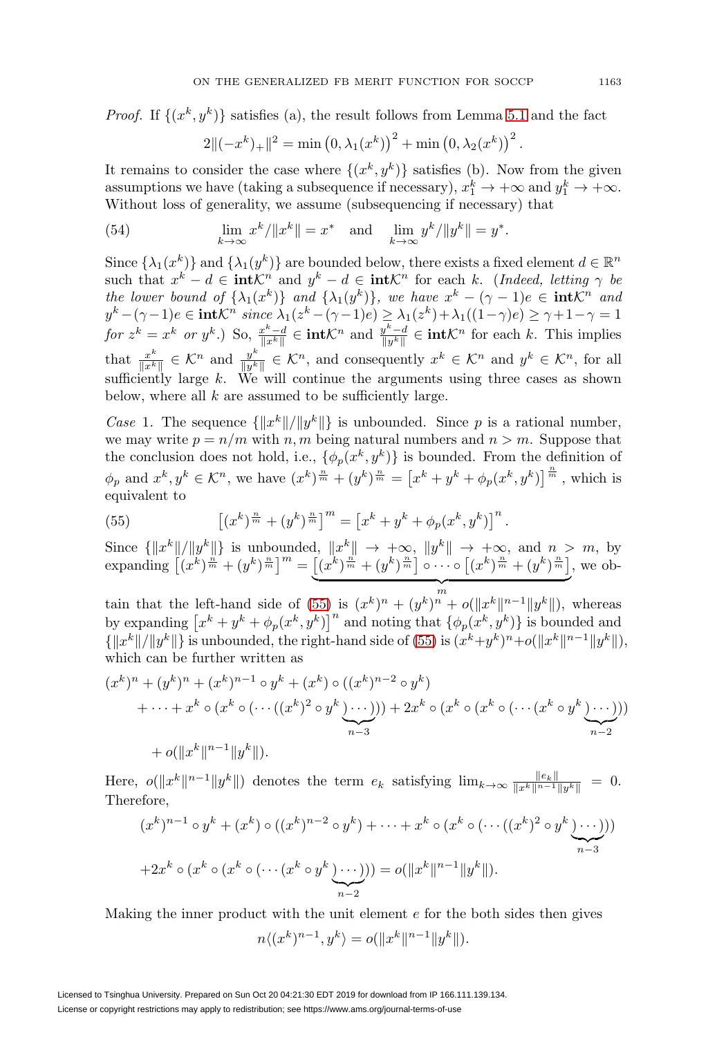*Proof.* If $\{(x^k, y^k)\}$ satisfies (a), the result follows from Lemma 5.1 and the fact

$$2\|(-x^k)_+\|^2 = \min\left(0, \lambda_1(x^k)\right)^2 + \min\left(0, \lambda_2(x^k)\right)^2.$$

It remains to consider the case where $\{(x^k, y^k)\}$ satisfies (b). Now from the given assumptions we have (taking a subsequence if necessary), $x_1^k \to +\infty$ and $y_1^k \to +\infty$. Without loss of generality, we assume (subsequencing if necessary) that

$$\lim_{k\to\infty} x^k/\|x^k\| = x^* \quad \text{and} \quad \lim_{k\to\infty} y^k/\|y^k\| = y^*. \tag{54}$$

Since $\{\lambda_1(x^k)\}$ and $\{\lambda_1(y^k)\}$ are bounded below, there exists a fixed element $d \in \mathbb{R}^n$ such that $x^k - d \in \mathbf{int}\mathcal{K}^n$ and $y^k - d \in \mathbf{int}\mathcal{K}^n$ for each $k$. (*Indeed, letting $\gamma$ be the lower bound of $\{\lambda_1(x^k)\}$ and $\{\lambda_1(y^k)\}$, we have $x^k - (\gamma-1)e \in \mathbf{int}\mathcal{K}^n$ and $y^k - (\gamma-1)e \in \mathbf{int}\mathcal{K}^n$ since $\lambda_1(z^k - (\gamma-1)e) \ge \lambda_1(z^k) + \lambda_1((1-\gamma)e) \ge \gamma + 1 - \gamma = 1$ for $z^k = x^k$ or $y^k$.*) So, $\frac{x^k - d}{\|x^k\|} \in \mathbf{int}\mathcal{K}^n$ and $\frac{y^k - d}{\|y^k\|} \in \mathbf{int}\mathcal{K}^n$ for each $k$. This implies that $\frac{x^k}{\|x^k\|} \in \mathcal{K}^n$ and $\frac{y^k}{\|y^k\|} \in \mathcal{K}^n$, and consequently $x^k \in \mathcal{K}^n$ and $y^k \in \mathcal{K}^n$, for all sufficiently large $k$. We will continue the arguments using three cases as shown below, where all $k$ are assumed to be sufficiently large.

*Case* 1. The sequence $\{\|x^k\|/\|y^k\|\}$ is unbounded. Since $p$ is a rational number, we may write $p = n/m$ with $n, m$ being natural numbers and $n > m$. Suppose that the conclusion does not hold, i.e., $\{\phi_p(x^k, y^k)\}$ is bounded. From the definition of $\phi_p$ and $x^k, y^k \in \mathcal{K}^n$, we have $(x^k)^{\frac{n}{m}} + (y^k)^{\frac{n}{m}} = \left[x^k + y^k + \phi_p(x^k, y^k)\right]^{\frac{n}{m}}$, which is equivalent to

$$\left[(x^k)^{\frac{n}{m}} + (y^k)^{\frac{n}{m}}\right]^m = \left[x^k + y^k + \phi_p(x^k, y^k)\right]^n. \tag{55}$$

Since $\{\|x^k\|/\|y^k\|\}$ is unbounded, $\|x^k\| \to +\infty$, $\|y^k\| \to +\infty$, and $n > m$, by expanding $\left[(x^k)^{\frac{n}{m}} + (y^k)^{\frac{n}{m}}\right]^m = \underbrace{\left[(x^k)^{\frac{n}{m}} + (y^k)^{\frac{n}{m}}\right] \circ \cdots \circ \left[(x^k)^{\frac{n}{m}} + (y^k)^{\frac{n}{m}}\right]}_{m}$, we obtain that the left-hand side of (55) is $(x^k)^n + (y^k)^n + o(\|x^k\|^{n-1}\|y^k\|)$, whereas by expanding $\left[x^k + y^k + \phi_p(x^k, y^k)\right]^n$ and noting that $\{\phi_p(x^k, y^k)\}$ is bounded and $\{\|x^k\|/\|y^k\|\}$ is unbounded, the right-hand side of (55) is $(x^k + y^k)^n + o(\|x^k\|^{n-1}\|y^k\|)$, which can be further written as

$$\begin{aligned}
&(x^k)^n + (y^k)^n + (x^k)^{n-1} \circ y^k + (x^k) \circ ((x^k)^{n-2} \circ y^k) \\
&\quad + \cdots + x^k \circ (x^k \circ (\cdots ((x^k)^2 \circ y^k \underbrace{)\cdots)}_{n-3})) + 2x^k \circ (x^k \circ (x^k \circ (\cdots (x^k \circ y^k \underbrace{)\cdots)}_{n-2}))) \\
&\quad + o(\|x^k\|^{n-1}\|y^k\|).
\end{aligned}$$

Here, $o(\|x^k\|^{n-1}\|y^k\|)$ denotes the term $e_k$ satisfying $\lim_{k\to\infty} \frac{\|e_k\|}{\|x^k\|^{n-1}\|y^k\|} = 0$. Therefore,

$$\begin{aligned}
&(x^k)^{n-1} \circ y^k + (x^k) \circ ((x^k)^{n-2} \circ y^k) + \cdots + x^k \circ (x^k \circ (\cdots ((x^k)^2 \circ y^k \underbrace{)\cdots)}_{n-3})) \\
&+ 2x^k \circ (x^k \circ (x^k \circ (\cdots (x^k \circ y^k \underbrace{)\cdots)}_{n-2}))) = o(\|x^k\|^{n-1}\|y^k\|).
\end{aligned}$$

Making the inner product with the unit element $e$ for the both sides then gives

$$n\langle (x^k)^{n-1}, y^k\rangle = o(\|x^k\|^{n-1}\|y^k\|).$$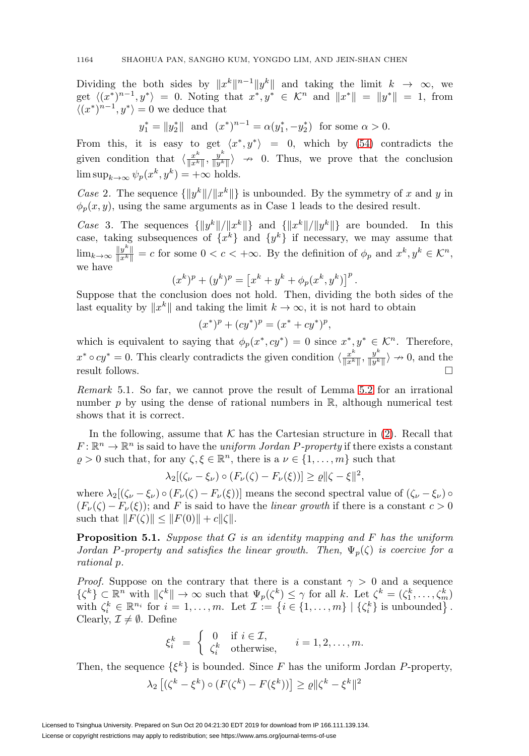Dividing the both sides by $\|x^k\|^{n-1}\|y^k\|$ and taking the limit $k \to \infty$, we get $\langle (x^*)^{n-1}, y^* \rangle = 0$. Noting that $x^*, y^* \in \mathcal{K}^n$ and $\|x^*\| = \|y^*\| = 1$, from $\langle (x^*)^{n-1}, y^* \rangle = 0$ we deduce that

$$y_1^* = \|y_2^*\| \ \text{ and } \ (x^*)^{n-1} = \alpha(y_1^*, -y_2^*) \ \text{ for some } \alpha > 0.$$

From this, it is easy to get $\langle x^*, y^* \rangle = 0$, which by (54) contradicts the given condition that $\langle \frac{x^k}{\|x^k\|}, \frac{y^k}{\|y^k\|} \rangle \nrightarrow 0$. Thus, we prove that the conclusion $\limsup_{k\to\infty} \psi_p(x^k, y^k) = +\infty$ holds.

*Case* 2. The sequence $\{\|y^k\|/\|x^k\|\}$ is unbounded. By the symmetry of $x$ and $y$ in $\phi_p(x, y)$, using the same arguments as in Case 1 leads to the desired result.

*Case* 3. The sequences $\{\|y^k\|/\|x^k\|\}$ and $\{\|x^k\|/\|y^k\|\}$ are bounded. In this case, taking subsequences of $\{x^k\}$ and $\{y^k\}$ if necessary, we may assume that $\lim_{k\to\infty} \frac{\|y^k\|}{\|x^k\|} = c$ for some $0 < c < +\infty$. By the definition of $\phi_p$ and $x^k, y^k \in \mathcal{K}^n$, we have

$$(x^k)^p + (y^k)^p = \left[x^k + y^k + \phi_p(x^k, y^k)\right]^p.$$

Suppose that the conclusion does not hold. Then, dividing the both sides of the last equality by $\|x^k\|$ and taking the limit $k \to \infty$, it is not hard to obtain

$$(x^*)^p + (cy^*)^p = (x^* + cy^*)^p,$$

which is equivalent to saying that $\phi_p(x^*, cy^*) = 0$ since $x^*, y^* \in \mathcal{K}^n$. Therefore, $x^* \circ cy^* = 0$. This clearly contradicts the given condition $\langle \frac{x^k}{\|x^k\|}, \frac{y^k}{\|y^k\|} \rangle \nrightarrow 0$, and the result follows. $\square$

*Remark* 5.1. So far, we cannot prove the result of Lemma 5.2 for an irrational number $p$ by using the dense of rational numbers in $\mathbb{R}$, although numerical test shows that it is correct.

In the following, assume that $\mathcal{K}$ has the Cartesian structure in (2). Recall that $F: \mathbb{R}^n \to \mathbb{R}^n$ is said to have the *uniform Jordan P-property* if there exists a constant $\varrho > 0$ such that, for any $\zeta, \xi \in \mathbb{R}^n$, there is a $\nu \in \{1, \ldots, m\}$ such that

$$\lambda_2[(\zeta_\nu - \xi_\nu) \circ (F_\nu(\zeta) - F_\nu(\xi))] \geq \varrho\|\zeta - \xi\|^2,$$

where $\lambda_2[(\zeta_\nu - \xi_\nu) \circ (F_\nu(\zeta) - F_\nu(\xi))]$ means the second spectral value of $(\zeta_\nu - \xi_\nu) \circ (F_\nu(\zeta) - F_\nu(\xi))$; and $F$ is said to have the *linear growth* if there is a constant $c > 0$ such that $\|F(\zeta)\| \leq \|F(0)\| + c\|\zeta\|$.

**Proposition 5.1.** *Suppose that $G$ is an identity mapping and $F$ has the uniform Jordan $P$-property and satisfies the linear growth. Then, $\Psi_p(\zeta)$ is coercive for a rational $p$.*

*Proof.* Suppose on the contrary that there is a constant $\gamma > 0$ and a sequence $\{\zeta^k\} \subset \mathbb{R}^n$ with $\|\zeta^k\| \to \infty$ such that $\Psi_p(\zeta^k) \leq \gamma$ for all $k$. Let $\zeta^k = (\zeta_1^k, \ldots, \zeta_m^k)$ with $\zeta_i^k \in \mathbb{R}^{n_i}$ for $i = 1, \ldots, m$. Let $\mathcal{I} := \left\{i \in \{1, \ldots, m\} \mid \{\zeta_i^k\} \text{ is unbounded}\right\}$. Clearly, $\mathcal{I} \neq \emptyset$. Define

$$\xi_i^k \ = \ \left\{ \begin{array}{ll} 0 & \text{if } i \in \mathcal{I}, \\ \zeta_i^k & \text{otherwise}, \end{array} \right. \qquad i = 1, 2, \ldots, m.$$

Then, the sequence $\{\xi^k\}$ is bounded. Since $F$ has the uniform Jordan $P$-property,

$$\lambda_2\left[(\zeta^k - \xi^k) \circ (F(\zeta^k) - F(\xi^k))\right] \geq \varrho\|\zeta^k - \xi^k\|^2$$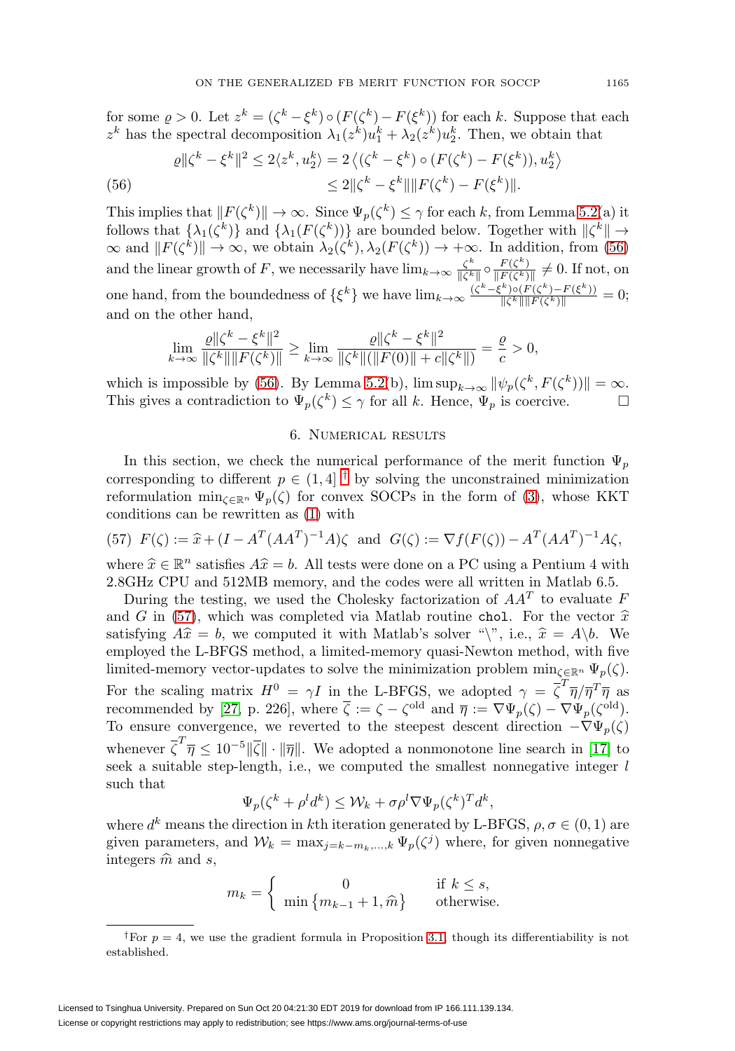for some $\varrho > 0$. Let $z^k = (\zeta^k - \xi^k) \circ (F(\zeta^k) - F(\xi^k))$ for each $k$. Suppose that each $z^k$ has the spectral decomposition $\lambda_1(z^k)u_1^k + \lambda_2(z^k)u_2^k$. Then, we obtain that

$$
\begin{aligned}
\varrho\|\zeta^k - \xi^k\|^2 \leq 2\langle z^k, u_2^k\rangle &= 2\left\langle (\zeta^k - \xi^k) \circ (F(\zeta^k) - F(\xi^k)), u_2^k \right\rangle \\
&\leq 2\|\zeta^k - \xi^k\|\|F(\zeta^k) - F(\xi^k)\|. \qquad (56)
\end{aligned}
$$

This implies that $\|F(\zeta^k)\| \to \infty$. Since $\Psi_p(\zeta^k) \leq \gamma$ for each $k$, from Lemma 5.2(a) it follows that $\{\lambda_1(\zeta^k)\}$ and $\{\lambda_1(F(\zeta^k))\}$ are bounded below. Together with $\|\zeta^k\| \to \infty$ and $\|F(\zeta^k)\| \to \infty$, we obtain $\lambda_2(\zeta^k), \lambda_2(F(\zeta^k)) \to +\infty$. In addition, from (56) and the linear growth of $F$, we necessarily have $\lim_{k\to\infty} \frac{\zeta^k}{\|\zeta^k\|} \circ \frac{F(\zeta^k)}{\|F(\zeta^k)\|} \neq 0$. If not, on one hand, from the boundedness of $\{\xi^k\}$ we have $\lim_{k\to\infty} \frac{(\zeta^k - \xi^k)\circ(F(\zeta^k) - F(\xi^k))}{\|\zeta^k\|\|F(\zeta^k)\|} = 0$; and on the other hand,

$$
\lim_{k\to\infty} \frac{\varrho\|\zeta^k - \xi^k\|^2}{\|\zeta^k\|\|F(\zeta^k)\|} \geq \lim_{k\to\infty} \frac{\varrho\|\zeta^k - \xi^k\|^2}{\|\zeta^k\|(\|F(0)\| + c\|\zeta^k\|)} = \frac{\varrho}{c} > 0,
$$

which is impossible by (56). By Lemma 5.2(b), $\limsup_{k\to\infty} \|\psi_p(\zeta^k, F(\zeta^k))\| = \infty$. This gives a contradiction to $\Psi_p(\zeta^k) \leq \gamma$ for all $k$. Hence, $\Psi_p$ is coercive. $\square$

## 6. Numerical results

In this section, we check the numerical performance of the merit function $\Psi_p$ corresponding to different $p \in (1, 4]$ [†] by solving the unconstrained minimization reformulation $\min_{\zeta\in\mathbb{R}^n} \Psi_p(\zeta)$ for convex SOCPs in the form of (3), whose KKT conditions can be rewritten as (1) with

$$
(57)\quad F(\zeta) := \widehat{x} + (I - A^T(AA^T)^{-1}A)\zeta \quad \text{and} \quad G(\zeta) := \nabla f(F(\zeta)) - A^T(AA^T)^{-1}A\zeta,
$$

where $\widehat{x} \in \mathbb{R}^n$ satisfies $A\widehat{x} = b$. All tests were done on a PC using a Pentium 4 with 2.8GHz CPU and 512MB memory, and the codes were all written in Matlab 6.5.

During the testing, we used the Cholesky factorization of $AA^T$ to evaluate $F$ and $G$ in (57), which was completed via Matlab routine `chol`. For the vector $\widehat{x}$ satisfying $A\widehat{x} = b$, we computed it with Matlab's solver "\", i.e., $\widehat{x} = A\backslash b$. We employed the L-BFGS method, a limited-memory quasi-Newton method, with five limited-memory vector-updates to solve the minimization problem $\min_{\zeta\in\mathbb{R}^n} \Psi_p(\zeta)$. For the scaling matrix $H^0 = \gamma I$ in the L-BFGS, we adopted $\gamma = \overline{\zeta}^T\overline{\eta}/\overline{\eta}^T\overline{\eta}$ as recommended by [27, p. 226], where $\overline{\zeta} := \zeta - \zeta^{\text{old}}$ and $\overline{\eta} := \nabla\Psi_p(\zeta) - \nabla\Psi_p(\zeta^{\text{old}})$. To ensure convergence, we reverted to the steepest descent direction $-\nabla\Psi_p(\zeta)$ whenever $\overline{\zeta}^T\overline{\eta} \leq 10^{-5}\|\overline{\zeta}\| \cdot \|\overline{\eta}\|$. We adopted a nonmonotone line search in [17] to seek a suitable step-length, i.e., we computed the smallest nonnegative integer $l$ such that

$$
\Psi_p(\zeta^k + \rho^l d^k) \leq \mathcal{W}_k + \sigma\rho^l \nabla\Psi_p(\zeta^k)^T d^k,
$$

where $d^k$ means the direction in $k$th iteration generated by L-BFGS, $\rho, \sigma \in (0, 1)$ are given parameters, and $\mathcal{W}_k = \max_{j=k-m_k,\dots,k} \Psi_p(\zeta^j)$ where, for given nonnegative integers $\widehat{m}$ and $s$,

$$
m_k = \begin{cases} 0 & \text{if } k \leq s, \\ \min\{m_{k-1} + 1, \widehat{m}\} & \text{otherwise.} \end{cases}
$$

---

[†] For $p = 4$, we use the gradient formula in Proposition 3.1, though its differentiability is not established.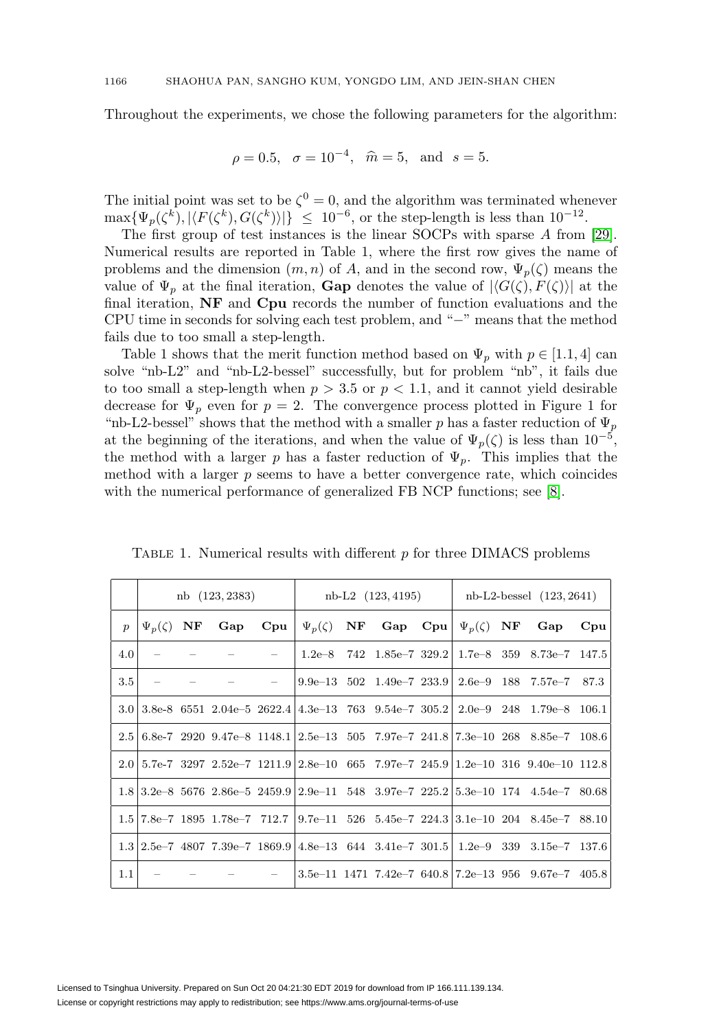Throughout the experiments, we chose the following parameters for the algorithm:

$$\rho = 0.5, \quad \sigma = 10^{-4}, \quad \widehat{m} = 5, \quad \text{and} \quad s = 5.$$

The initial point was set to be $\zeta^0 = 0$, and the algorithm was terminated whenever $\max\{\Psi_p(\zeta^k), |\langle F(\zeta^k), G(\zeta^k)\rangle|\} \leq 10^{-6}$, or the step-length is less than $10^{-12}$.

The first group of test instances is the linear SOCPs with sparse $A$ from [29]. Numerical results are reported in Table 1, where the first row gives the name of problems and the dimension $(m, n)$ of $A$, and in the second row, $\Psi_p(\zeta)$ means the value of $\Psi_p$ at the final iteration, **Gap** denotes the value of $|\langle G(\zeta), F(\zeta)\rangle|$ at the final iteration, **NF** and **Cpu** records the number of function evaluations and the CPU time in seconds for solving each test problem, and "$-$" means that the method fails due to too small a step-length.

Table 1 shows that the merit function method based on $\Psi_p$ with $p \in [1.1, 4]$ can solve "nb-L2" and "nb-L2-bessel" successfully, but for problem "nb", it fails due to too small a step-length when $p > 3.5$ or $p < 1.1$, and it cannot yield desirable decrease for $\Psi_p$ even for $p = 2$. The convergence process plotted in Figure 1 for "nb-L2-bessel" shows that the method with a smaller $p$ has a faster reduction of $\Psi_p$ at the beginning of the iterations, and when the value of $\Psi_p(\zeta)$ is less than $10^{-5}$, the method with a larger $p$ has a faster reduction of $\Psi_p$. This implies that the method with a larger $p$ seems to have a better convergence rate, which coincides with the numerical performance of generalized FB NCP functions; see [8].

TABLE 1. Numerical results with different $p$ for three DIMACS problems

| | nb $(123, 2383)$ | | | | nb-L2 $(123, 4195)$ | | | | nb-L2-bessel $(123, 2641)$ | | | |
|---|---|---|---|---|---|---|---|---|---|---|---|---|
| $p$ | $\Psi_p(\zeta)$ | **NF** | **Gap** | **Cpu** | $\Psi_p(\zeta)$ | **NF** | **Gap** | **Cpu** | $\Psi_p(\zeta)$ | **NF** | **Gap** | **Cpu** |
| 4.0 | – | – | – | – | 1.2e–8 | 742 | 1.85e–7 | 329.2 | 1.7e–8 | 359 | 8.73e–7 | 147.5 |
| 3.5 | – | – | – | – | 9.9e–13 | 502 | 1.49e–7 | 233.9 | 2.6e–9 | 188 | 7.57e–7 | 87.3 |
| 3.0 | 3.8e-8 | 6551 | 2.04e–5 | 2622.4 | 4.3e–13 | 763 | 9.54e–7 | 305.2 | 2.0e–9 | 248 | 1.79e–8 | 106.1 |
| 2.5 | 6.8e-7 | 2920 | 9.47e–8 | 1148.1 | 2.5e–13 | 505 | 7.97e–7 | 241.8 | 7.3e–10 | 268 | 8.85e–7 | 108.6 |
| 2.0 | 5.7e-7 | 3297 | 2.52e–7 | 1211.9 | 2.8e–10 | 665 | 7.97e–7 | 245.9 | 1.2e–10 | 316 | 9.40e–10 | 112.8 |
| 1.8 | 3.2e–8 | 5676 | 2.86e–5 | 2459.9 | 2.9e–11 | 548 | 3.97e–7 | 225.2 | 5.3e–10 | 174 | 4.54e–7 | 80.68 |
| 1.5 | 7.8e–7 | 1895 | 1.78e–7 | 712.7 | 9.7e–11 | 526 | 5.45e–7 | 224.3 | 3.1e–10 | 204 | 8.45e–7 | 88.10 |
| 1.3 | 2.5e–7 | 4807 | 7.39e–7 | 1869.9 | 4.8e–13 | 644 | 3.41e–7 | 301.5 | 1.2e–9 | 339 | 3.15e–7 | 137.6 |
| 1.1 | – | – | – | – | 3.5e–11 | 1471 | 7.42e–7 | 640.8 | 7.2e–13 | 956 | 9.67e–7 | 405.8 |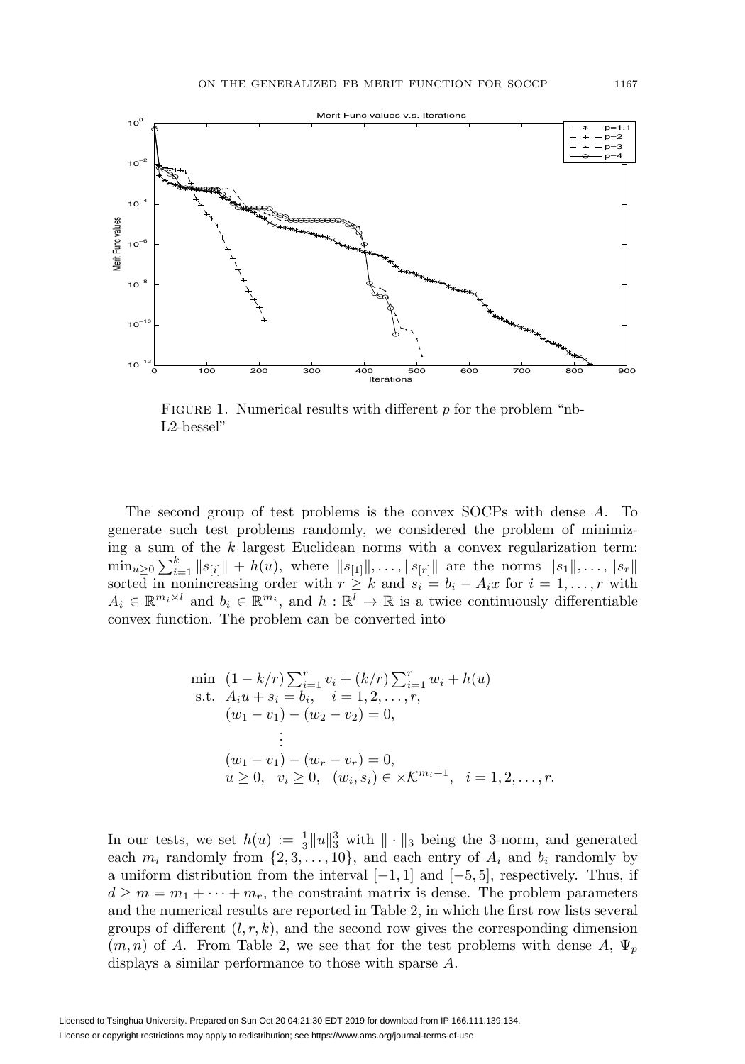Figure 1. Numerical results with different $p$ for the problem "nb-L2-bessel"

The second group of test problems is the convex SOCPs with dense $A$. To generate such test problems randomly, we considered the problem of minimizing a sum of the $k$ largest Euclidean norms with a convex regularization term: $\min_{u\geq 0}\sum_{i=1}^{k}\|s_{[i]}\| + h(u)$, where $\|s_{[1]}\|,\ldots,\|s_{[r]}\|$ are the norms $\|s_1\|,\ldots,\|s_r\|$ sorted in nonincreasing order with $r\geq k$ and $s_i = b_i - A_i x$ for $i=1,\ldots,r$ with $A_i\in\mathbb{R}^{m_i\times l}$ and $b_i\in\mathbb{R}^{m_i}$, and $h:\mathbb{R}^l\to\mathbb{R}$ is a twice continuously differentiable convex function. The problem can be converted into

$$
\begin{aligned}
\min\ \ & (1-k/r)\textstyle\sum_{i=1}^{r} v_i + (k/r)\sum_{i=1}^{r} w_i + h(u)\\
\text{s.t.}\ \ & A_i u + s_i = b_i, \quad i=1,2,\ldots,r,\\
& (w_1 - v_1) - (w_2 - v_2) = 0,\\
& \qquad\vdots\\
& (w_1 - v_1) - (w_r - v_r) = 0,\\
& u\geq 0,\quad v_i\geq 0,\quad (w_i, s_i)\in \times\mathcal{K}^{m_i+1},\quad i=1,2,\ldots,r.
\end{aligned}
$$

In our tests, we set $h(u) := \frac{1}{3}\|u\|_3^3$ with $\|\cdot\|_3$ being the 3-norm, and generated each $m_i$ randomly from $\{2,3,\ldots,10\}$, and each entry of $A_i$ and $b_i$ randomly by a uniform distribution from the interval $[-1,1]$ and $[-5,5]$, respectively. Thus, if $d\geq m = m_1+\cdots+m_r$, the constraint matrix is dense. The problem parameters and the numerical results are reported in Table 2, in which the first row lists several groups of different $(l,r,k)$, and the second row gives the corresponding dimension $(m,n)$ of $A$. From Table 2, we see that for the test problems with dense $A$, $\Psi_p$ displays a similar performance to those with sparse $A$.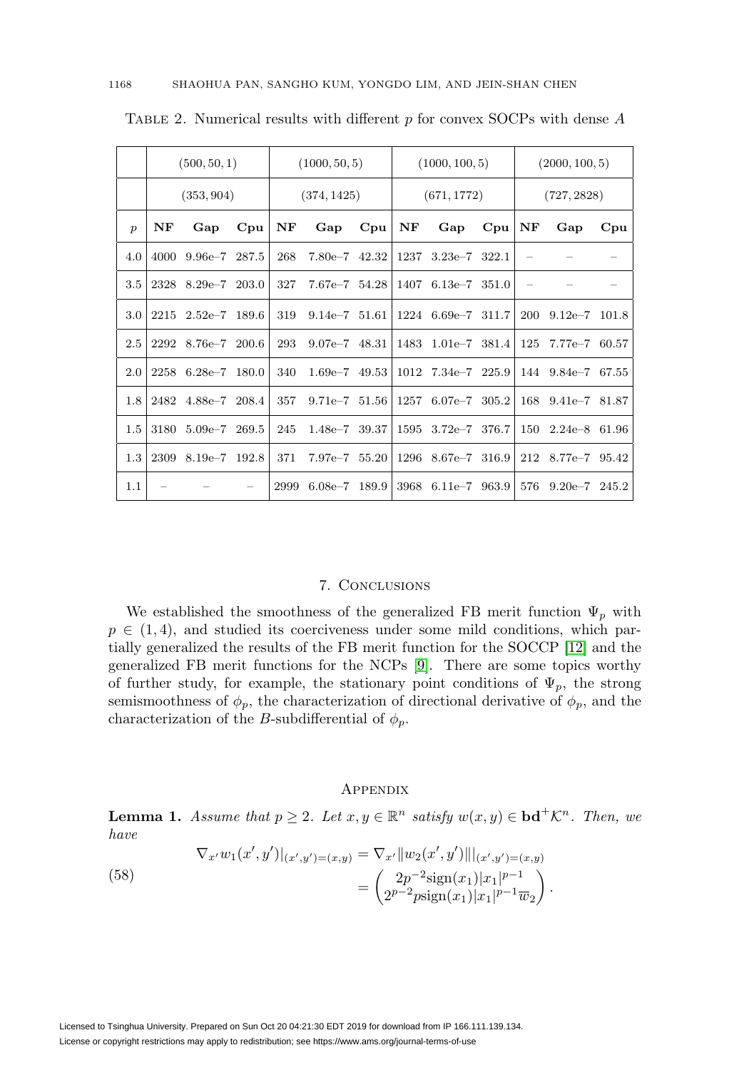Table 2. Numerical results with different $p$ for convex SOCPs with dense $A$

| | $(500, 50, 1)$ | | | $(1000, 50, 5)$ | | | $(1000, 100, 5)$ | | | $(2000, 100, 5)$ | | |
|---|---|---|---|---|---|---|---|---|---|---|---|---|
| | $(353, 904)$ | | | $(374, 1425)$ | | | $(671, 1772)$ | | | $(727, 2828)$ | | |
| $p$ | **NF** | **Gap** | **Cpu** | **NF** | **Gap** | **Cpu** | **NF** | **Gap** | **Cpu** | **NF** | **Gap** | **Cpu** |
| 4.0 | 4000 | 9.96e–7 | 287.5 | 268 | 7.80e–7 | 42.32 | 1237 | 3.23e–7 | 322.1 | – | – | – |
| 3.5 | 2328 | 8.29e–7 | 203.0 | 327 | 7.67e–7 | 54.28 | 1407 | 6.13e–7 | 351.0 | – | – | – |
| 3.0 | 2215 | 2.52e–7 | 189.6 | 319 | 9.14e–7 | 51.61 | 1224 | 6.69e–7 | 311.7 | 200 | 9.12e–7 | 101.8 |
| 2.5 | 2292 | 8.76e–7 | 200.6 | 293 | 9.07e–7 | 48.31 | 1483 | 1.01e–7 | 381.4 | 125 | 7.77e–7 | 60.57 |
| 2.0 | 2258 | 6.28e–7 | 180.0 | 340 | 1.69e–7 | 49.53 | 1012 | 7.34e–7 | 225.9 | 144 | 9.84e–7 | 67.55 |
| 1.8 | 2482 | 4.88e–7 | 208.4 | 357 | 9.71e–7 | 51.56 | 1257 | 6.07e–7 | 305.2 | 168 | 9.41e–7 | 81.87 |
| 1.5 | 3180 | 5.09e–7 | 269.5 | 245 | 1.48e–7 | 39.37 | 1595 | 3.72e–7 | 376.7 | 150 | 2.24e–8 | 61.96 |
| 1.3 | 2309 | 8.19e–7 | 192.8 | 371 | 7.97e–7 | 55.20 | 1296 | 8.67e–7 | 316.9 | 212 | 8.77e–7 | 95.42 |
| 1.1 | – | – | – | 2999 | 6.08e–7 | 189.9 | 3968 | 6.11e–7 | 963.9 | 576 | 9.20e–7 | 245.2 |

## 7. Conclusions

We established the smoothness of the generalized FB merit function $\Psi_p$ with $p \in (1, 4)$, and studied its coerciveness under some mild conditions, which partially generalized the results of the FB merit function for the SOCCP [12] and the generalized FB merit functions for the NCPs [9]. There are some topics worthy of further study, for example, the stationary point conditions of $\Psi_p$, the strong semismoothness of $\phi_p$, the characterization of directional derivative of $\phi_p$, and the characterization of the $B$-subdifferential of $\phi_p$.

## Appendix

**Lemma 1.** *Assume that $p \geq 2$. Let $x, y \in \mathbb{R}^n$ satisfy $w(x, y) \in \mathbf{bd}^+\mathcal{K}^n$. Then, we have*

$$\begin{aligned} \nabla_{x'} w_1(x', y')|_{(x',y')=(x,y)} &= \nabla_{x'} \|w_2(x', y')\||_{(x',y')=(x,y)} \\ &= \begin{pmatrix} 2p^{-2}\mathrm{sign}(x_1)|x_1|^{p-1} \\ 2^{p-2}p\,\mathrm{sign}(x_1)|x_1|^{p-1}\overline{w}_2 \end{pmatrix}. \end{aligned} \tag{58}$$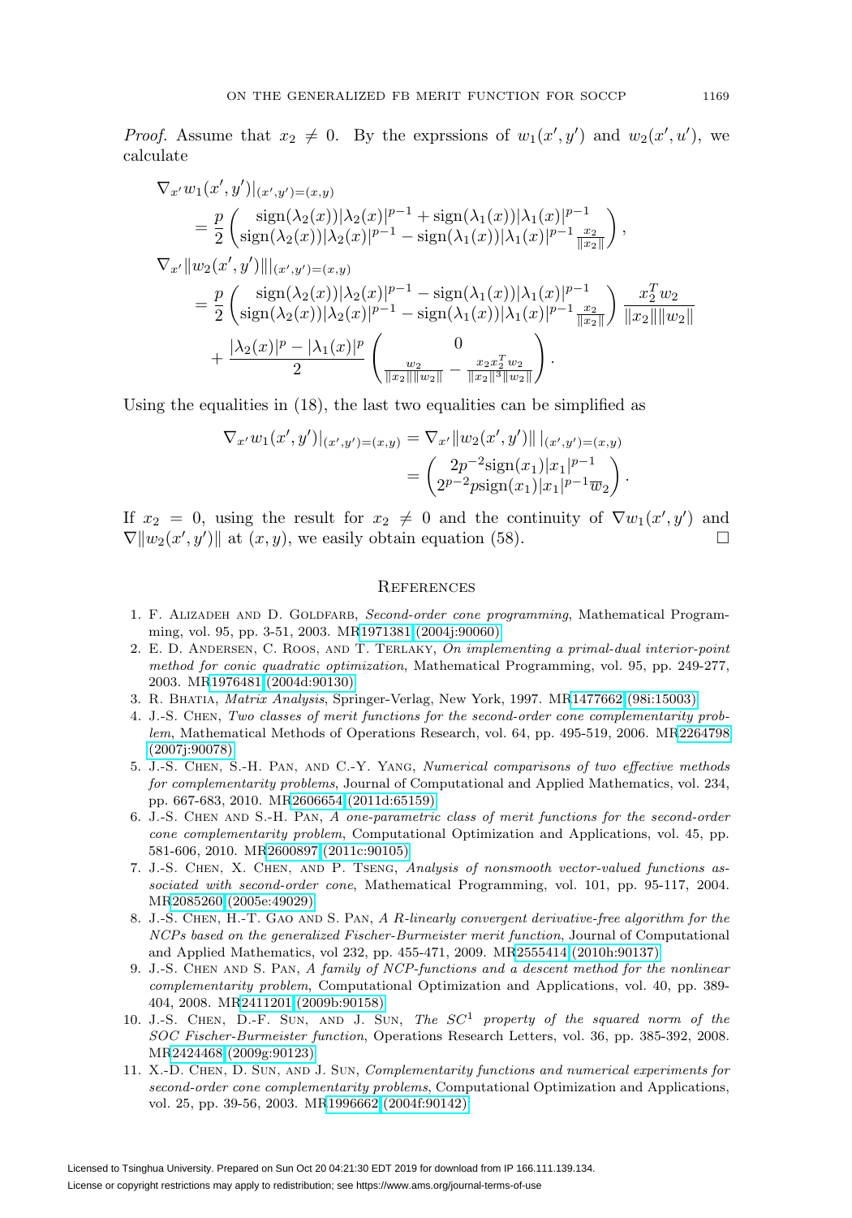*Proof.* Assume that $x_2 \neq 0$. By the exprssions of $w_1(x', y')$ and $w_2(x', u')$, we calculate

$$
\begin{aligned}
&\nabla_{x'} w_1(x', y')|_{(x',y')=(x,y)} \\
&\quad = \frac{p}{2} \begin{pmatrix} \operatorname{sign}(\lambda_2(x))|\lambda_2(x)|^{p-1} + \operatorname{sign}(\lambda_1(x))|\lambda_1(x)|^{p-1} \\ \operatorname{sign}(\lambda_2(x))|\lambda_2(x)|^{p-1} - \operatorname{sign}(\lambda_1(x))|\lambda_1(x)|^{p-1} \frac{x_2}{\|x_2\|} \end{pmatrix}, \\
&\nabla_{x'} \|w_2(x', y')\||_{(x',y')=(x,y)} \\
&\quad = \frac{p}{2} \begin{pmatrix} \operatorname{sign}(\lambda_2(x))|\lambda_2(x)|^{p-1} - \operatorname{sign}(\lambda_1(x))|\lambda_1(x)|^{p-1} \\ \operatorname{sign}(\lambda_2(x))|\lambda_2(x)|^{p-1} - \operatorname{sign}(\lambda_1(x))|\lambda_1(x)|^{p-1} \frac{x_2}{\|x_2\|} \end{pmatrix} \frac{x_2^T w_2}{\|x_2\|\|w_2\|} \\
&\quad\quad + \frac{|\lambda_2(x)|^p - |\lambda_1(x)|^p}{2} \begin{pmatrix} 0 \\ \frac{w_2}{\|x_2\|\|w_2\|} - \frac{x_2 x_2^T w_2}{\|x_2\|^3 \|w_2\|} \end{pmatrix}.
\end{aligned}
$$

Using the equalities in (18), the last two equalities can be simplified as

$$
\begin{aligned}
\nabla_{x'} w_1(x', y')|_{(x',y')=(x,y)} &= \nabla_{x'} \|w_2(x', y')\| \,|_{(x',y')=(x,y)} \\
&= \begin{pmatrix} 2p^{-2} \operatorname{sign}(x_1)|x_1|^{p-1} \\ 2^{p-2} p \operatorname{sign}(x_1)|x_1|^{p-1} \overline{w}_2 \end{pmatrix}.
\end{aligned}
$$

If $x_2 = 0$, using the result for $x_2 \neq 0$ and the continuity of $\nabla w_1(x', y')$ and $\nabla \|w_2(x', y')\|$ at $(x, y)$, we easily obtain equation (58). $\square$

## References

1. F. Alizadeh and D. Goldfarb, *Second-order cone programming*, Mathematical Programming, vol. 95, pp. 3-51, 2003. MR1971381 (2004j:90060)
2. E. D. Andersen, C. Roos, and T. Terlaky, *On implementing a primal-dual interior-point method for conic quadratic optimization*, Mathematical Programming, vol. 95, pp. 249-277, 2003. MR1976481 (2004d:90130)
3. R. Bhatia, *Matrix Analysis*, Springer-Verlag, New York, 1997. MR1477662 (98i:15003)
4. J.-S. Chen, *Two classes of merit functions for the second-order cone complementarity problem*, Mathematical Methods of Operations Research, vol. 64, pp. 495-519, 2006. MR2264798 (2007j:90078)
5. J.-S. Chen, S.-H. Pan, and C.-Y. Yang, *Numerical comparisons of two effective methods for complementarity problems*, Journal of Computational and Applied Mathematics, vol. 234, pp. 667-683, 2010. MR2606654 (2011d:65159)
6. J.-S. Chen and S.-H. Pan, *A one-parametric class of merit functions for the second-order cone complementarity problem*, Computational Optimization and Applications, vol. 45, pp. 581-606, 2010. MR2600897 (2011c:90105)
7. J.-S. Chen, X. Chen, and P. Tseng, *Analysis of nonsmooth vector-valued functions associated with second-order cone*, Mathematical Programming, vol. 101, pp. 95-117, 2004. MR2085260 (2005e:49029)
8. J.-S. Chen, H.-T. Gao and S. Pan, *A R-linearly convergent derivative-free algorithm for the NCPs based on the generalized Fischer-Burmeister merit function*, Journal of Computational and Applied Mathematics, vol 232, pp. 455-471, 2009. MR2555414 (2010h:90137)
9. J.-S. Chen and S. Pan, *A family of NCP-functions and a descent method for the nonlinear complementarity problem*, Computational Optimization and Applications, vol. 40, pp. 389-404, 2008. MR2411201 (2009b:90158)
10. J.-S. Chen, D.-F. Sun, and J. Sun, *The $SC^1$ property of the squared norm of the SOC Fischer-Burmeister function*, Operations Research Letters, vol. 36, pp. 385-392, 2008. MR2424468 (2009g:90123)
11. X.-D. Chen, D. Sun, and J. Sun, *Complementarity functions and numerical experiments for second-order cone complementarity problems*, Computational Optimization and Applications, vol. 25, pp. 39-56, 2003. MR1996662 (2004f:90142)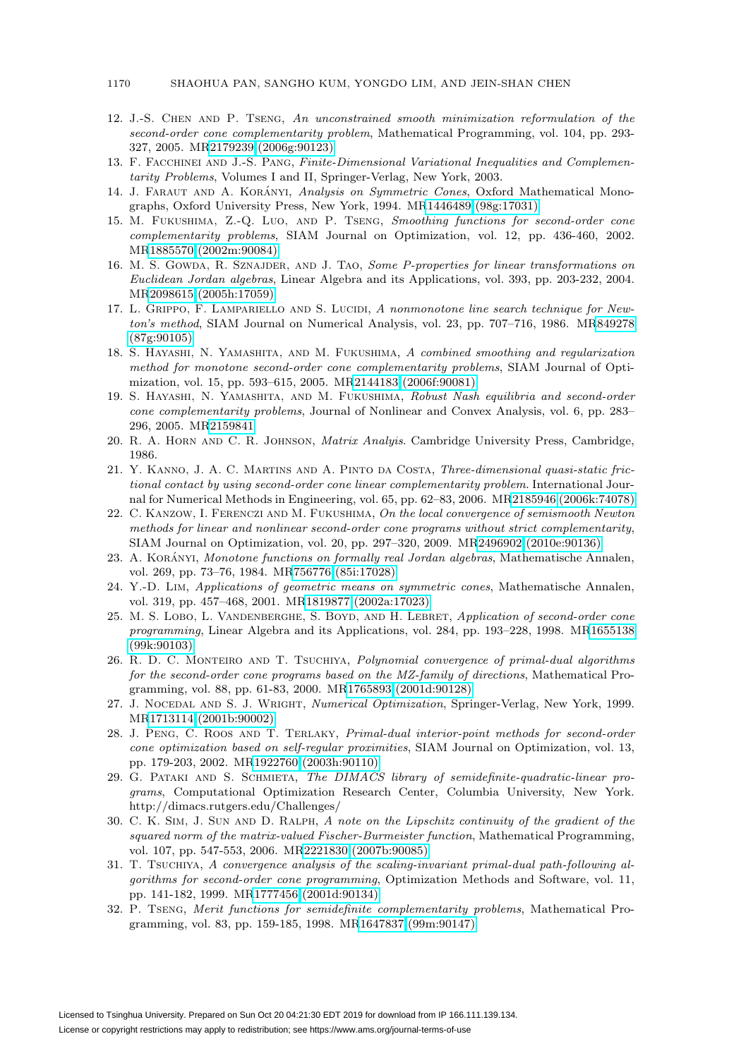12. J.-S. Chen and P. Tseng, *An unconstrained smooth minimization reformulation of the second-order cone complementarity problem*, Mathematical Programming, vol. 104, pp. 293-327, 2005. MR2179239 (2006g:90123)
13. F. Facchinei and J.-S. Pang, *Finite-Dimensional Variational Inequalities and Complementarity Problems*, Volumes I and II, Springer-Verlag, New York, 2003.
14. J. Faraut and A. Korányi, *Analysis on Symmetric Cones*, Oxford Mathematical Monographs, Oxford University Press, New York, 1994. MR1446489 (98g:17031)
15. M. Fukushima, Z.-Q. Luo, and P. Tseng, *Smoothing functions for second-order cone complementarity problems*, SIAM Journal on Optimization, vol. 12, pp. 436-460, 2002. MR1885570 (2002m:90084)
16. M. S. Gowda, R. Sznajder, and J. Tao, *Some P-properties for linear transformations on Euclidean Jordan algebras*, Linear Algebra and its Applications, vol. 393, pp. 203-232, 2004. MR2098615 (2005h:17059)
17. L. Grippo, F. Lampariello and S. Lucidi, *A nonmonotone line search technique for Newton's method*, SIAM Journal on Numerical Analysis, vol. 23, pp. 707–716, 1986. MR849278 (87g:90105)
18. S. Hayashi, N. Yamashita, and M. Fukushima, *A combined smoothing and regularization method for monotone second-order cone complementarity problems*, SIAM Journal of Optimization, vol. 15, pp. 593–615, 2005. MR2144183 (2006f:90081)
19. S. Hayashi, N. Yamashita, and M. Fukushima, *Robust Nash equilibria and second-order cone complementarity problems*, Journal of Nonlinear and Convex Analysis, vol. 6, pp. 283–296, 2005. MR2159841
20. R. A. Horn and C. R. Johnson, *Matrix Analyis*. Cambridge University Press, Cambridge, 1986.
21. Y. Kanno, J. A. C. Martins and A. Pinto da Costa, *Three-dimensional quasi-static frictional contact by using second-order cone linear complementarity problem*. International Journal for Numerical Methods in Engineering, vol. 65, pp. 62–83, 2006. MR2185946 (2006k:74078)
22. C. Kanzow, I. Ferenczi and M. Fukushima, *On the local convergence of semismooth Newton methods for linear and nonlinear second-order cone programs without strict complementarity*, SIAM Journal on Optimization, vol. 20, pp. 297–320, 2009. MR2496902 (2010e:90136)
23. A. Korányi, *Monotone functions on formally real Jordan algebras*, Mathematische Annalen, vol. 269, pp. 73–76, 1984. MR756776 (85i:17028)
24. Y.-D. Lim, *Applications of geometric means on symmetric cones*, Mathematische Annalen, vol. 319, pp. 457–468, 2001. MR1819877 (2002a:17023)
25. M. S. Lobo, L. Vandenberghe, S. Boyd, and H. Lebret, *Application of second-order cone programming*, Linear Algebra and its Applications, vol. 284, pp. 193–228, 1998. MR1655138 (99k:90103)
26. R. D. C. Monteiro and T. Tsuchiya, *Polynomial convergence of primal-dual algorithms for the second-order cone programs based on the MZ-family of directions*, Mathematical Programming, vol. 88, pp. 61-83, 2000. MR1765893 (2001d:90128)
27. J. Nocedal and S. J. Wright, *Numerical Optimization*, Springer-Verlag, New York, 1999. MR1713114 (2001b:90002)
28. J. Peng, C. Roos and T. Terlaky, *Primal-dual interior-point methods for second-order cone optimization based on self-regular proximities*, SIAM Journal on Optimization, vol. 13, pp. 179-203, 2002. MR1922760 (2003h:90110)
29. G. Pataki and S. Schmieta, *The DIMACS library of semidefinite-quadratic-linear programs*, Computational Optimization Research Center, Columbia University, New York. http://dimacs.rutgers.edu/Challenges/
30. C. K. Sim, J. Sun and D. Ralph, *A note on the Lipschitz continuity of the gradient of the squared norm of the matrix-valued Fischer-Burmeister function*, Mathematical Programming, vol. 107, pp. 547-553, 2006. MR2221830 (2007b:90085)
31. T. Tsuchiya, *A convergence analysis of the scaling-invariant primal-dual path-following algorithms for second-order cone programming*, Optimization Methods and Software, vol. 11, pp. 141-182, 1999. MR1777456 (2001d:90134)
32. P. Tseng, *Merit functions for semidefinite complementarity problems*, Mathematical Programming, vol. 83, pp. 159-185, 1998. MR1647837 (99m:90147)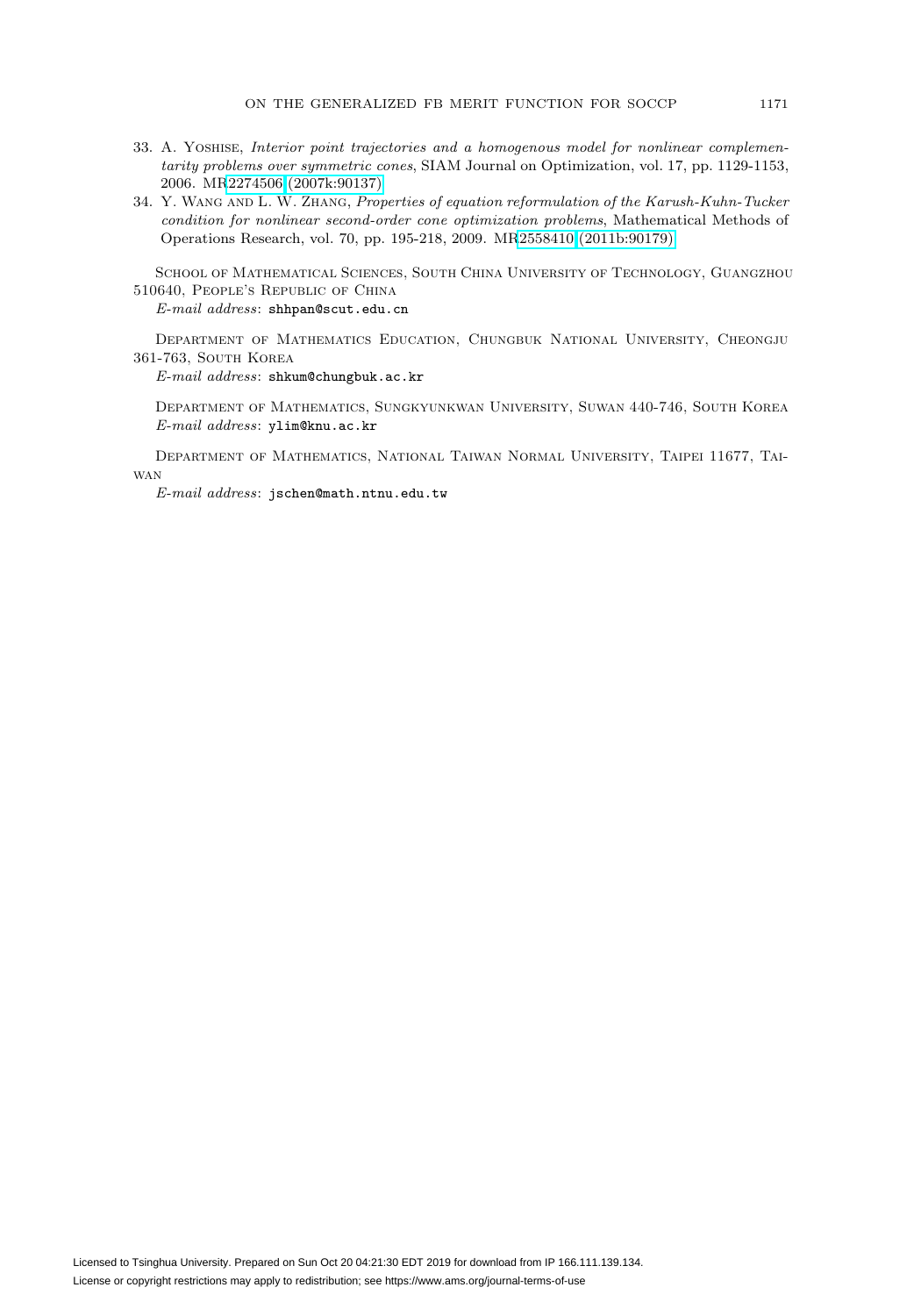33. A. Yoshise, *Interior point trajectories and a homogenous model for nonlinear complementarity problems over symmetric cones*, SIAM Journal on Optimization, vol. 17, pp. 1129-1153, 2006. MR2274506 (2007k:90137)
34. Y. Wang and L. W. Zhang, *Properties of equation reformulation of the Karush-Kuhn-Tucker condition for nonlinear second-order cone optimization problems*, Mathematical Methods of Operations Research, vol. 70, pp. 195-218, 2009. MR2558410 (2011b:90179)

School of Mathematical Sciences, South China University of Technology, Guangzhou 510640, People's Republic of China

*E-mail address*: shhpan@scut.edu.cn

Department of Mathematics Education, Chungbuk National University, Cheongju 361-763, South Korea

*E-mail address*: shkum@chungbuk.ac.kr

Department of Mathematics, Sungkyunkwan University, Suwan 440-746, South Korea

*E-mail address*: ylim@knu.ac.kr

Department of Mathematics, National Taiwan Normal University, Taipei 11677, Taiwan

*E-mail address*: jschen@math.ntnu.edu.tw